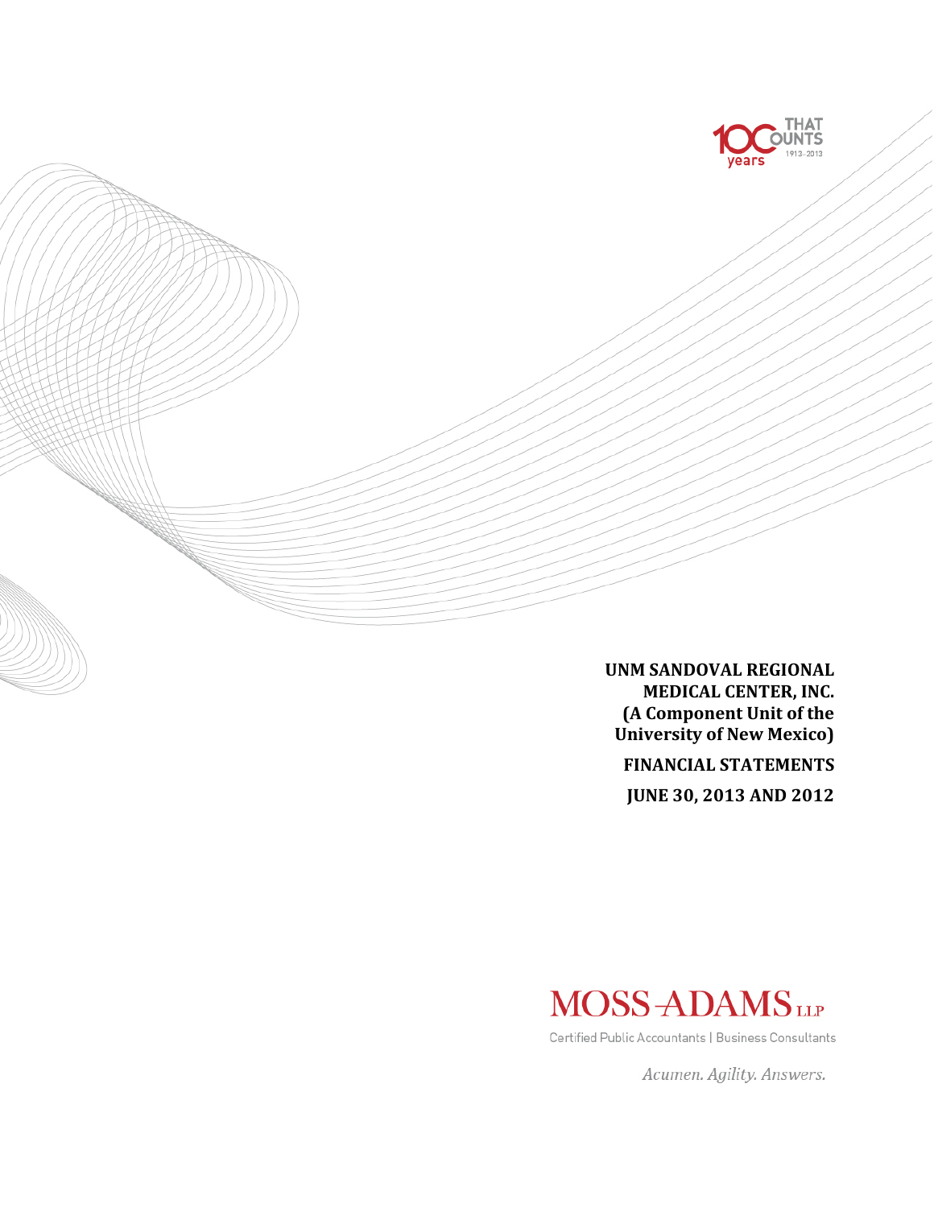# UNM SANDOVAL REGIONAL MEDICAL CENTER, INC. (A Component Unit of the University of New Mexico)

## FINANCIAL STATEMENTS

## JUNE 30, 2013 AND 2012

MOSS-ADAMS LLP

Certified Public Accountants | Business Consultants

*Acumen. Agility. Answers.*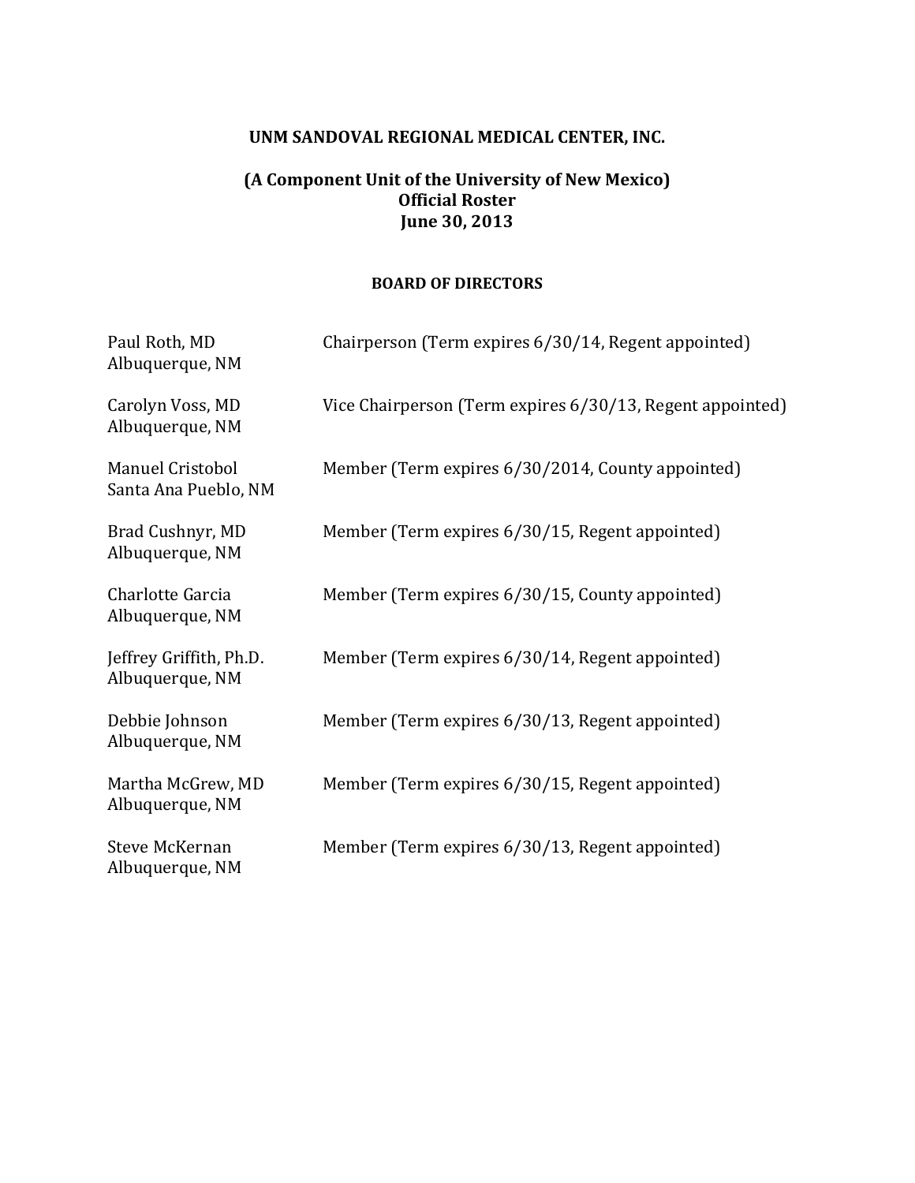**UNM SANDOVAL REGIONAL MEDICAL CENTER, INC.**

**(A Component Unit of the University of New Mexico)**
**Official Roster**
**June 30, 2013**

**BOARD OF DIRECTORS**

| | |
|---|---|
| Paul Roth, MD<br>Albuquerque, NM | Chairperson (Term expires 6/30/14, Regent appointed) |
| Carolyn Voss, MD<br>Albuquerque, NM | Vice Chairperson (Term expires 6/30/13, Regent appointed) |
| Manuel Cristobol<br>Santa Ana Pueblo, NM | Member (Term expires 6/30/2014, County appointed) |
| Brad Cushnyr, MD<br>Albuquerque, NM | Member (Term expires 6/30/15, Regent appointed) |
| Charlotte Garcia<br>Albuquerque, NM | Member (Term expires 6/30/15, County appointed) |
| Jeffrey Griffith, Ph.D.<br>Albuquerque, NM | Member (Term expires 6/30/14, Regent appointed) |
| Debbie Johnson<br>Albuquerque, NM | Member (Term expires 6/30/13, Regent appointed) |
| Martha McGrew, MD<br>Albuquerque, NM | Member (Term expires 6/30/15, Regent appointed) |
| Steve McKernan<br>Albuquerque, NM | Member (Term expires 6/30/13, Regent appointed) |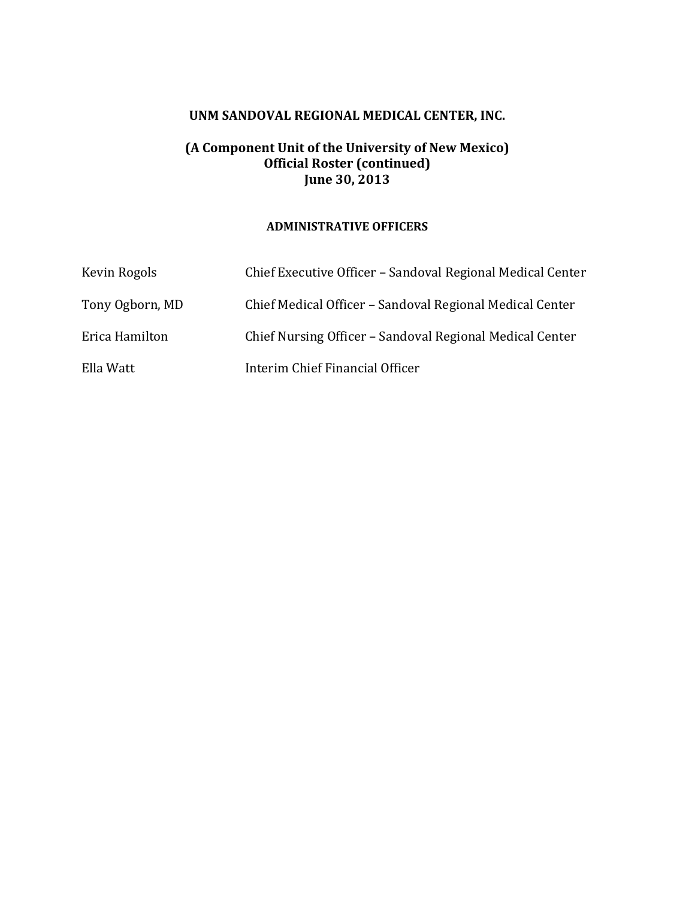**UNM SANDOVAL REGIONAL MEDICAL CENTER, INC.**

**(A Component Unit of the University of New Mexico)**
**Official Roster (continued)**
**June 30, 2013**

**ADMINISTRATIVE OFFICERS**

| | |
|---|---|
| Kevin Rogols | Chief Executive Officer – Sandoval Regional Medical Center |
| Tony Ogborn, MD | Chief Medical Officer – Sandoval Regional Medical Center |
| Erica Hamilton | Chief Nursing Officer – Sandoval Regional Medical Center |
| Ella Watt | Interim Chief Financial Officer |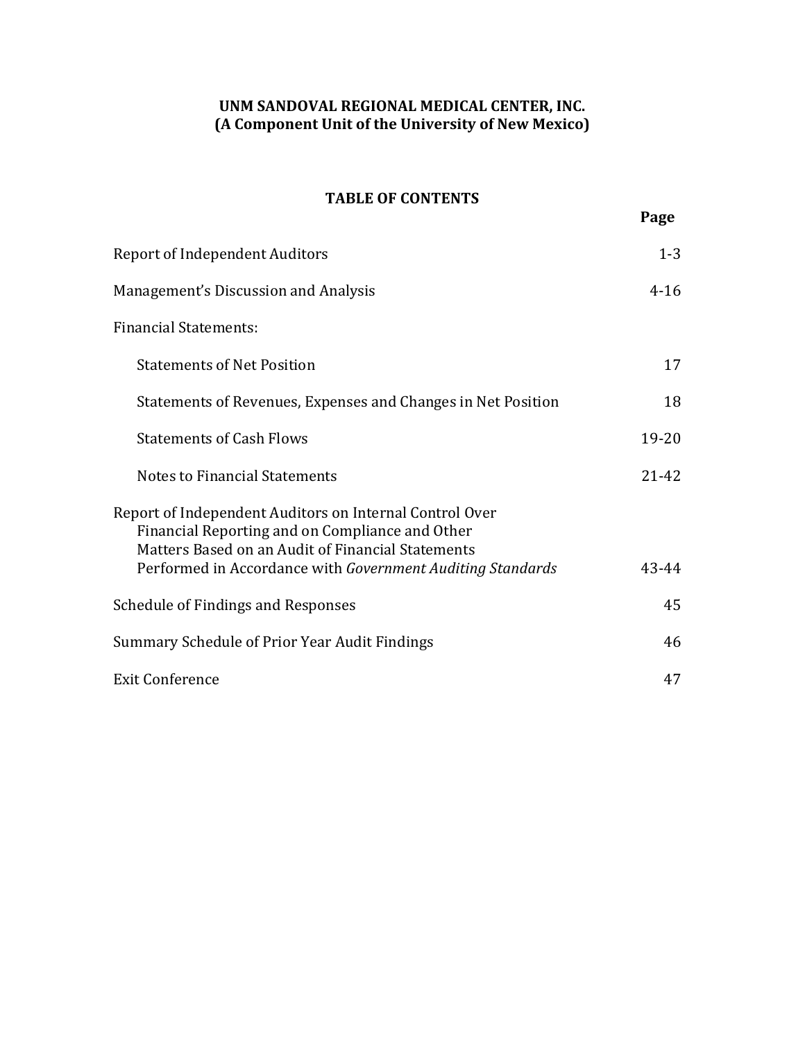**UNM SANDOVAL REGIONAL MEDICAL CENTER, INC.**
**(A Component Unit of the University of New Mexico)**

**TABLE OF CONTENTS**

| | Page |
|---|---|
| Report of Independent Auditors | 1-3 |
| Management's Discussion and Analysis | 4-16 |
| Financial Statements: | |
| Statements of Net Position | 17 |
| Statements of Revenues, Expenses and Changes in Net Position | 18 |
| Statements of Cash Flows | 19-20 |
| Notes to Financial Statements | 21-42 |
| Report of Independent Auditors on Internal Control Over Financial Reporting and on Compliance and Other Matters Based on an Audit of Financial Statements Performed in Accordance with *Government Auditing Standards* | 43-44 |
| Schedule of Findings and Responses | 45 |
| Summary Schedule of Prior Year Audit Findings | 46 |
| Exit Conference | 47 |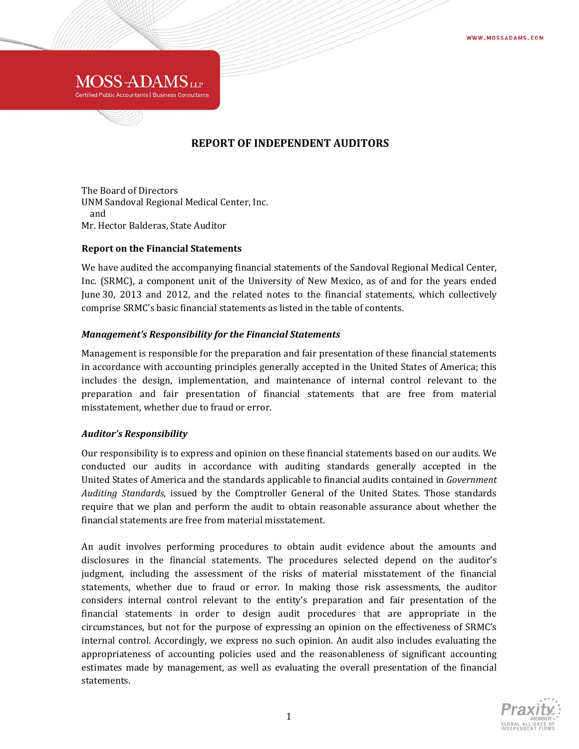# REPORT OF INDEPENDENT AUDITORS

The Board of Directors
UNM Sandoval Regional Medical Center, Inc.
and
Mr. Hector Balderas, State Auditor

## Report on the Financial Statements

We have audited the accompanying financial statements of the Sandoval Regional Medical Center, Inc. (SRMC), a component unit of the University of New Mexico, as of and for the years ended June 30, 2013 and 2012, and the related notes to the financial statements, which collectively comprise SRMC's basic financial statements as listed in the table of contents.

### *Management's Responsibility for the Financial Statements*

Management is responsible for the preparation and fair presentation of these financial statements in accordance with accounting principles generally accepted in the United States of America; this includes the design, implementation, and maintenance of internal control relevant to the preparation and fair presentation of financial statements that are free from material misstatement, whether due to fraud or error.

### *Auditor's Responsibility*

Our responsibility is to express and opinion on these financial statements based on our audits. We conducted our audits in accordance with auditing standards generally accepted in the United States of America and the standards applicable to financial audits contained in *Government Auditing Standards*, issued by the Comptroller General of the United States. Those standards require that we plan and perform the audit to obtain reasonable assurance about whether the financial statements are free from material misstatement.

An audit involves performing procedures to obtain audit evidence about the amounts and disclosures in the financial statements. The procedures selected depend on the auditor's judgment, including the assessment of the risks of material misstatement of the financial statements, whether due to fraud or error. In making those risk assessments, the auditor considers internal control relevant to the entity's preparation and fair presentation of the financial statements in order to design audit procedures that are appropriate in the circumstances, but not for the purpose of expressing an opinion on the effectiveness of SRMC's internal control. Accordingly, we express no such opinion. An audit also includes evaluating the appropriateness of accounting policies used and the reasonableness of significant accounting estimates made by management, as well as evaluating the overall presentation of the financial statements.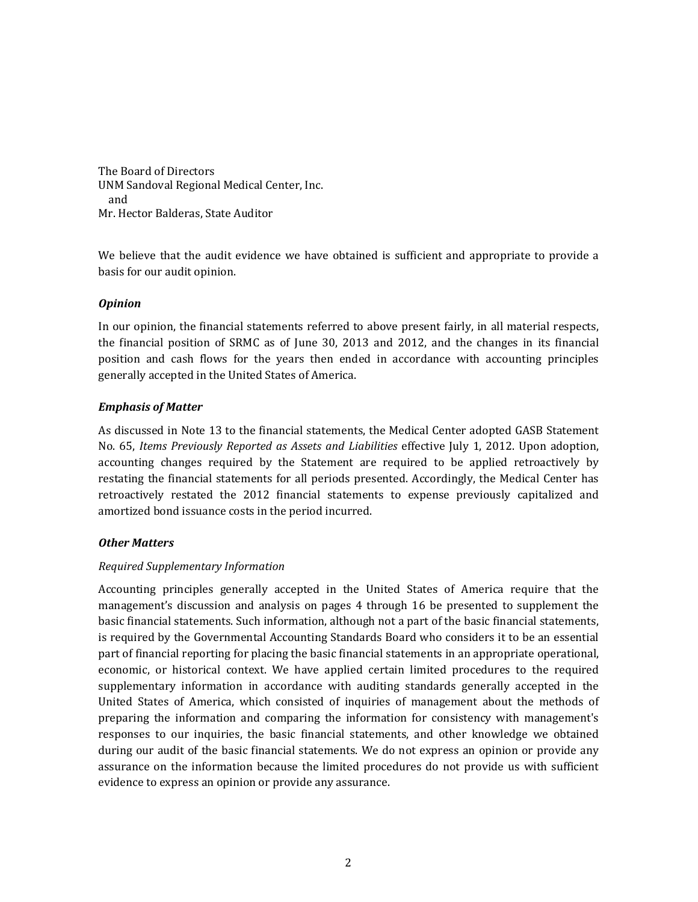The Board of Directors
UNM Sandoval Regional Medical Center, Inc.
 and
Mr. Hector Balderas, State Auditor

We believe that the audit evidence we have obtained is sufficient and appropriate to provide a basis for our audit opinion.

***Opinion***

In our opinion, the financial statements referred to above present fairly, in all material respects, the financial position of SRMC as of June 30, 2013 and 2012, and the changes in its financial position and cash flows for the years then ended in accordance with accounting principles generally accepted in the United States of America.

***Emphasis of Matter***

As discussed in Note 13 to the financial statements, the Medical Center adopted GASB Statement No. 65, *Items Previously Reported as Assets and Liabilities* effective July 1, 2012. Upon adoption, accounting changes required by the Statement are required to be applied retroactively by restating the financial statements for all periods presented. Accordingly, the Medical Center has retroactively restated the 2012 financial statements to expense previously capitalized and amortized bond issuance costs in the period incurred.

***Other Matters***

*Required Supplementary Information*

Accounting principles generally accepted in the United States of America require that the management's discussion and analysis on pages 4 through 16 be presented to supplement the basic financial statements. Such information, although not a part of the basic financial statements, is required by the Governmental Accounting Standards Board who considers it to be an essential part of financial reporting for placing the basic financial statements in an appropriate operational, economic, or historical context. We have applied certain limited procedures to the required supplementary information in accordance with auditing standards generally accepted in the United States of America, which consisted of inquiries of management about the methods of preparing the information and comparing the information for consistency with management's responses to our inquiries, the basic financial statements, and other knowledge we obtained during our audit of the basic financial statements. We do not express an opinion or provide any assurance on the information because the limited procedures do not provide us with sufficient evidence to express an opinion or provide any assurance.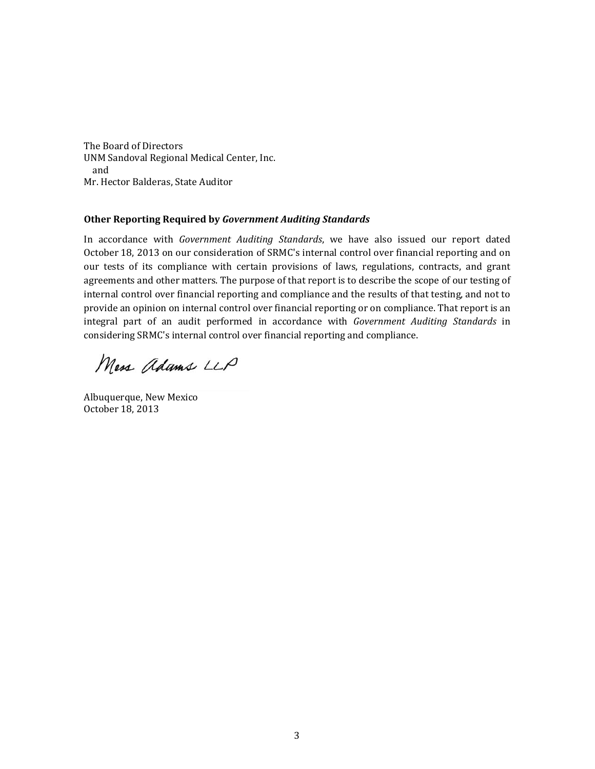The Board of Directors
UNM Sandoval Regional Medical Center, Inc.
  and
Mr. Hector Balderas, State Auditor

**Other Reporting Required by *Government Auditing Standards***

In accordance with *Government Auditing Standards*, we have also issued our report dated October 18, 2013 on our consideration of SRMC's internal control over financial reporting and on our tests of its compliance with certain provisions of laws, regulations, contracts, and grant agreements and other matters. The purpose of that report is to describe the scope of our testing of internal control over financial reporting and compliance and the results of that testing, and not to provide an opinion on internal control over financial reporting or on compliance. That report is an integral part of an audit performed in accordance with *Government Auditing Standards* in considering SRMC's internal control over financial reporting and compliance.

Moss Adams LLP

Albuquerque, New Mexico
October 18, 2013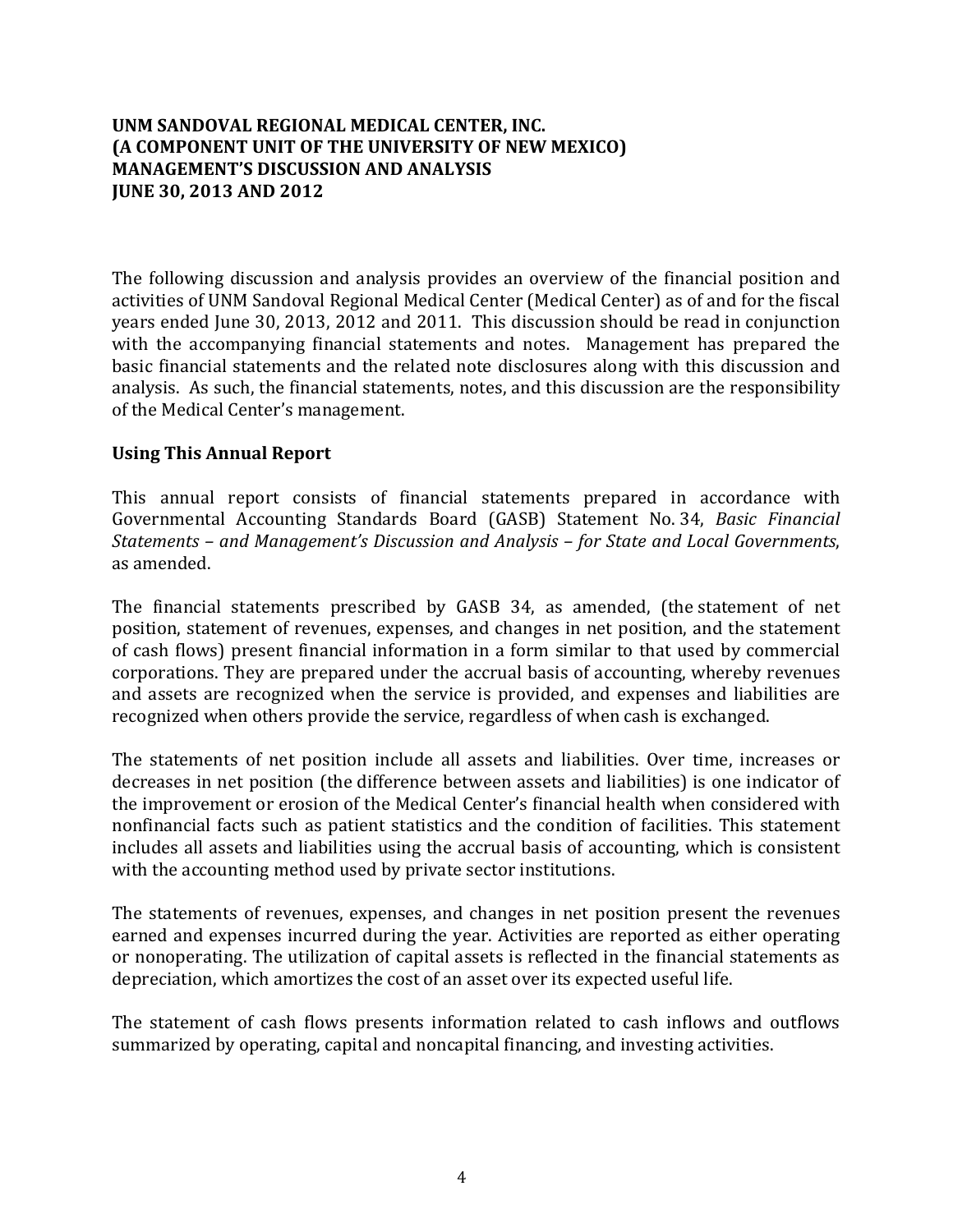**UNM SANDOVAL REGIONAL MEDICAL CENTER, INC.**
**(A COMPONENT UNIT OF THE UNIVERSITY OF NEW MEXICO)**
**MANAGEMENT'S DISCUSSION AND ANALYSIS**
**JUNE 30, 2013 AND 2012**

The following discussion and analysis provides an overview of the financial position and activities of UNM Sandoval Regional Medical Center (Medical Center) as of and for the fiscal years ended June 30, 2013, 2012 and 2011. This discussion should be read in conjunction with the accompanying financial statements and notes. Management has prepared the basic financial statements and the related note disclosures along with this discussion and analysis. As such, the financial statements, notes, and this discussion are the responsibility of the Medical Center's management.

## Using This Annual Report

This annual report consists of financial statements prepared in accordance with Governmental Accounting Standards Board (GASB) Statement No. 34, *Basic Financial Statements – and Management's Discussion and Analysis – for State and Local Governments*, as amended.

The financial statements prescribed by GASB 34, as amended, (the statement of net position, statement of revenues, expenses, and changes in net position, and the statement of cash flows) present financial information in a form similar to that used by commercial corporations. They are prepared under the accrual basis of accounting, whereby revenues and assets are recognized when the service is provided, and expenses and liabilities are recognized when others provide the service, regardless of when cash is exchanged.

The statements of net position include all assets and liabilities. Over time, increases or decreases in net position (the difference between assets and liabilities) is one indicator of the improvement or erosion of the Medical Center's financial health when considered with nonfinancial facts such as patient statistics and the condition of facilities. This statement includes all assets and liabilities using the accrual basis of accounting, which is consistent with the accounting method used by private sector institutions.

The statements of revenues, expenses, and changes in net position present the revenues earned and expenses incurred during the year. Activities are reported as either operating or nonoperating. The utilization of capital assets is reflected in the financial statements as depreciation, which amortizes the cost of an asset over its expected useful life.

The statement of cash flows presents information related to cash inflows and outflows summarized by operating, capital and noncapital financing, and investing activities.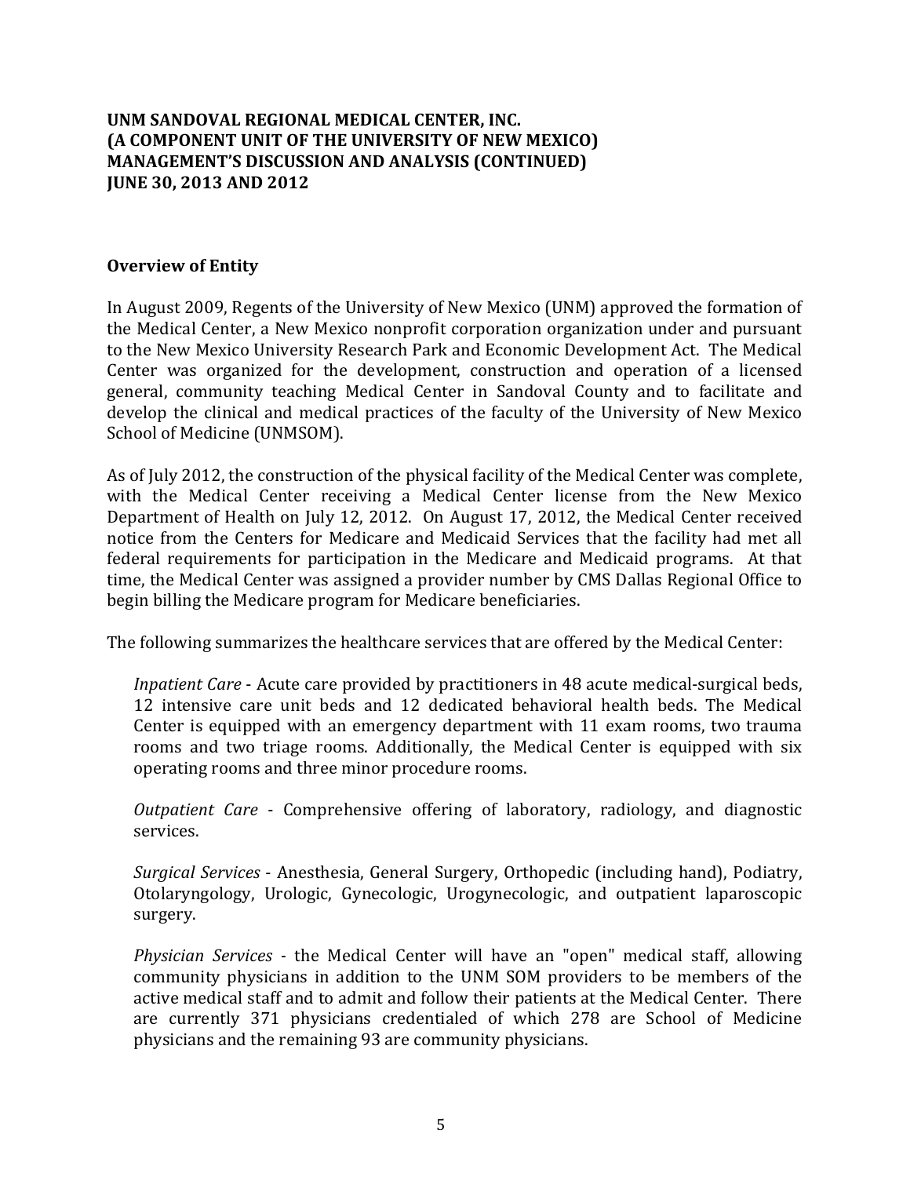**UNM SANDOVAL REGIONAL MEDICAL CENTER, INC.**
**(A COMPONENT UNIT OF THE UNIVERSITY OF NEW MEXICO)**
**MANAGEMENT'S DISCUSSION AND ANALYSIS (CONTINUED)**
**JUNE 30, 2013 AND 2012**

## Overview of Entity

In August 2009, Regents of the University of New Mexico (UNM) approved the formation of the Medical Center, a New Mexico nonprofit corporation organization under and pursuant to the New Mexico University Research Park and Economic Development Act. The Medical Center was organized for the development, construction and operation of a licensed general, community teaching Medical Center in Sandoval County and to facilitate and develop the clinical and medical practices of the faculty of the University of New Mexico School of Medicine (UNMSOM).

As of July 2012, the construction of the physical facility of the Medical Center was complete, with the Medical Center receiving a Medical Center license from the New Mexico Department of Health on July 12, 2012. On August 17, 2012, the Medical Center received notice from the Centers for Medicare and Medicaid Services that the facility had met all federal requirements for participation in the Medicare and Medicaid programs. At that time, the Medical Center was assigned a provider number by CMS Dallas Regional Office to begin billing the Medicare program for Medicare beneficiaries.

The following summarizes the healthcare services that are offered by the Medical Center:

*Inpatient Care* - Acute care provided by practitioners in 48 acute medical-surgical beds, 12 intensive care unit beds and 12 dedicated behavioral health beds. The Medical Center is equipped with an emergency department with 11 exam rooms, two trauma rooms and two triage rooms. Additionally, the Medical Center is equipped with six operating rooms and three minor procedure rooms.

*Outpatient Care* - Comprehensive offering of laboratory, radiology, and diagnostic services.

*Surgical Services* - Anesthesia, General Surgery, Orthopedic (including hand), Podiatry, Otolaryngology, Urologic, Gynecologic, Urogynecologic, and outpatient laparoscopic surgery.

*Physician Services* - the Medical Center will have an "open" medical staff, allowing community physicians in addition to the UNM SOM providers to be members of the active medical staff and to admit and follow their patients at the Medical Center. There are currently 371 physicians credentialed of which 278 are School of Medicine physicians and the remaining 93 are community physicians.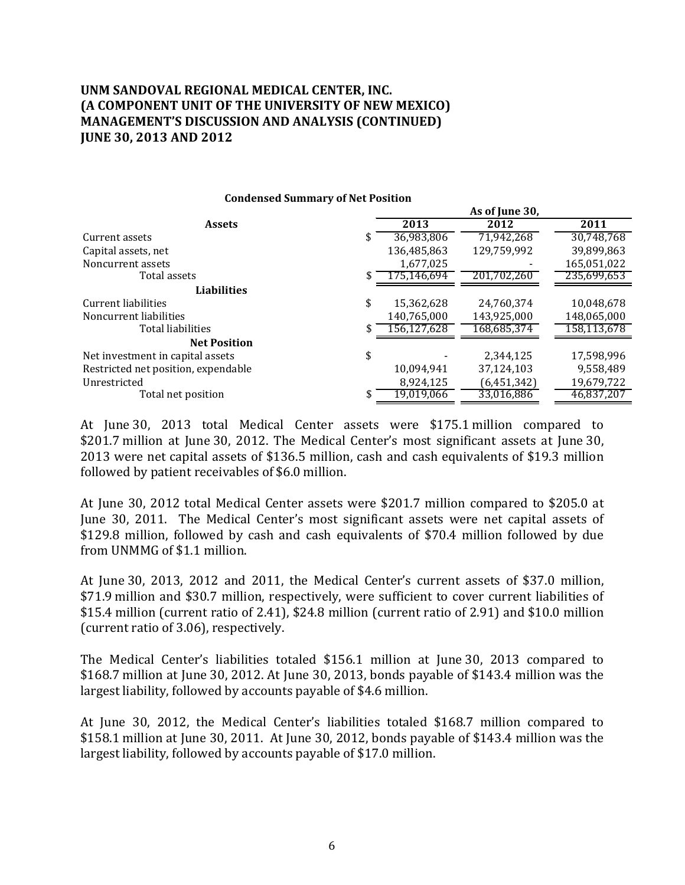# UNM SANDOVAL REGIONAL MEDICAL CENTER, INC.
# (A COMPONENT UNIT OF THE UNIVERSITY OF NEW MEXICO)
# MANAGEMENT'S DISCUSSION AND ANALYSIS (CONTINUED)
# JUNE 30, 2013 AND 2012

**Condensed Summary of Net Position**

| | As of June 30, | | |
|---|---|---|---|
| **Assets** | **2013** | **2012** | **2011** |
| Current assets | $ 36,983,806 | 71,942,268 | 30,748,768 |
| Capital assets, net | 136,485,863 | 129,759,992 | 39,899,863 |
| Noncurrent assets | 1,677,025 | - | 165,051,022 |
| Total assets | $ 175,146,694 | 201,702,260 | 235,699,653 |
| **Liabilities** | | | |
| Current liabilities | $ 15,362,628 | 24,760,374 | 10,048,678 |
| Noncurrent liabilities | 140,765,000 | 143,925,000 | 148,065,000 |
| Total liabilities | $ 156,127,628 | 168,685,374 | 158,113,678 |
| **Net Position** | | | |
| Net investment in capital assets | $ - | 2,344,125 | 17,598,996 |
| Restricted net position, expendable | 10,094,941 | 37,124,103 | 9,558,489 |
| Unrestricted | 8,924,125 | (6,451,342) | 19,679,722 |
| Total net position | $ 19,019,066 | 33,016,886 | 46,837,207 |

At June 30, 2013 total Medical Center assets were $175.1 million compared to $201.7 million at June 30, 2012. The Medical Center's most significant assets at June 30, 2013 were net capital assets of $136.5 million, cash and cash equivalents of $19.3 million followed by patient receivables of $6.0 million.

At June 30, 2012 total Medical Center assets were $201.7 million compared to $205.0 at June 30, 2011. The Medical Center's most significant assets were net capital assets of $129.8 million, followed by cash and cash equivalents of $70.4 million followed by due from UNMMG of $1.1 million.

At June 30, 2013, 2012 and 2011, the Medical Center's current assets of $37.0 million, $71.9 million and $30.7 million, respectively, were sufficient to cover current liabilities of $15.4 million (current ratio of 2.41), $24.8 million (current ratio of 2.91) and $10.0 million (current ratio of 3.06), respectively.

The Medical Center's liabilities totaled $156.1 million at June 30, 2013 compared to $168.7 million at June 30, 2012. At June 30, 2013, bonds payable of $143.4 million was the largest liability, followed by accounts payable of $4.6 million.

At June 30, 2012, the Medical Center's liabilities totaled $168.7 million compared to $158.1 million at June 30, 2011. At June 30, 2012, bonds payable of $143.4 million was the largest liability, followed by accounts payable of $17.0 million.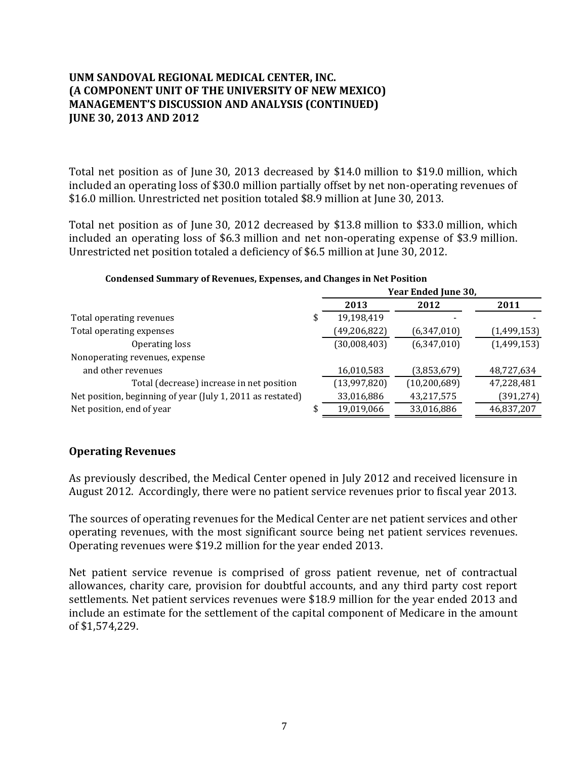# UNM SANDOVAL REGIONAL MEDICAL CENTER, INC.
# (A COMPONENT UNIT OF THE UNIVERSITY OF NEW MEXICO)
# MANAGEMENT'S DISCUSSION AND ANALYSIS (CONTINUED)
# JUNE 30, 2013 AND 2012

Total net position as of June 30, 2013 decreased by $14.0 million to $19.0 million, which included an operating loss of $30.0 million partially offset by net non-operating revenues of $16.0 million. Unrestricted net position totaled $8.9 million at June 30, 2013.

Total net position as of June 30, 2012 decreased by $13.8 million to $33.0 million, which included an operating loss of $6.3 million and net non-operating expense of $3.9 million. Unrestricted net position totaled a deficiency of $6.5 million at June 30, 2012.

**Condensed Summary of Revenues, Expenses, and Changes in Net Position**

| | Year Ended June 30, | | |
|---|---|---|---|
| | 2013 | 2012 | 2011 |
| Total operating revenues | $ 19,198,419 | - | - |
| Total operating expenses | (49,206,822) | (6,347,010) | (1,499,153) |
| Operating loss | (30,008,403) | (6,347,010) | (1,499,153) |
| Nonoperating revenues, expense and other revenues | 16,010,583 | (3,853,679) | 48,727,634 |
| Total (decrease) increase in net position | (13,997,820) | (10,200,689) | 47,228,481 |
| Net position, beginning of year (July 1, 2011 as restated) | 33,016,886 | 43,217,575 | (391,274) |
| Net position, end of year | $ 19,019,066 | 33,016,886 | 46,837,207 |

## Operating Revenues

As previously described, the Medical Center opened in July 2012 and received licensure in August 2012. Accordingly, there were no patient service revenues prior to fiscal year 2013.

The sources of operating revenues for the Medical Center are net patient services and other operating revenues, with the most significant source being net patient services revenues. Operating revenues were $19.2 million for the year ended 2013.

Net patient service revenue is comprised of gross patient revenue, net of contractual allowances, charity care, provision for doubtful accounts, and any third party cost report settlements. Net patient services revenues were $18.9 million for the year ended 2013 and include an estimate for the settlement of the capital component of Medicare in the amount of $1,574,229.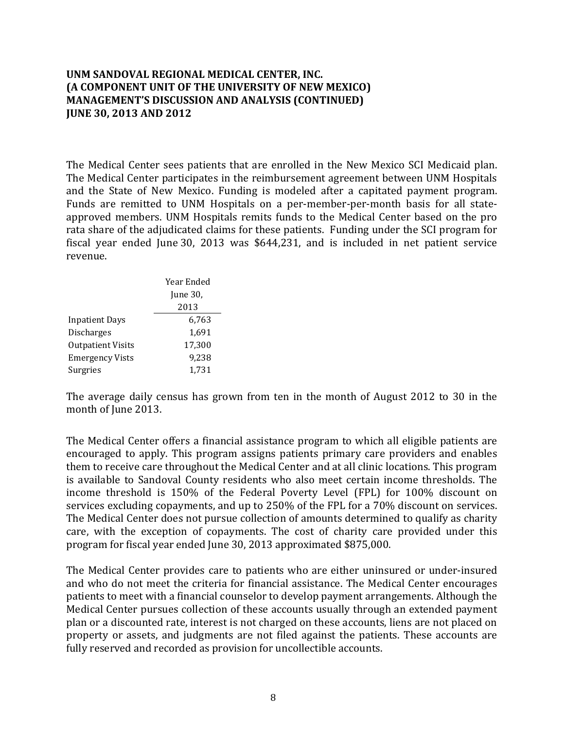**UNM SANDOVAL REGIONAL MEDICAL CENTER, INC.**
**(A COMPONENT UNIT OF THE UNIVERSITY OF NEW MEXICO)**
**MANAGEMENT'S DISCUSSION AND ANALYSIS (CONTINUED)**
**JUNE 30, 2013 AND 2012**

The Medical Center sees patients that are enrolled in the New Mexico SCI Medicaid plan. The Medical Center participates in the reimbursement agreement between UNM Hospitals and the State of New Mexico. Funding is modeled after a capitated payment program. Funds are remitted to UNM Hospitals on a per-member-per-month basis for all state-approved members. UNM Hospitals remits funds to the Medical Center based on the pro rata share of the adjudicated claims for these patients. Funding under the SCI program for fiscal year ended June 30, 2013 was $644,231, and is included in net patient service revenue.

| | Year Ended June 30, 2013 |
|---|---|
| Inpatient Days | 6,763 |
| Discharges | 1,691 |
| Outpatient Visits | 17,300 |
| Emergency Vists | 9,238 |
| Surgries | 1,731 |

The average daily census has grown from ten in the month of August 2012 to 30 in the month of June 2013.

The Medical Center offers a financial assistance program to which all eligible patients are encouraged to apply. This program assigns patients primary care providers and enables them to receive care throughout the Medical Center and at all clinic locations. This program is available to Sandoval County residents who also meet certain income thresholds. The income threshold is 150% of the Federal Poverty Level (FPL) for 100% discount on services excluding copayments, and up to 250% of the FPL for a 70% discount on services. The Medical Center does not pursue collection of amounts determined to qualify as charity care, with the exception of copayments. The cost of charity care provided under this program for fiscal year ended June 30, 2013 approximated $875,000.

The Medical Center provides care to patients who are either uninsured or under-insured and who do not meet the criteria for financial assistance. The Medical Center encourages patients to meet with a financial counselor to develop payment arrangements. Although the Medical Center pursues collection of these accounts usually through an extended payment plan or a discounted rate, interest is not charged on these accounts, liens are not placed on property or assets, and judgments are not filed against the patients. These accounts are fully reserved and recorded as provision for uncollectible accounts.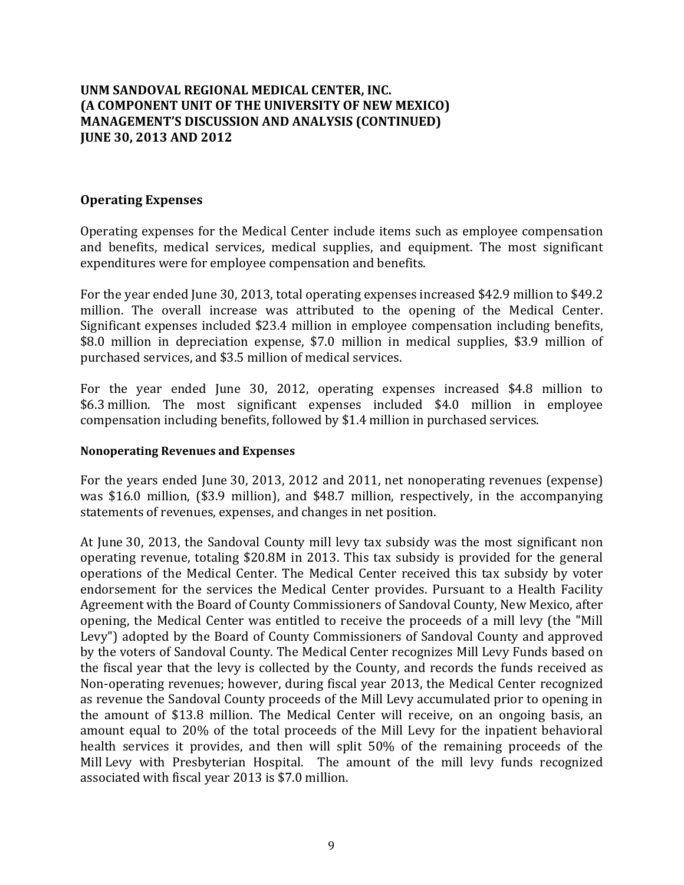## Operating Expenses

Operating expenses for the Medical Center include items such as employee compensation and benefits, medical services, medical supplies, and equipment. The most significant expenditures were for employee compensation and benefits.

For the year ended June 30, 2013, total operating expenses increased $42.9 million to $49.2 million. The overall increase was attributed to the opening of the Medical Center. Significant expenses included $23.4 million in employee compensation including benefits, $8.0 million in depreciation expense, $7.0 million in medical supplies, $3.9 million of purchased services, and $3.5 million of medical services.

For the year ended June 30, 2012, operating expenses increased $4.8 million to $6.3 million. The most significant expenses included $4.0 million in employee compensation including benefits, followed by $1.4 million in purchased services.

#### Nonoperating Revenues and Expenses

For the years ended June 30, 2013, 2012 and 2011, net nonoperating revenues (expense) was $16.0 million, ($3.9 million), and $48.7 million, respectively, in the accompanying statements of revenues, expenses, and changes in net position.

At June 30, 2013, the Sandoval County mill levy tax subsidy was the most significant non operating revenue, totaling $20.8M in 2013. This tax subsidy is provided for the general operations of the Medical Center. The Medical Center received this tax subsidy by voter endorsement for the services the Medical Center provides. Pursuant to a Health Facility Agreement with the Board of County Commissioners of Sandoval County, New Mexico, after opening, the Medical Center was entitled to receive the proceeds of a mill levy (the "Mill Levy") adopted by the Board of County Commissioners of Sandoval County and approved by the voters of Sandoval County. The Medical Center recognizes Mill Levy Funds based on the fiscal year that the levy is collected by the County, and records the funds received as Non-operating revenues; however, during fiscal year 2013, the Medical Center recognized as revenue the Sandoval County proceeds of the Mill Levy accumulated prior to opening in the amount of $13.8 million. The Medical Center will receive, on an ongoing basis, an amount equal to 20% of the total proceeds of the Mill Levy for the inpatient behavioral health services it provides, and then will split 50% of the remaining proceeds of the Mill Levy with Presbyterian Hospital. The amount of the mill levy funds recognized associated with fiscal year 2013 is $7.0 million.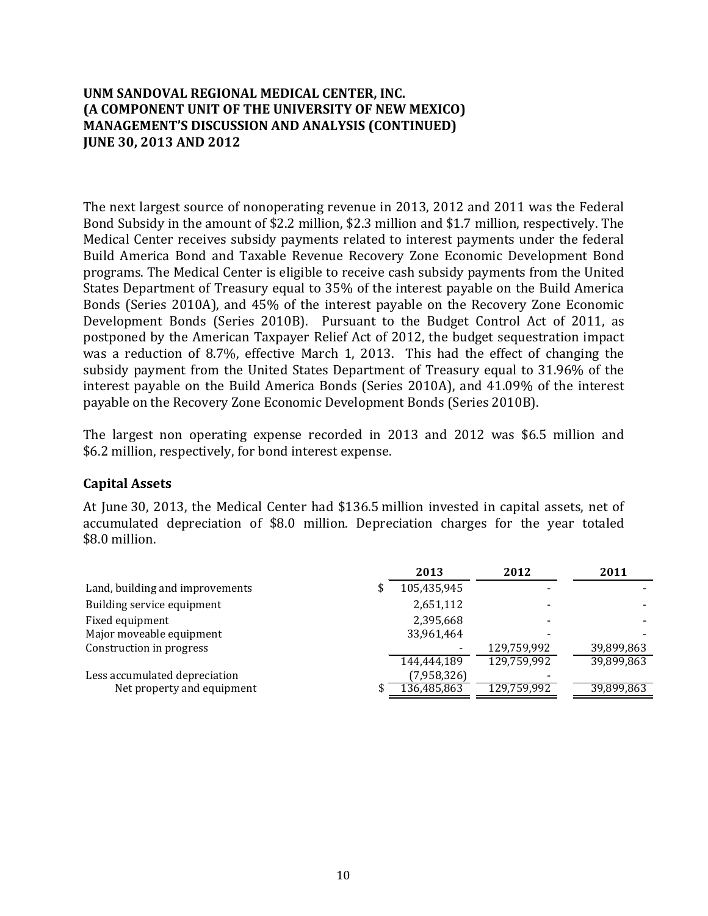**UNM SANDOVAL REGIONAL MEDICAL CENTER, INC.**
**(A COMPONENT UNIT OF THE UNIVERSITY OF NEW MEXICO)**
**MANAGEMENT'S DISCUSSION AND ANALYSIS (CONTINUED)**
**JUNE 30, 2013 AND 2012**

The next largest source of nonoperating revenue in 2013, 2012 and 2011 was the Federal Bond Subsidy in the amount of $2.2 million, $2.3 million and $1.7 million, respectively. The Medical Center receives subsidy payments related to interest payments under the federal Build America Bond and Taxable Revenue Recovery Zone Economic Development Bond programs. The Medical Center is eligible to receive cash subsidy payments from the United States Department of Treasury equal to 35% of the interest payable on the Build America Bonds (Series 2010A), and 45% of the interest payable on the Recovery Zone Economic Development Bonds (Series 2010B). Pursuant to the Budget Control Act of 2011, as postponed by the American Taxpayer Relief Act of 2012, the budget sequestration impact was a reduction of 8.7%, effective March 1, 2013. This had the effect of changing the subsidy payment from the United States Department of Treasury equal to 31.96% of the interest payable on the Build America Bonds (Series 2010A), and 41.09% of the interest payable on the Recovery Zone Economic Development Bonds (Series 2010B).

The largest non operating expense recorded in 2013 and 2012 was $6.5 million and $6.2 million, respectively, for bond interest expense.

## Capital Assets

At June 30, 2013, the Medical Center had $136.5 million invested in capital assets, net of accumulated depreciation of $8.0 million. Depreciation charges for the year totaled $8.0 million.

| | 2013 | 2012 | 2011 |
|---|---|---|---|
| Land, building and improvements | $ 105,435,945 | - | - |
| Building service equipment | 2,651,112 | - | - |
| Fixed equipment | 2,395,668 | - | - |
| Major moveable equipment | 33,961,464 | - | - |
| Construction in progress | - | 129,759,992 | 39,899,863 |
| | 144,444,189 | 129,759,992 | 39,899,863 |
| Less accumulated depreciation | (7,958,326) | - | |
| Net property and equipment | $ 136,485,863 | 129,759,992 | 39,899,863 |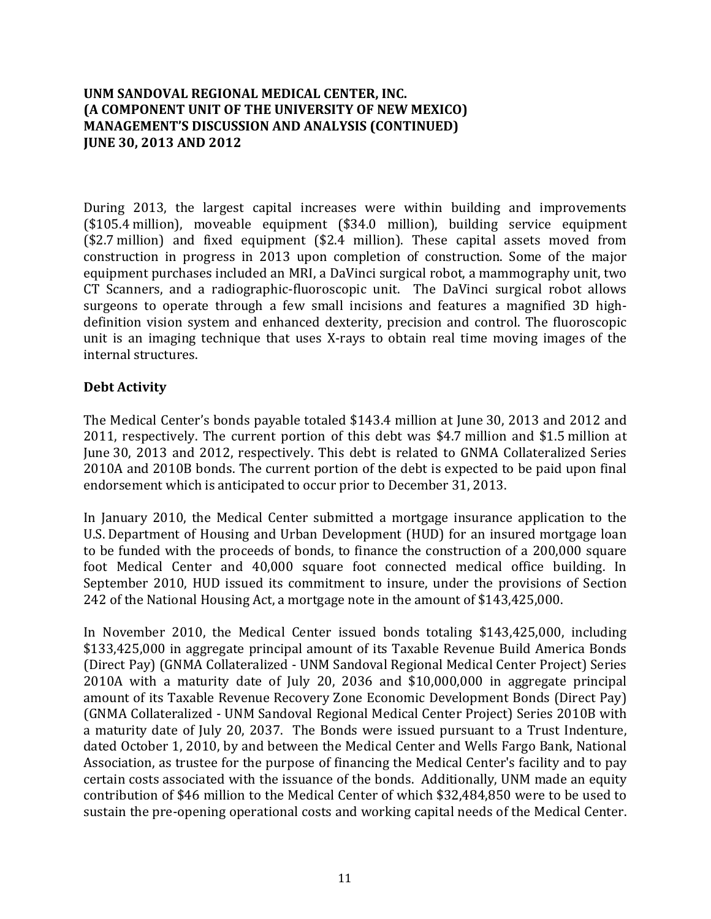During 2013, the largest capital increases were within building and improvements ($105.4 million), moveable equipment ($34.0 million), building service equipment ($2.7 million) and fixed equipment ($2.4 million). These capital assets moved from construction in progress in 2013 upon completion of construction. Some of the major equipment purchases included an MRI, a DaVinci surgical robot, a mammography unit, two CT Scanners, and a radiographic-fluoroscopic unit. The DaVinci surgical robot allows surgeons to operate through a few small incisions and features a magnified 3D high-definition vision system and enhanced dexterity, precision and control. The fluoroscopic unit is an imaging technique that uses X-rays to obtain real time moving images of the internal structures.

### Debt Activity

The Medical Center's bonds payable totaled $143.4 million at June 30, 2013 and 2012 and 2011, respectively. The current portion of this debt was $4.7 million and $1.5 million at June 30, 2013 and 2012, respectively. This debt is related to GNMA Collateralized Series 2010A and 2010B bonds. The current portion of the debt is expected to be paid upon final endorsement which is anticipated to occur prior to December 31, 2013.

In January 2010, the Medical Center submitted a mortgage insurance application to the U.S. Department of Housing and Urban Development (HUD) for an insured mortgage loan to be funded with the proceeds of bonds, to finance the construction of a 200,000 square foot Medical Center and 40,000 square foot connected medical office building. In September 2010, HUD issued its commitment to insure, under the provisions of Section 242 of the National Housing Act, a mortgage note in the amount of $143,425,000.

In November 2010, the Medical Center issued bonds totaling $143,425,000, including $133,425,000 in aggregate principal amount of its Taxable Revenue Build America Bonds (Direct Pay) (GNMA Collateralized - UNM Sandoval Regional Medical Center Project) Series 2010A with a maturity date of July 20, 2036 and $10,000,000 in aggregate principal amount of its Taxable Revenue Recovery Zone Economic Development Bonds (Direct Pay) (GNMA Collateralized - UNM Sandoval Regional Medical Center Project) Series 2010B with a maturity date of July 20, 2037. The Bonds were issued pursuant to a Trust Indenture, dated October 1, 2010, by and between the Medical Center and Wells Fargo Bank, National Association, as trustee for the purpose of financing the Medical Center's facility and to pay certain costs associated with the issuance of the bonds. Additionally, UNM made an equity contribution of $46 million to the Medical Center of which $32,484,850 were to be used to sustain the pre-opening operational costs and working capital needs of the Medical Center.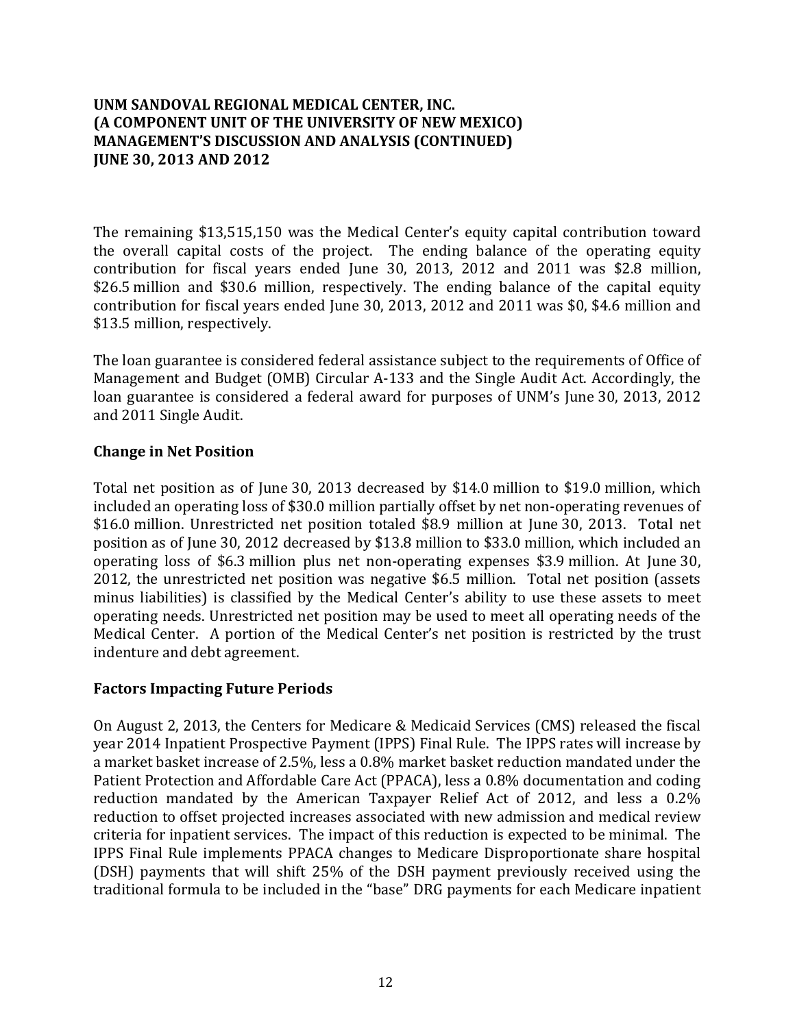The remaining $13,515,150 was the Medical Center's equity capital contribution toward the overall capital costs of the project. The ending balance of the operating equity contribution for fiscal years ended June 30, 2013, 2012 and 2011 was $2.8 million, $26.5 million and $30.6 million, respectively. The ending balance of the capital equity contribution for fiscal years ended June 30, 2013, 2012 and 2011 was $0, $4.6 million and $13.5 million, respectively.

The loan guarantee is considered federal assistance subject to the requirements of Office of Management and Budget (OMB) Circular A-133 and the Single Audit Act. Accordingly, the loan guarantee is considered a federal award for purposes of UNM's June 30, 2013, 2012 and 2011 Single Audit.

## Change in Net Position

Total net position as of June 30, 2013 decreased by $14.0 million to $19.0 million, which included an operating loss of $30.0 million partially offset by net non-operating revenues of $16.0 million. Unrestricted net position totaled $8.9 million at June 30, 2013. Total net position as of June 30, 2012 decreased by $13.8 million to $33.0 million, which included an operating loss of $6.3 million plus net non-operating expenses $3.9 million. At June 30, 2012, the unrestricted net position was negative $6.5 million. Total net position (assets minus liabilities) is classified by the Medical Center's ability to use these assets to meet operating needs. Unrestricted net position may be used to meet all operating needs of the Medical Center. A portion of the Medical Center's net position is restricted by the trust indenture and debt agreement.

## Factors Impacting Future Periods

On August 2, 2013, the Centers for Medicare & Medicaid Services (CMS) released the fiscal year 2014 Inpatient Prospective Payment (IPPS) Final Rule. The IPPS rates will increase by a market basket increase of 2.5%, less a 0.8% market basket reduction mandated under the Patient Protection and Affordable Care Act (PPACA), less a 0.8% documentation and coding reduction mandated by the American Taxpayer Relief Act of 2012, and less a 0.2% reduction to offset projected increases associated with new admission and medical review criteria for inpatient services. The impact of this reduction is expected to be minimal. The IPPS Final Rule implements PPACA changes to Medicare Disproportionate share hospital (DSH) payments that will shift 25% of the DSH payment previously received using the traditional formula to be included in the "base" DRG payments for each Medicare inpatient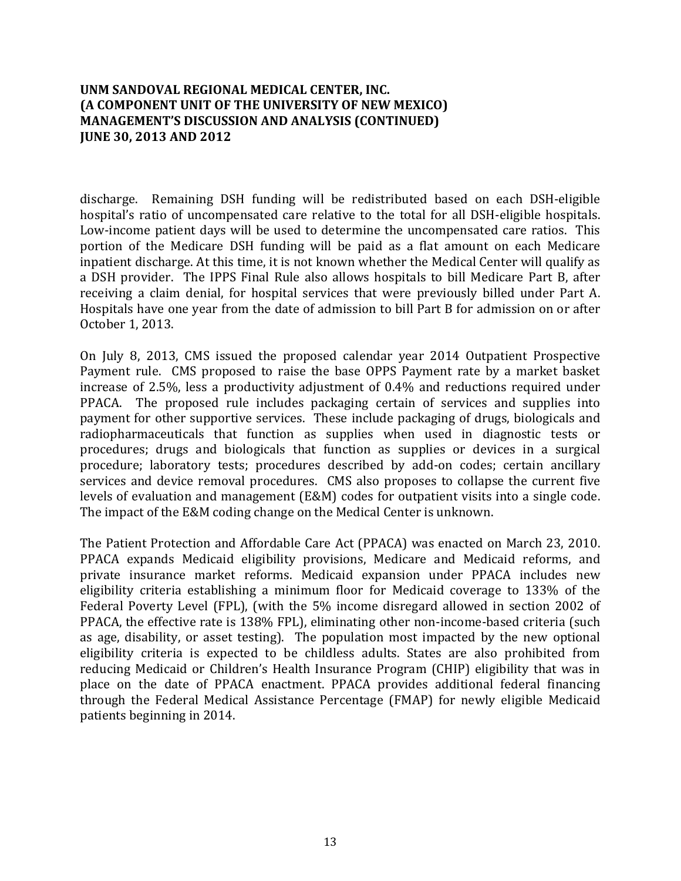discharge. Remaining DSH funding will be redistributed based on each DSH-eligible hospital's ratio of uncompensated care relative to the total for all DSH-eligible hospitals. Low-income patient days will be used to determine the uncompensated care ratios. This portion of the Medicare DSH funding will be paid as a flat amount on each Medicare inpatient discharge. At this time, it is not known whether the Medical Center will qualify as a DSH provider. The IPPS Final Rule also allows hospitals to bill Medicare Part B, after receiving a claim denial, for hospital services that were previously billed under Part A. Hospitals have one year from the date of admission to bill Part B for admission on or after October 1, 2013.

On July 8, 2013, CMS issued the proposed calendar year 2014 Outpatient Prospective Payment rule. CMS proposed to raise the base OPPS Payment rate by a market basket increase of 2.5%, less a productivity adjustment of 0.4% and reductions required under PPACA. The proposed rule includes packaging certain of services and supplies into payment for other supportive services. These include packaging of drugs, biologicals and radiopharmaceuticals that function as supplies when used in diagnostic tests or procedures; drugs and biologicals that function as supplies or devices in a surgical procedure; laboratory tests; procedures described by add-on codes; certain ancillary services and device removal procedures. CMS also proposes to collapse the current five levels of evaluation and management (E&M) codes for outpatient visits into a single code. The impact of the E&M coding change on the Medical Center is unknown.

The Patient Protection and Affordable Care Act (PPACA) was enacted on March 23, 2010. PPACA expands Medicaid eligibility provisions, Medicare and Medicaid reforms, and private insurance market reforms. Medicaid expansion under PPACA includes new eligibility criteria establishing a minimum floor for Medicaid coverage to 133% of the Federal Poverty Level (FPL), (with the 5% income disregard allowed in section 2002 of PPACA, the effective rate is 138% FPL), eliminating other non-income-based criteria (such as age, disability, or asset testing). The population most impacted by the new optional eligibility criteria is expected to be childless adults. States are also prohibited from reducing Medicaid or Children's Health Insurance Program (CHIP) eligibility that was in place on the date of PPACA enactment. PPACA provides additional federal financing through the Federal Medical Assistance Percentage (FMAP) for newly eligible Medicaid patients beginning in 2014.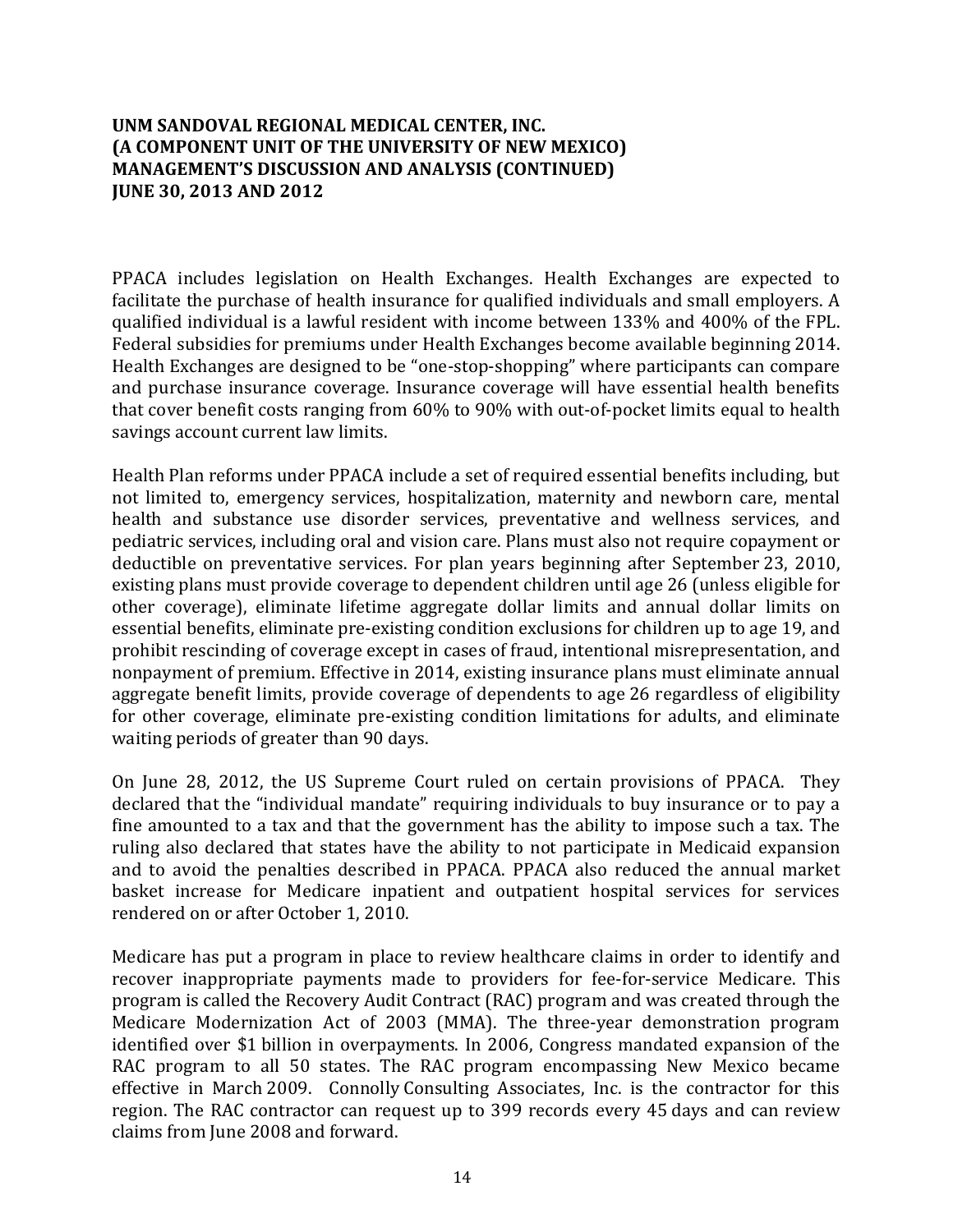PPACA includes legislation on Health Exchanges. Health Exchanges are expected to facilitate the purchase of health insurance for qualified individuals and small employers. A qualified individual is a lawful resident with income between 133% and 400% of the FPL. Federal subsidies for premiums under Health Exchanges become available beginning 2014. Health Exchanges are designed to be "one-stop-shopping" where participants can compare and purchase insurance coverage. Insurance coverage will have essential health benefits that cover benefit costs ranging from 60% to 90% with out-of-pocket limits equal to health savings account current law limits.

Health Plan reforms under PPACA include a set of required essential benefits including, but not limited to, emergency services, hospitalization, maternity and newborn care, mental health and substance use disorder services, preventative and wellness services, and pediatric services, including oral and vision care. Plans must also not require copayment or deductible on preventative services. For plan years beginning after September 23, 2010, existing plans must provide coverage to dependent children until age 26 (unless eligible for other coverage), eliminate lifetime aggregate dollar limits and annual dollar limits on essential benefits, eliminate pre-existing condition exclusions for children up to age 19, and prohibit rescinding of coverage except in cases of fraud, intentional misrepresentation, and nonpayment of premium. Effective in 2014, existing insurance plans must eliminate annual aggregate benefit limits, provide coverage of dependents to age 26 regardless of eligibility for other coverage, eliminate pre-existing condition limitations for adults, and eliminate waiting periods of greater than 90 days.

On June 28, 2012, the US Supreme Court ruled on certain provisions of PPACA. They declared that the "individual mandate" requiring individuals to buy insurance or to pay a fine amounted to a tax and that the government has the ability to impose such a tax. The ruling also declared that states have the ability to not participate in Medicaid expansion and to avoid the penalties described in PPACA. PPACA also reduced the annual market basket increase for Medicare inpatient and outpatient hospital services for services rendered on or after October 1, 2010.

Medicare has put a program in place to review healthcare claims in order to identify and recover inappropriate payments made to providers for fee-for-service Medicare. This program is called the Recovery Audit Contract (RAC) program and was created through the Medicare Modernization Act of 2003 (MMA). The three-year demonstration program identified over $1 billion in overpayments. In 2006, Congress mandated expansion of the RAC program to all 50 states. The RAC program encompassing New Mexico became effective in March 2009. Connolly Consulting Associates, Inc. is the contractor for this region. The RAC contractor can request up to 399 records every 45 days and can review claims from June 2008 and forward.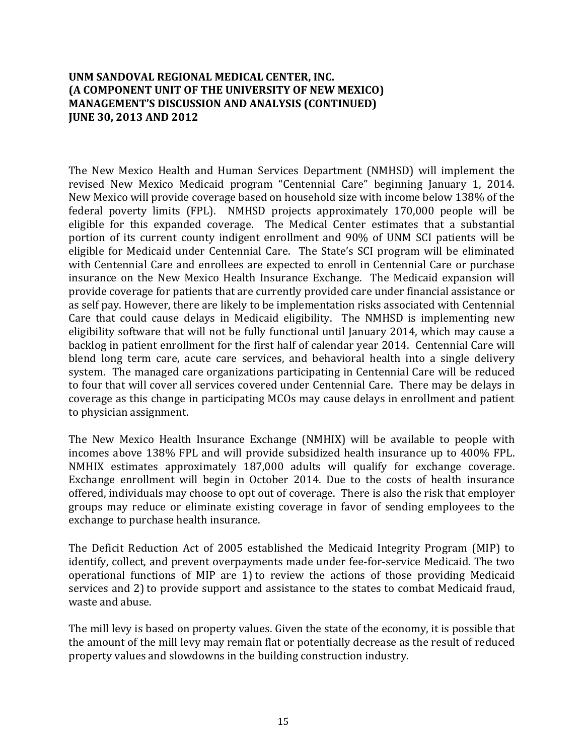**UNM SANDOVAL REGIONAL MEDICAL CENTER, INC.**
**(A COMPONENT UNIT OF THE UNIVERSITY OF NEW MEXICO)**
**MANAGEMENT'S DISCUSSION AND ANALYSIS (CONTINUED)**
**JUNE 30, 2013 AND 2012**

The New Mexico Health and Human Services Department (NMHSD) will implement the revised New Mexico Medicaid program "Centennial Care" beginning January 1, 2014. New Mexico will provide coverage based on household size with income below 138% of the federal poverty limits (FPL). NMHSD projects approximately 170,000 people will be eligible for this expanded coverage. The Medical Center estimates that a substantial portion of its current county indigent enrollment and 90% of UNM SCI patients will be eligible for Medicaid under Centennial Care. The State's SCI program will be eliminated with Centennial Care and enrollees are expected to enroll in Centennial Care or purchase insurance on the New Mexico Health Insurance Exchange. The Medicaid expansion will provide coverage for patients that are currently provided care under financial assistance or as self pay. However, there are likely to be implementation risks associated with Centennial Care that could cause delays in Medicaid eligibility. The NMHSD is implementing new eligibility software that will not be fully functional until January 2014, which may cause a backlog in patient enrollment for the first half of calendar year 2014. Centennial Care will blend long term care, acute care services, and behavioral health into a single delivery system. The managed care organizations participating in Centennial Care will be reduced to four that will cover all services covered under Centennial Care. There may be delays in coverage as this change in participating MCOs may cause delays in enrollment and patient to physician assignment.

The New Mexico Health Insurance Exchange (NMHIX) will be available to people with incomes above 138% FPL and will provide subsidized health insurance up to 400% FPL. NMHIX estimates approximately 187,000 adults will qualify for exchange coverage. Exchange enrollment will begin in October 2014. Due to the costs of health insurance offered, individuals may choose to opt out of coverage. There is also the risk that employer groups may reduce or eliminate existing coverage in favor of sending employees to the exchange to purchase health insurance.

The Deficit Reduction Act of 2005 established the Medicaid Integrity Program (MIP) to identify, collect, and prevent overpayments made under fee-for-service Medicaid. The two operational functions of MIP are 1) to review the actions of those providing Medicaid services and 2) to provide support and assistance to the states to combat Medicaid fraud, waste and abuse.

The mill levy is based on property values. Given the state of the economy, it is possible that the amount of the mill levy may remain flat or potentially decrease as the result of reduced property values and slowdowns in the building construction industry.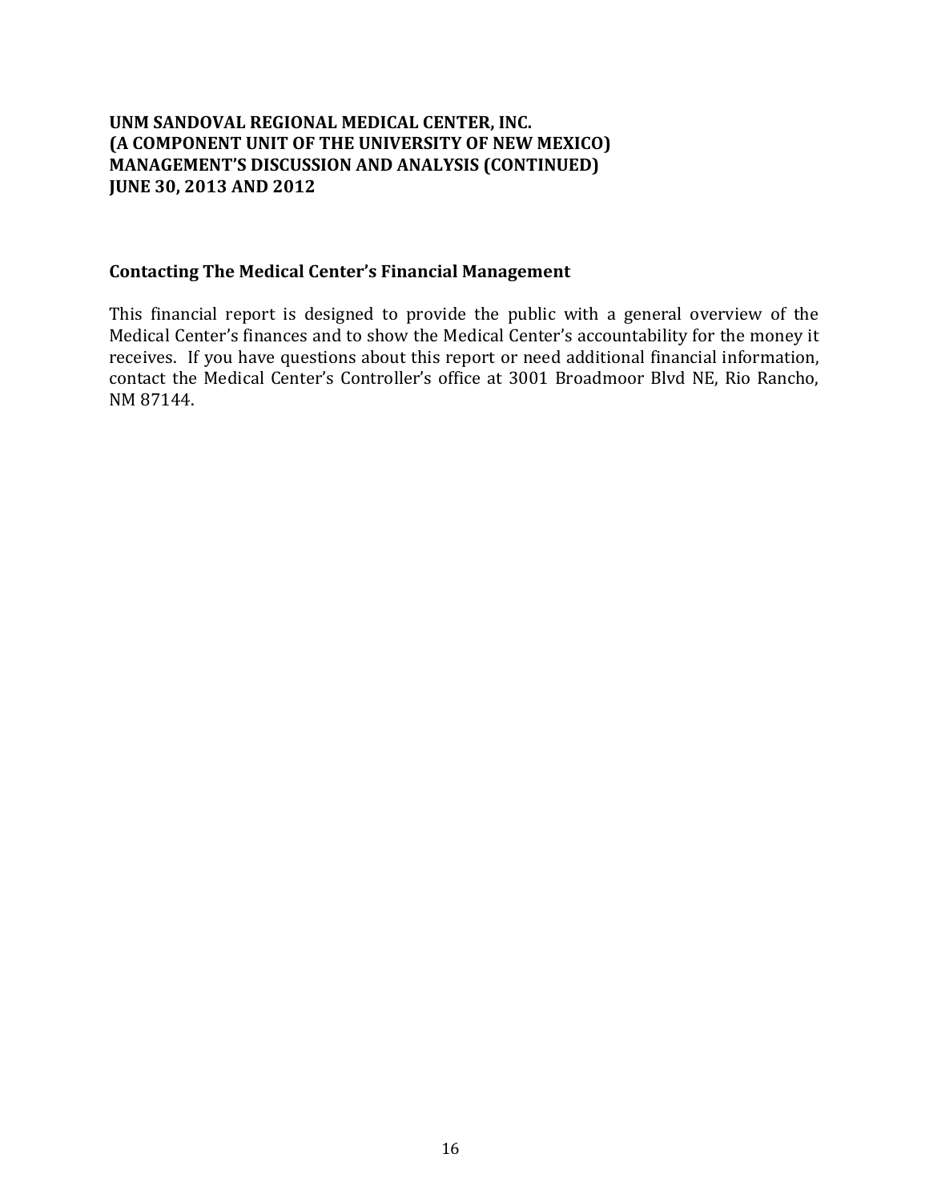## Contacting The Medical Center's Financial Management

This financial report is designed to provide the public with a general overview of the Medical Center's finances and to show the Medical Center's accountability for the money it receives. If you have questions about this report or need additional financial information, contact the Medical Center's Controller's office at 3001 Broadmoor Blvd NE, Rio Rancho, NM 87144.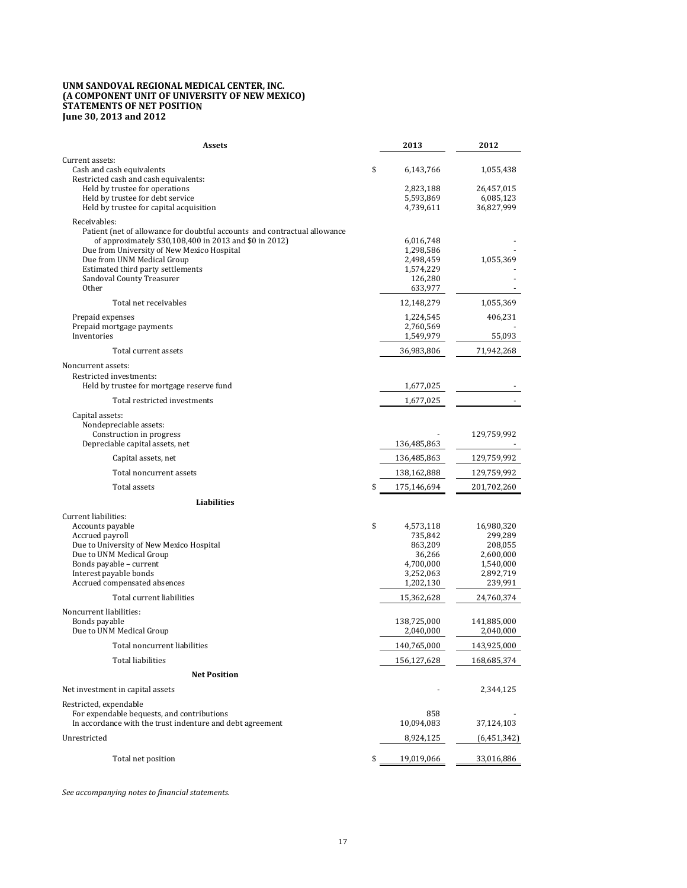**UNM SANDOVAL REGIONAL MEDICAL CENTER, INC.**
**(A COMPONENT UNIT OF UNIVERSITY OF NEW MEXICO)**
**STATEMENTS OF NET POSITION**
**June 30, 2013 and 2012**

| Assets | 2013 | 2012 |
|---|---|---|
| Current assets: | | |
| Cash and cash equivalents | $ 6,143,766 | 1,055,438 |
| Restricted cash and cash equivalents: | | |
| Held by trustee for operations | 2,823,188 | 26,457,015 |
| Held by trustee for debt service | 5,593,869 | 6,085,123 |
| Held by trustee for capital acquisition | 4,739,611 | 36,827,999 |
| Receivables: | | |
| Patient (net of allowance for doubtful accounts and contractual allowance of approximately $30,108,400 in 2013 and $0 in 2012) | 6,016,748 | - |
| Due from University of New Mexico Hospital | 1,298,586 | - |
| Due from UNM Medical Group | 2,498,459 | 1,055,369 |
| Estimated third party settlements | 1,574,229 | - |
| Sandoval County Treasurer | 126,280 | - |
| Other | 633,977 | - |
| Total net receivables | 12,148,279 | 1,055,369 |
| Prepaid expenses | 1,224,545 | 406,231 |
| Prepaid mortgage payments | 2,760,569 | - |
| Inventories | 1,549,979 | 55,093 |
| Total current assets | 36,983,806 | 71,942,268 |
| Noncurrent assets: | | |
| Restricted investments: | | |
| Held by trustee for mortgage reserve fund | 1,677,025 | - |
| Total restricted investments | 1,677,025 | - |
| Capital assets: | | |
| Nondepreciable assets: | | |
| Construction in progress | - | 129,759,992 |
| Depreciable capital assets, net | 136,485,863 | - |
| Capital assets, net | 136,485,863 | 129,759,992 |
| Total noncurrent assets | 138,162,888 | 129,759,992 |
| Total assets | $ 175,146,694 | 201,702,260 |
| **Liabilities** | | |
| Current liabilities: | | |
| Accounts payable | $ 4,573,118 | 16,980,320 |
| Accrued payroll | 735,842 | 299,289 |
| Due to University of New Mexico Hospital | 863,209 | 208,055 |
| Due to UNM Medical Group | 36,266 | 2,600,000 |
| Bonds payable – current | 4,700,000 | 1,540,000 |
| Interest payable bonds | 3,252,063 | 2,892,719 |
| Accrued compensated absences | 1,202,130 | 239,991 |
| Total current liabilities | 15,362,628 | 24,760,374 |
| Noncurrent liabilities: | | |
| Bonds payable | 138,725,000 | 141,885,000 |
| Due to UNM Medical Group | 2,040,000 | 2,040,000 |
| Total noncurrent liabilities | 140,765,000 | 143,925,000 |
| Total liabilities | 156,127,628 | 168,685,374 |
| **Net Position** | | |
| Net investment in capital assets | - | 2,344,125 |
| Restricted, expendable | | |
| For expendable bequests, and contributions | 858 | - |
| In accordance with the trust indenture and debt agreement | 10,094,083 | 37,124,103 |
| Unrestricted | 8,924,125 | (6,451,342) |
| Total net position | $ 19,019,066 | 33,016,886 |

*See accompanying notes to financial statements.*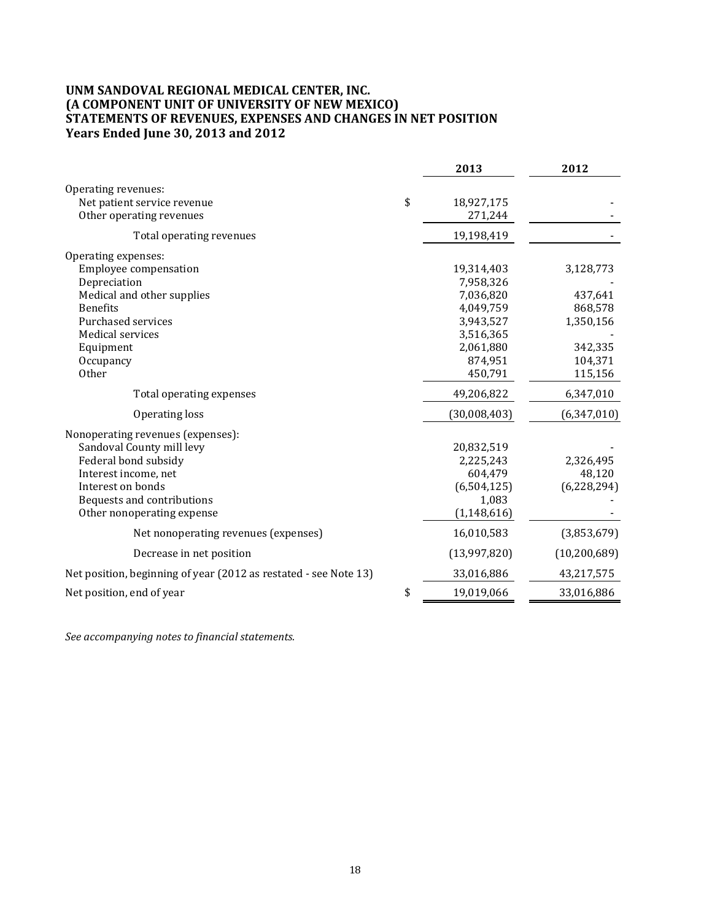**UNM SANDOVAL REGIONAL MEDICAL CENTER, INC.**
**(A COMPONENT UNIT OF UNIVERSITY OF NEW MEXICO)**
**STATEMENTS OF REVENUES, EXPENSES AND CHANGES IN NET POSITION**
**Years Ended June 30, 2013 and 2012**

| | | 2013 | 2012 |
|---|---|---|---|
| Operating revenues: | | | |
| Net patient service revenue | $ | 18,927,175 | - |
| Other operating revenues | | 271,244 | - |
| Total operating revenues | | 19,198,419 | - |
| Operating expenses: | | | |
| Employee compensation | | 19,314,403 | 3,128,773 |
| Depreciation | | 7,958,326 | - |
| Medical and other supplies | | 7,036,820 | 437,641 |
| Benefits | | 4,049,759 | 868,578 |
| Purchased services | | 3,943,527 | 1,350,156 |
| Medical services | | 3,516,365 | - |
| Equipment | | 2,061,880 | 342,335 |
| Occupancy | | 874,951 | 104,371 |
| Other | | 450,791 | 115,156 |
| Total operating expenses | | 49,206,822 | 6,347,010 |
| Operating loss | | (30,008,403) | (6,347,010) |
| Nonoperating revenues (expenses): | | | |
| Sandoval County mill levy | | 20,832,519 | - |
| Federal bond subsidy | | 2,225,243 | 2,326,495 |
| Interest income, net | | 604,479 | 48,120 |
| Interest on bonds | | (6,504,125) | (6,228,294) |
| Bequests and contributions | | 1,083 | - |
| Other nonoperating expense | | (1,148,616) | - |
| Net nonoperating revenues (expenses) | | 16,010,583 | (3,853,679) |
| Decrease in net position | | (13,997,820) | (10,200,689) |
| Net position, beginning of year (2012 as restated - see Note 13) | | 33,016,886 | 43,217,575 |
| Net position, end of year | $ | 19,019,066 | 33,016,886 |

*See accompanying notes to financial statements.*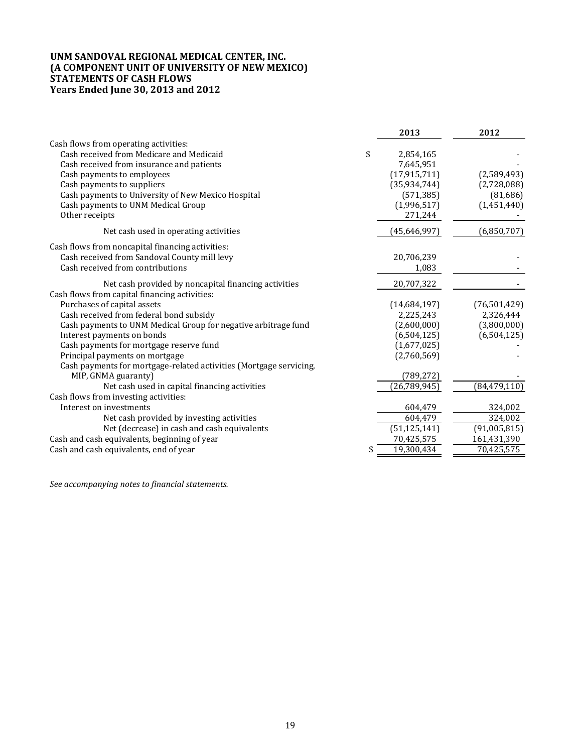**UNM SANDOVAL REGIONAL MEDICAL CENTER, INC.**
**(A COMPONENT UNIT OF UNIVERSITY OF NEW MEXICO)**
**STATEMENTS OF CASH FLOWS**
**Years Ended June 30, 2013 and 2012**

| | 2013 | 2012 |
|---|---|---|
| Cash flows from operating activities: | | |
| Cash received from Medicare and Medicaid | $ 2,854,165 | - |
| Cash received from insurance and patients | 7,645,951 | - |
| Cash payments to employees | (17,915,711) | (2,589,493) |
| Cash payments to suppliers | (35,934,744) | (2,728,088) |
| Cash payments to University of New Mexico Hospital | (571,385) | (81,686) |
| Cash payments to UNM Medical Group | (1,996,517) | (1,451,440) |
| Other receipts | 271,244 | - |
| Net cash used in operating activities | (45,646,997) | (6,850,707) |
| Cash flows from noncapital financing activities: | | |
| Cash received from Sandoval County mill levy | 20,706,239 | - |
| Cash received from contributions | 1,083 | - |
| Net cash provided by noncapital financing activities | 20,707,322 | - |
| Cash flows from capital financing activities: | | |
| Purchases of capital assets | (14,684,197) | (76,501,429) |
| Cash received from federal bond subsidy | 2,225,243 | 2,326,444 |
| Cash payments to UNM Medical Group for negative arbitrage fund | (2,600,000) | (3,800,000) |
| Interest payments on bonds | (6,504,125) | (6,504,125) |
| Cash payments for mortgage reserve fund | (1,677,025) | - |
| Principal payments on mortgage | (2,760,569) | - |
| Cash payments for mortgage-related activities (Mortgage servicing, MIP, GNMA guaranty) | (789,272) | - |
| Net cash used in capital financing activities | (26,789,945) | (84,479,110) |
| Cash flows from investing activities: | | |
| Interest on investments | 604,479 | 324,002 |
| Net cash provided by investing activities | 604,479 | 324,002 |
| Net (decrease) in cash and cash equivalents | (51,125,141) | (91,005,815) |
| Cash and cash equivalents, beginning of year | 70,425,575 | 161,431,390 |
| Cash and cash equivalents, end of year | $ 19,300,434 | 70,425,575 |

*See accompanying notes to financial statements.*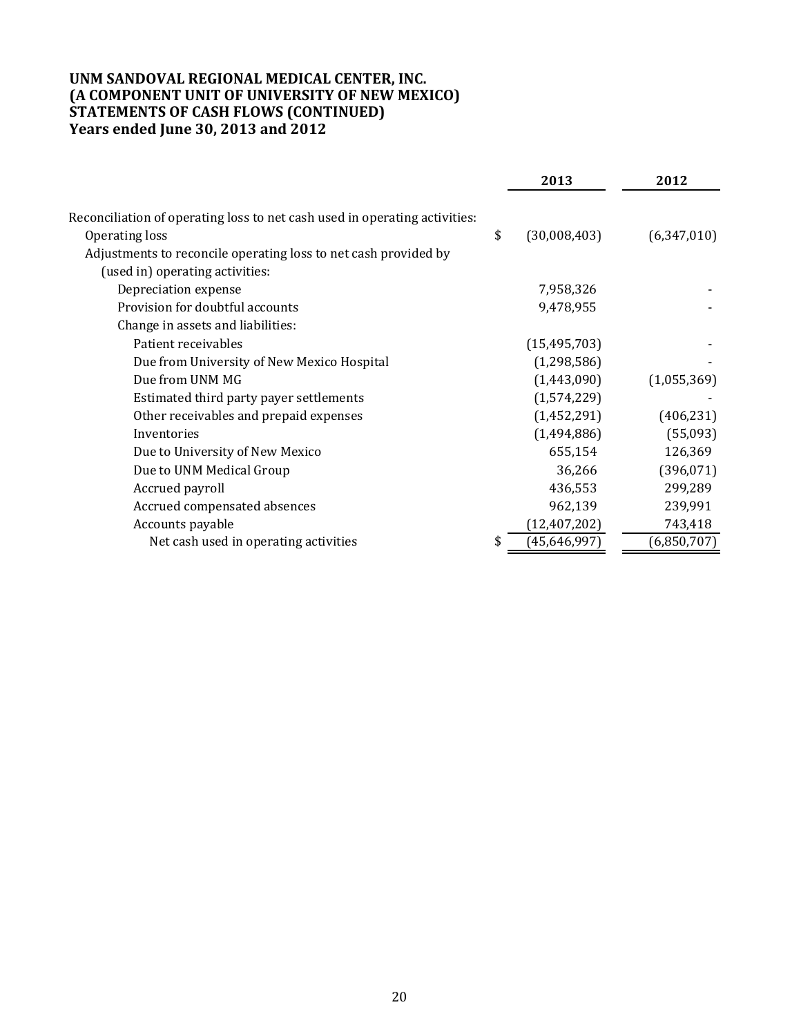**UNM SANDOVAL REGIONAL MEDICAL CENTER, INC.**
**(A COMPONENT UNIT OF UNIVERSITY OF NEW MEXICO)**
**STATEMENTS OF CASH FLOWS (CONTINUED)**
**Years ended June 30, 2013 and 2012**

| | 2013 | 2012 |
|---|---|---|
| Reconciliation of operating loss to net cash used in operating activities: | | |
| Operating loss | $ (30,008,403) | (6,347,010) |
| Adjustments to reconcile operating loss to net cash provided by (used in) operating activities: | | |
| Depreciation expense | 7,958,326 | - |
| Provision for doubtful accounts | 9,478,955 | - |
| Change in assets and liabilities: | | |
| Patient receivables | (15,495,703) | - |
| Due from University of New Mexico Hospital | (1,298,586) | - |
| Due from UNM MG | (1,443,090) | (1,055,369) |
| Estimated third party payer settlements | (1,574,229) | - |
| Other receivables and prepaid expenses | (1,452,291) | (406,231) |
| Inventories | (1,494,886) | (55,093) |
| Due to University of New Mexico | 655,154 | 126,369 |
| Due to UNM Medical Group | 36,266 | (396,071) |
| Accrued payroll | 436,553 | 299,289 |
| Accrued compensated absences | 962,139 | 239,991 |
| Accounts payable | (12,407,202) | 743,418 |
| Net cash used in operating activities | $ (45,646,997) | (6,850,707) |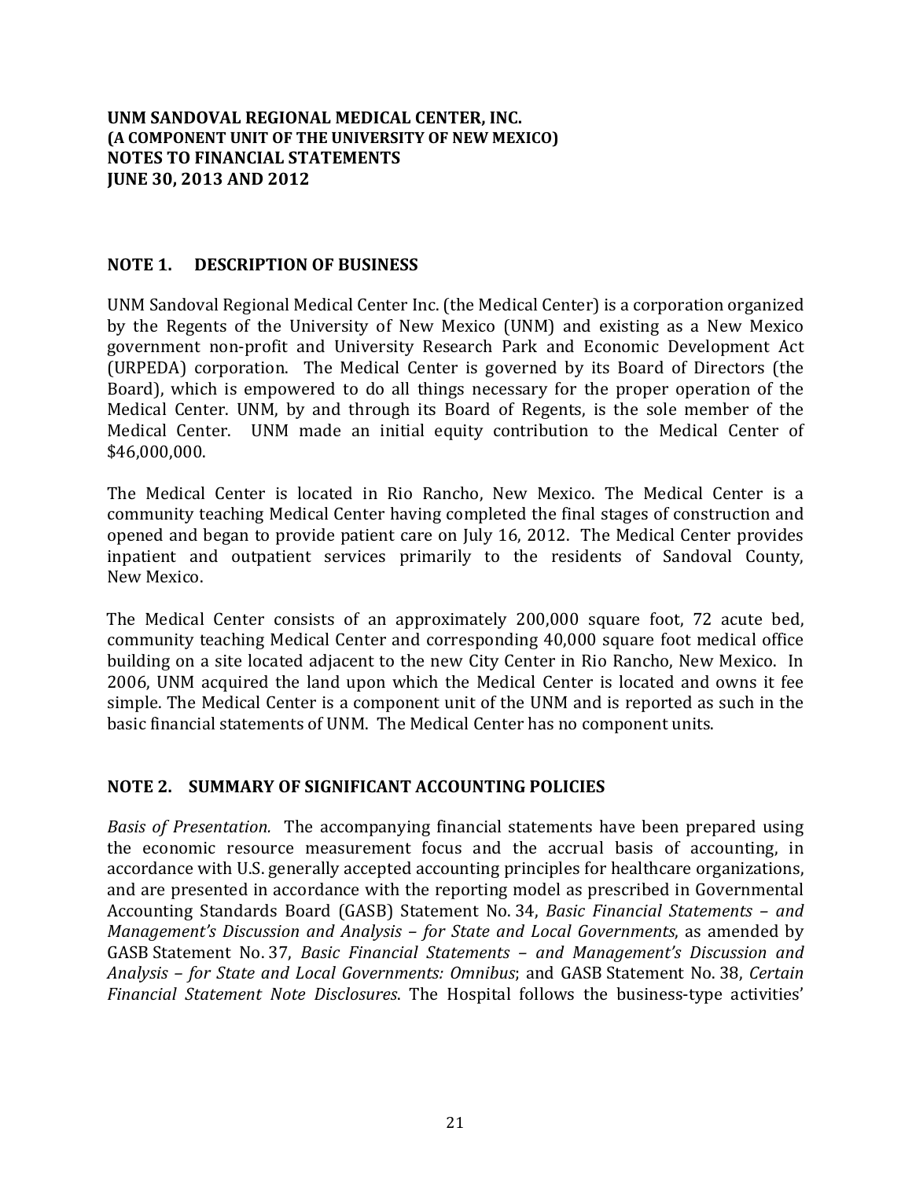**UNM SANDOVAL REGIONAL MEDICAL CENTER, INC.**
**(A COMPONENT UNIT OF THE UNIVERSITY OF NEW MEXICO)**
**NOTES TO FINANCIAL STATEMENTS**
**JUNE 30, 2013 AND 2012**

## NOTE 1. DESCRIPTION OF BUSINESS

UNM Sandoval Regional Medical Center Inc. (the Medical Center) is a corporation organized by the Regents of the University of New Mexico (UNM) and existing as a New Mexico government non-profit and University Research Park and Economic Development Act (URPEDA) corporation. The Medical Center is governed by its Board of Directors (the Board), which is empowered to do all things necessary for the proper operation of the Medical Center. UNM, by and through its Board of Regents, is the sole member of the Medical Center. UNM made an initial equity contribution to the Medical Center of $46,000,000.

The Medical Center is located in Rio Rancho, New Mexico. The Medical Center is a community teaching Medical Center having completed the final stages of construction and opened and began to provide patient care on July 16, 2012. The Medical Center provides inpatient and outpatient services primarily to the residents of Sandoval County, New Mexico.

The Medical Center consists of an approximately 200,000 square foot, 72 acute bed, community teaching Medical Center and corresponding 40,000 square foot medical office building on a site located adjacent to the new City Center in Rio Rancho, New Mexico. In 2006, UNM acquired the land upon which the Medical Center is located and owns it fee simple. The Medical Center is a component unit of the UNM and is reported as such in the basic financial statements of UNM. The Medical Center has no component units.

## NOTE 2. SUMMARY OF SIGNIFICANT ACCOUNTING POLICIES

*Basis of Presentation.* The accompanying financial statements have been prepared using the economic resource measurement focus and the accrual basis of accounting, in accordance with U.S. generally accepted accounting principles for healthcare organizations, and are presented in accordance with the reporting model as prescribed in Governmental Accounting Standards Board (GASB) Statement No. 34, *Basic Financial Statements – and Management's Discussion and Analysis – for State and Local Governments*, as amended by GASB Statement No. 37, *Basic Financial Statements – and Management's Discussion and Analysis – for State and Local Governments: Omnibus*; and GASB Statement No. 38, *Certain Financial Statement Note Disclosures*. The Hospital follows the business-type activities'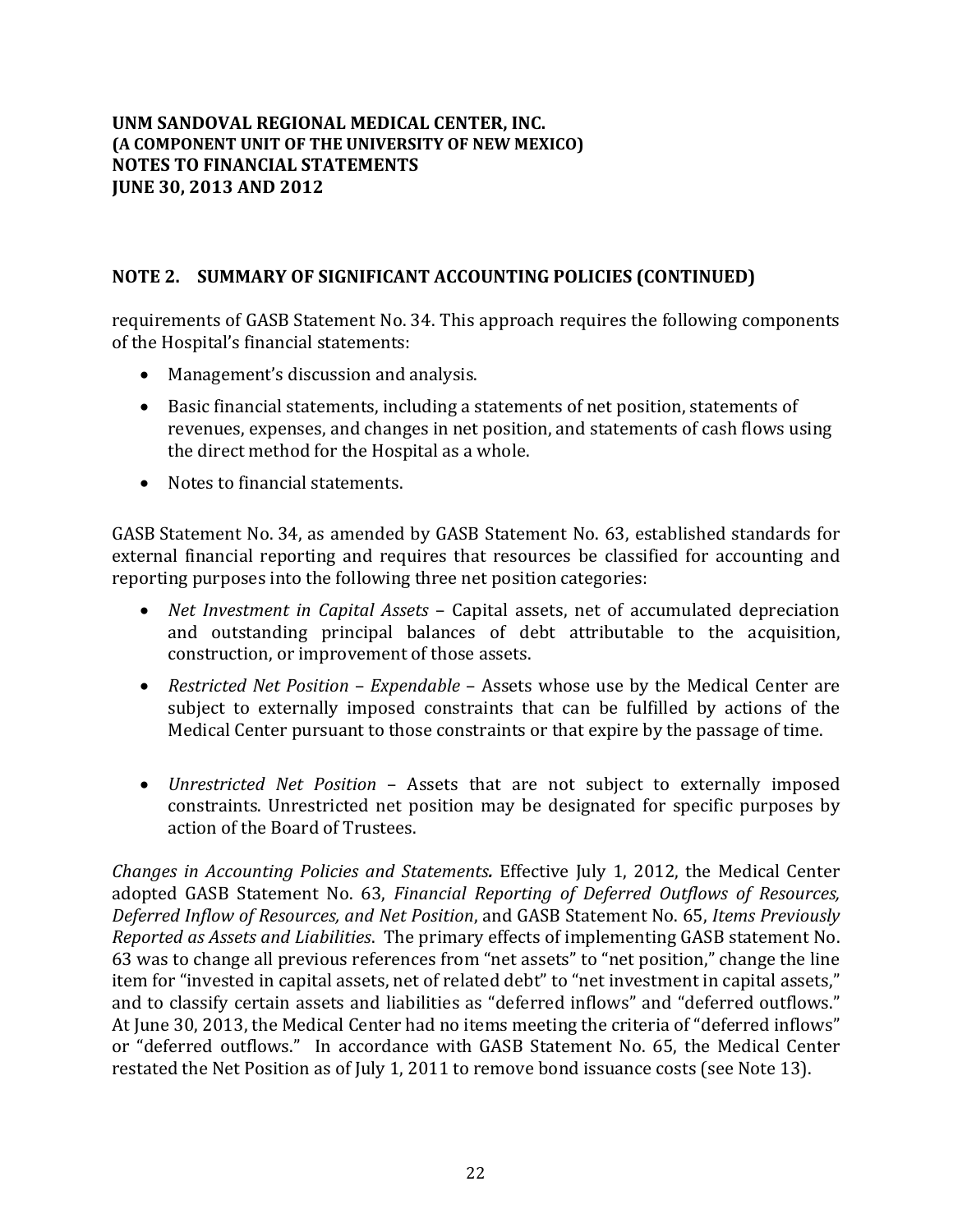## NOTE 2. SUMMARY OF SIGNIFICANT ACCOUNTING POLICIES (CONTINUED)

requirements of GASB Statement No. 34. This approach requires the following components of the Hospital's financial statements:

- Management's discussion and analysis.
- Basic financial statements, including a statements of net position, statements of revenues, expenses, and changes in net position, and statements of cash flows using the direct method for the Hospital as a whole.
- Notes to financial statements.

GASB Statement No. 34, as amended by GASB Statement No. 63, established standards for external financial reporting and requires that resources be classified for accounting and reporting purposes into the following three net position categories:

- *Net Investment in Capital Assets* – Capital assets, net of accumulated depreciation and outstanding principal balances of debt attributable to the acquisition, construction, or improvement of those assets.
- *Restricted Net Position – Expendable* – Assets whose use by the Medical Center are subject to externally imposed constraints that can be fulfilled by actions of the Medical Center pursuant to those constraints or that expire by the passage of time.
- *Unrestricted Net Position* – Assets that are not subject to externally imposed constraints. Unrestricted net position may be designated for specific purposes by action of the Board of Trustees.

***Changes in Accounting Policies and Statements.*** Effective July 1, 2012, the Medical Center adopted GASB Statement No. 63, *Financial Reporting of Deferred Outflows of Resources, Deferred Inflow of Resources, and Net Position*, and GASB Statement No. 65, *Items Previously Reported as Assets and Liabilities*. The primary effects of implementing GASB statement No. 63 was to change all previous references from "net assets" to "net position," change the line item for "invested in capital assets, net of related debt" to "net investment in capital assets," and to classify certain assets and liabilities as "deferred inflows" and "deferred outflows." At June 30, 2013, the Medical Center had no items meeting the criteria of "deferred inflows" or "deferred outflows." In accordance with GASB Statement No. 65, the Medical Center restated the Net Position as of July 1, 2011 to remove bond issuance costs (see Note 13).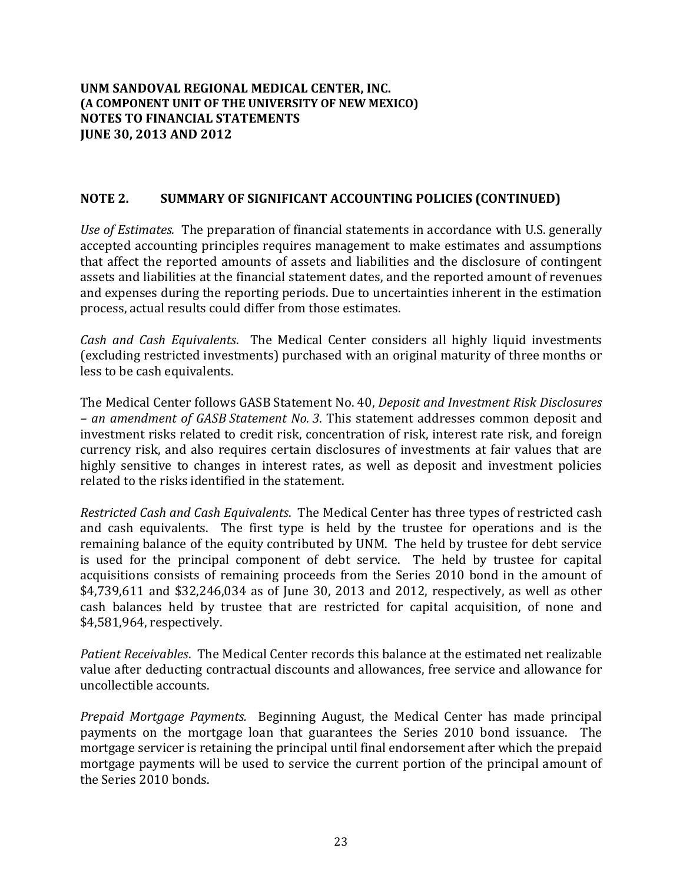**UNM SANDOVAL REGIONAL MEDICAL CENTER, INC.**
**(A COMPONENT UNIT OF THE UNIVERSITY OF NEW MEXICO)**
**NOTES TO FINANCIAL STATEMENTS**
**JUNE 30, 2013 AND 2012**

## NOTE 2. SUMMARY OF SIGNIFICANT ACCOUNTING POLICIES (CONTINUED)

*Use of Estimates.* The preparation of financial statements in accordance with U.S. generally accepted accounting principles requires management to make estimates and assumptions that affect the reported amounts of assets and liabilities and the disclosure of contingent assets and liabilities at the financial statement dates, and the reported amount of revenues and expenses during the reporting periods. Due to uncertainties inherent in the estimation process, actual results could differ from those estimates.

*Cash and Cash Equivalents*. The Medical Center considers all highly liquid investments (excluding restricted investments) purchased with an original maturity of three months or less to be cash equivalents.

The Medical Center follows GASB Statement No. 40, *Deposit and Investment Risk Disclosures – an amendment of GASB Statement No. 3*. This statement addresses common deposit and investment risks related to credit risk, concentration of risk, interest rate risk, and foreign currency risk, and also requires certain disclosures of investments at fair values that are highly sensitive to changes in interest rates, as well as deposit and investment policies related to the risks identified in the statement.

*Restricted Cash and Cash Equivalents*. The Medical Center has three types of restricted cash and cash equivalents. The first type is held by the trustee for operations and is the remaining balance of the equity contributed by UNM. The held by trustee for debt service is used for the principal component of debt service. The held by trustee for capital acquisitions consists of remaining proceeds from the Series 2010 bond in the amount of $4,739,611 and $32,246,034 as of June 30, 2013 and 2012, respectively, as well as other cash balances held by trustee that are restricted for capital acquisition, of none and $4,581,964, respectively.

*Patient Receivables*. The Medical Center records this balance at the estimated net realizable value after deducting contractual discounts and allowances, free service and allowance for uncollectible accounts.

*Prepaid Mortgage Payments.* Beginning August, the Medical Center has made principal payments on the mortgage loan that guarantees the Series 2010 bond issuance. The mortgage servicer is retaining the principal until final endorsement after which the prepaid mortgage payments will be used to service the current portion of the principal amount of the Series 2010 bonds.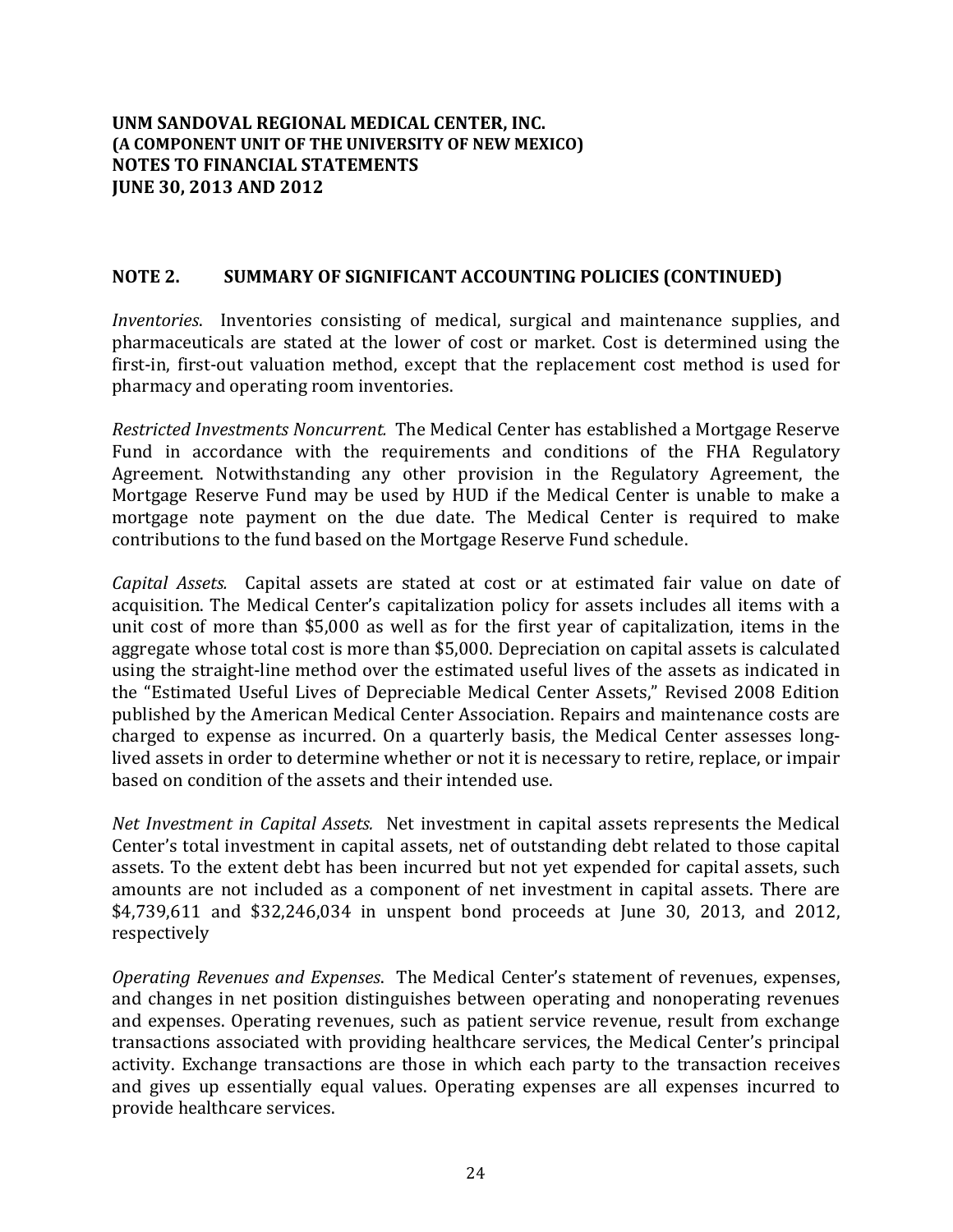**UNM SANDOVAL REGIONAL MEDICAL CENTER, INC.**
**(A COMPONENT UNIT OF THE UNIVERSITY OF NEW MEXICO)**
**NOTES TO FINANCIAL STATEMENTS**
**JUNE 30, 2013 AND 2012**

## NOTE 2. SUMMARY OF SIGNIFICANT ACCOUNTING POLICIES (CONTINUED)

*Inventories*. Inventories consisting of medical, surgical and maintenance supplies, and pharmaceuticals are stated at the lower of cost or market. Cost is determined using the first-in, first-out valuation method, except that the replacement cost method is used for pharmacy and operating room inventories.

*Restricted Investments Noncurrent.* The Medical Center has established a Mortgage Reserve Fund in accordance with the requirements and conditions of the FHA Regulatory Agreement. Notwithstanding any other provision in the Regulatory Agreement, the Mortgage Reserve Fund may be used by HUD if the Medical Center is unable to make a mortgage note payment on the due date. The Medical Center is required to make contributions to the fund based on the Mortgage Reserve Fund schedule.

*Capital Assets.* Capital assets are stated at cost or at estimated fair value on date of acquisition. The Medical Center's capitalization policy for assets includes all items with a unit cost of more than $5,000 as well as for the first year of capitalization, items in the aggregate whose total cost is more than $5,000. Depreciation on capital assets is calculated using the straight-line method over the estimated useful lives of the assets as indicated in the "Estimated Useful Lives of Depreciable Medical Center Assets," Revised 2008 Edition published by the American Medical Center Association. Repairs and maintenance costs are charged to expense as incurred. On a quarterly basis, the Medical Center assesses long-lived assets in order to determine whether or not it is necessary to retire, replace, or impair based on condition of the assets and their intended use.

*Net Investment in Capital Assets.* Net investment in capital assets represents the Medical Center's total investment in capital assets, net of outstanding debt related to those capital assets. To the extent debt has been incurred but not yet expended for capital assets, such amounts are not included as a component of net investment in capital assets. There are $4,739,611 and $32,246,034 in unspent bond proceeds at June 30, 2013, and 2012, respectively

*Operating Revenues and Expenses*. The Medical Center's statement of revenues, expenses, and changes in net position distinguishes between operating and nonoperating revenues and expenses. Operating revenues, such as patient service revenue, result from exchange transactions associated with providing healthcare services, the Medical Center's principal activity. Exchange transactions are those in which each party to the transaction receives and gives up essentially equal values. Operating expenses are all expenses incurred to provide healthcare services.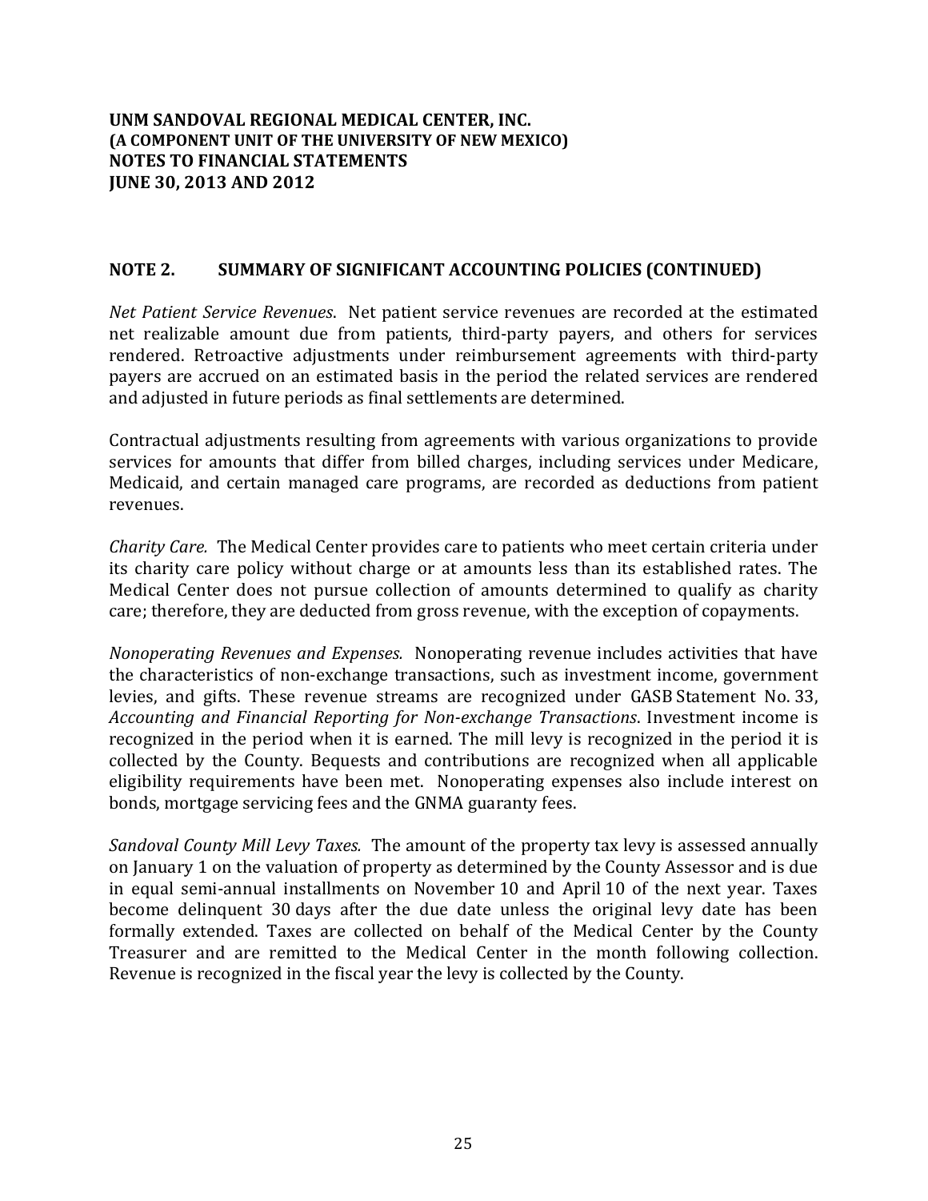**UNM SANDOVAL REGIONAL MEDICAL CENTER, INC.**
**(A COMPONENT UNIT OF THE UNIVERSITY OF NEW MEXICO)**
**NOTES TO FINANCIAL STATEMENTS**
**JUNE 30, 2013 AND 2012**

## NOTE 2. SUMMARY OF SIGNIFICANT ACCOUNTING POLICIES (CONTINUED)

*Net Patient Service Revenues*. Net patient service revenues are recorded at the estimated net realizable amount due from patients, third-party payers, and others for services rendered. Retroactive adjustments under reimbursement agreements with third-party payers are accrued on an estimated basis in the period the related services are rendered and adjusted in future periods as final settlements are determined.

Contractual adjustments resulting from agreements with various organizations to provide services for amounts that differ from billed charges, including services under Medicare, Medicaid, and certain managed care programs, are recorded as deductions from patient revenues.

*Charity Care.* The Medical Center provides care to patients who meet certain criteria under its charity care policy without charge or at amounts less than its established rates. The Medical Center does not pursue collection of amounts determined to qualify as charity care; therefore, they are deducted from gross revenue, with the exception of copayments.

*Nonoperating Revenues and Expenses.* Nonoperating revenue includes activities that have the characteristics of non-exchange transactions, such as investment income, government levies, and gifts. These revenue streams are recognized under GASB Statement No. 33, *Accounting and Financial Reporting for Non-exchange Transactions*. Investment income is recognized in the period when it is earned. The mill levy is recognized in the period it is collected by the County. Bequests and contributions are recognized when all applicable eligibility requirements have been met. Nonoperating expenses also include interest on bonds, mortgage servicing fees and the GNMA guaranty fees.

*Sandoval County Mill Levy Taxes.* The amount of the property tax levy is assessed annually on January 1 on the valuation of property as determined by the County Assessor and is due in equal semi-annual installments on November 10 and April 10 of the next year. Taxes become delinquent 30 days after the due date unless the original levy date has been formally extended. Taxes are collected on behalf of the Medical Center by the County Treasurer and are remitted to the Medical Center in the month following collection. Revenue is recognized in the fiscal year the levy is collected by the County.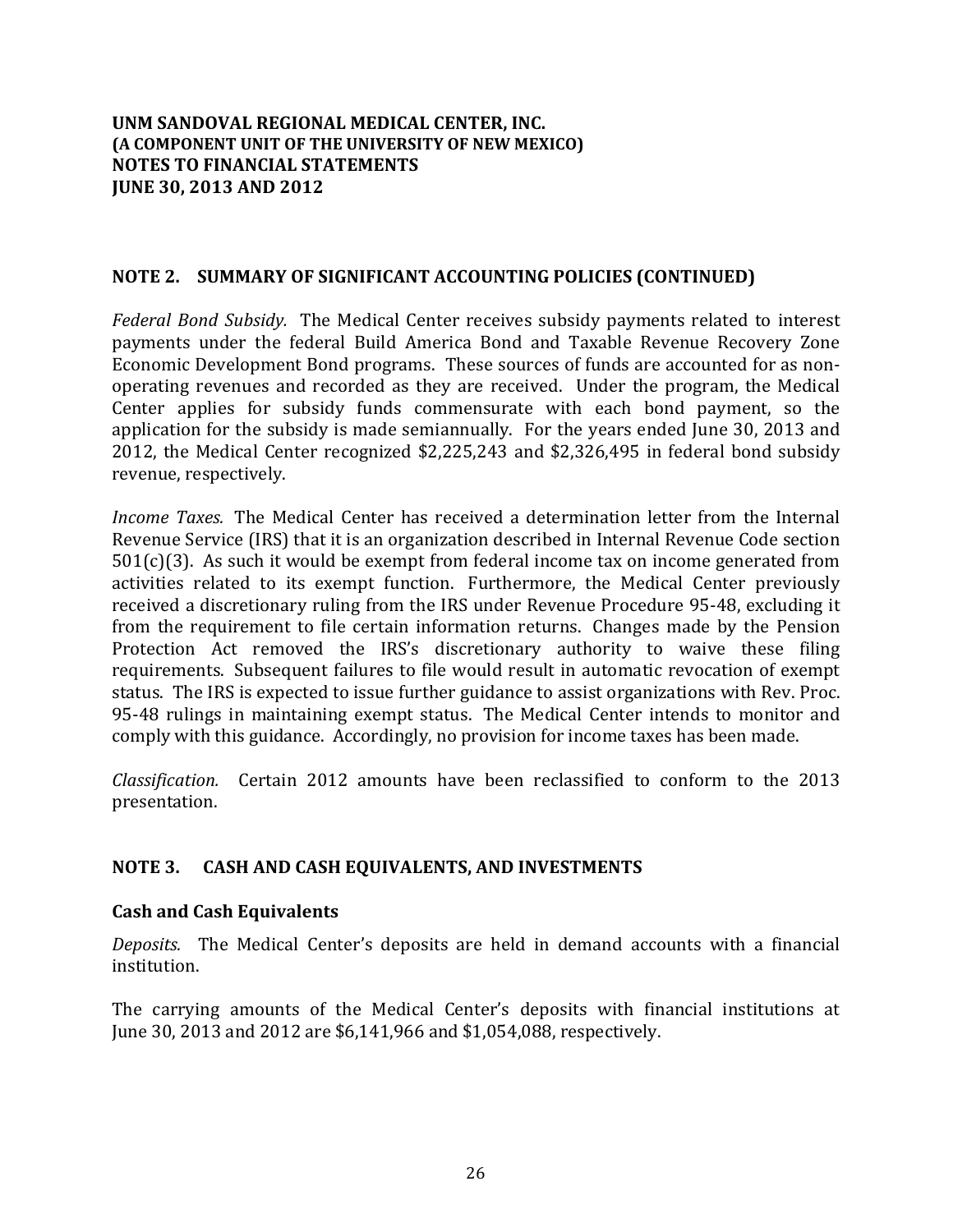**UNM SANDOVAL REGIONAL MEDICAL CENTER, INC.**
**(A COMPONENT UNIT OF THE UNIVERSITY OF NEW MEXICO)**
**NOTES TO FINANCIAL STATEMENTS**
**JUNE 30, 2013 AND 2012**

## NOTE 2. SUMMARY OF SIGNIFICANT ACCOUNTING POLICIES (CONTINUED)

*Federal Bond Subsidy.* The Medical Center receives subsidy payments related to interest payments under the federal Build America Bond and Taxable Revenue Recovery Zone Economic Development Bond programs. These sources of funds are accounted for as non-operating revenues and recorded as they are received. Under the program, the Medical Center applies for subsidy funds commensurate with each bond payment, so the application for the subsidy is made semiannually. For the years ended June 30, 2013 and 2012, the Medical Center recognized $2,225,243 and $2,326,495 in federal bond subsidy revenue, respectively.

*Income Taxes.* The Medical Center has received a determination letter from the Internal Revenue Service (IRS) that it is an organization described in Internal Revenue Code section 501(c)(3). As such it would be exempt from federal income tax on income generated from activities related to its exempt function. Furthermore, the Medical Center previously received a discretionary ruling from the IRS under Revenue Procedure 95-48, excluding it from the requirement to file certain information returns. Changes made by the Pension Protection Act removed the IRS's discretionary authority to waive these filing requirements. Subsequent failures to file would result in automatic revocation of exempt status. The IRS is expected to issue further guidance to assist organizations with Rev. Proc. 95-48 rulings in maintaining exempt status. The Medical Center intends to monitor and comply with this guidance. Accordingly, no provision for income taxes has been made.

*Classification.* Certain 2012 amounts have been reclassified to conform to the 2013 presentation.

## NOTE 3. CASH AND CASH EQUIVALENTS, AND INVESTMENTS

### Cash and Cash Equivalents

*Deposits.* The Medical Center's deposits are held in demand accounts with a financial institution.

The carrying amounts of the Medical Center's deposits with financial institutions at June 30, 2013 and 2012 are $6,141,966 and $1,054,088, respectively.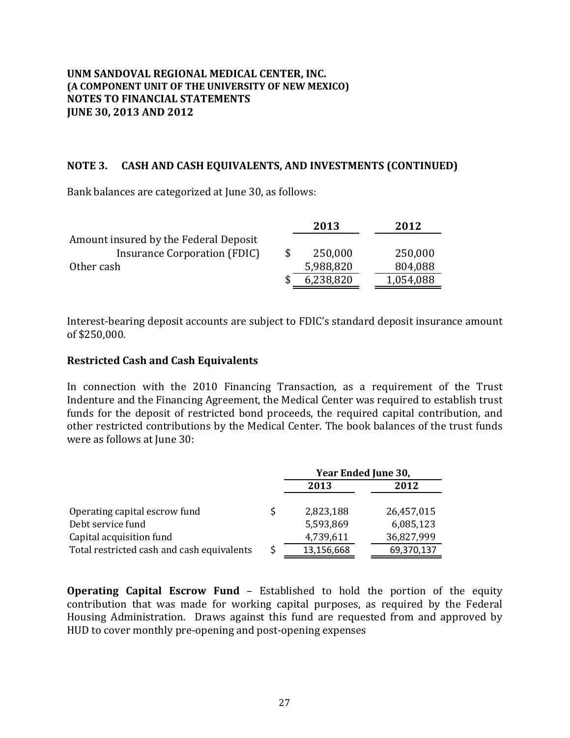**UNM SANDOVAL REGIONAL MEDICAL CENTER, INC.**
**(A COMPONENT UNIT OF THE UNIVERSITY OF NEW MEXICO)**
**NOTES TO FINANCIAL STATEMENTS**
**JUNE 30, 2013 AND 2012**

## NOTE 3. CASH AND CASH EQUIVALENTS, AND INVESTMENTS (CONTINUED)

Bank balances are categorized at June 30, as follows:

| | 2013 | 2012 |
|---|---|---|
| Amount insured by the Federal Deposit Insurance Corporation (FDIC) | $ 250,000 | 250,000 |
| Other cash | 5,988,820 | 804,088 |
| | $ 6,238,820 | 1,054,088 |

Interest-bearing deposit accounts are subject to FDIC's standard deposit insurance amount of $250,000.

### Restricted Cash and Cash Equivalents

In connection with the 2010 Financing Transaction, as a requirement of the Trust Indenture and the Financing Agreement, the Medical Center was required to establish trust funds for the deposit of restricted bond proceeds, the required capital contribution, and other restricted contributions by the Medical Center. The book balances of the trust funds were as follows at June 30:

| | Year Ended June 30, | |
|---|---|---|
| | 2013 | 2012 |
| Operating capital escrow fund | $ 2,823,188 | 26,457,015 |
| Debt service fund | 5,593,869 | 6,085,123 |
| Capital acquisition fund | 4,739,611 | 36,827,999 |
| Total restricted cash and cash equivalents | $ 13,156,668 | 69,370,137 |

**Operating Capital Escrow Fund** – Established to hold the portion of the equity contribution that was made for working capital purposes, as required by the Federal Housing Administration. Draws against this fund are requested from and approved by HUD to cover monthly pre-opening and post-opening expenses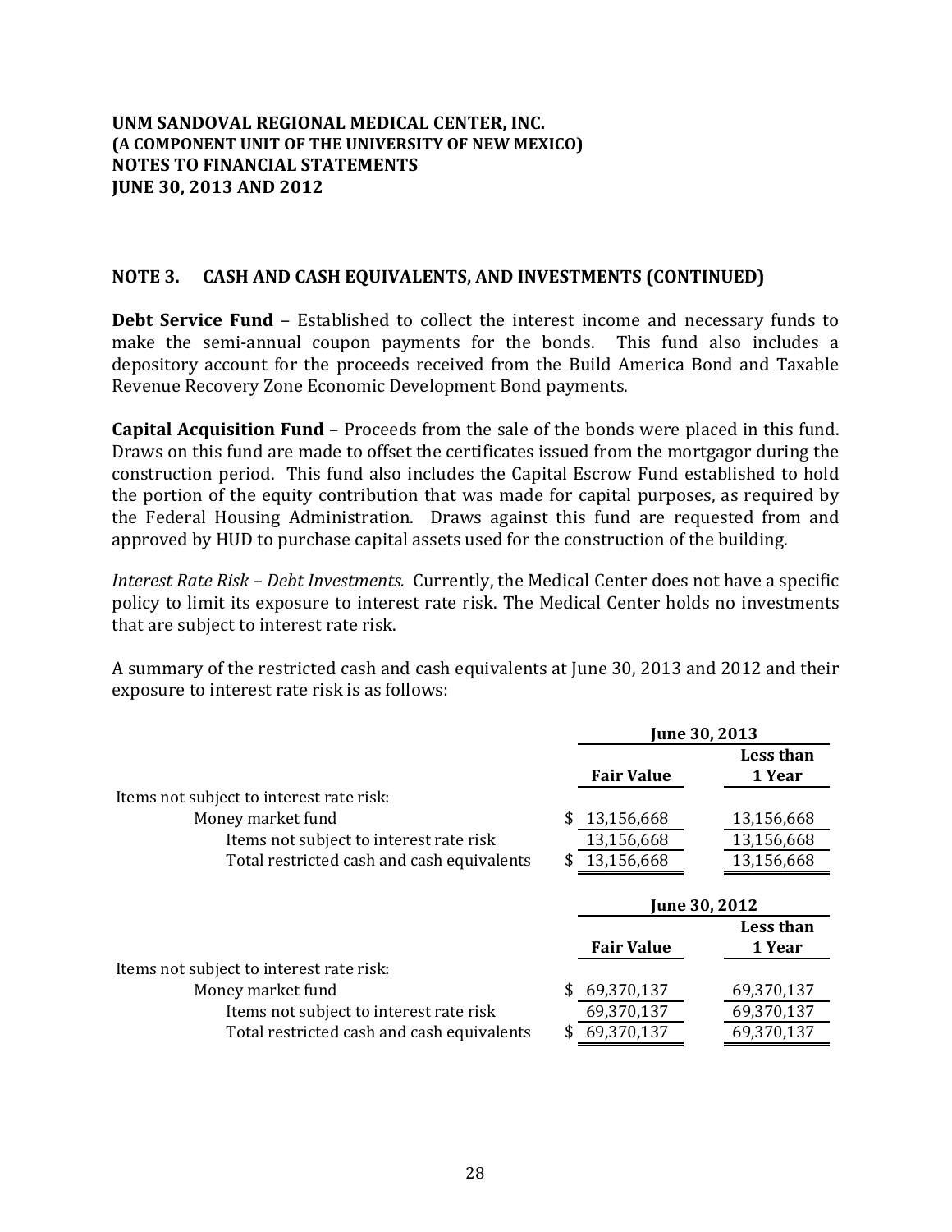**UNM SANDOVAL REGIONAL MEDICAL CENTER, INC.**
**(A COMPONENT UNIT OF THE UNIVERSITY OF NEW MEXICO)**
**NOTES TO FINANCIAL STATEMENTS**
**JUNE 30, 2013 AND 2012**

## NOTE 3. CASH AND CASH EQUIVALENTS, AND INVESTMENTS (CONTINUED)

**Debt Service Fund** – Established to collect the interest income and necessary funds to make the semi-annual coupon payments for the bonds. This fund also includes a depository account for the proceeds received from the Build America Bond and Taxable Revenue Recovery Zone Economic Development Bond payments.

**Capital Acquisition Fund** – Proceeds from the sale of the bonds were placed in this fund. Draws on this fund are made to offset the certificates issued from the mortgagor during the construction period. This fund also includes the Capital Escrow Fund established to hold the portion of the equity contribution that was made for capital purposes, as required by the Federal Housing Administration. Draws against this fund are requested from and approved by HUD to purchase capital assets used for the construction of the building.

*Interest Rate Risk – Debt Investments.* Currently, the Medical Center does not have a specific policy to limit its exposure to interest rate risk. The Medical Center holds no investments that are subject to interest rate risk.

A summary of the restricted cash and cash equivalents at June 30, 2013 and 2012 and their exposure to interest rate risk is as follows:

| | June 30, 2013 | |
|---|---|---|
| | Fair Value | Less than 1 Year |
| Items not subject to interest rate risk: | | |
| Money market fund | $ 13,156,668 | 13,156,668 |
| Items not subject to interest rate risk | 13,156,668 | 13,156,668 |
| Total restricted cash and cash equivalents | $ 13,156,668 | 13,156,668 |

| | June 30, 2012 | |
|---|---|---|
| | Fair Value | Less than 1 Year |
| Items not subject to interest rate risk: | | |
| Money market fund | $ 69,370,137 | 69,370,137 |
| Items not subject to interest rate risk | 69,370,137 | 69,370,137 |
| Total restricted cash and cash equivalents | $ 69,370,137 | 69,370,137 |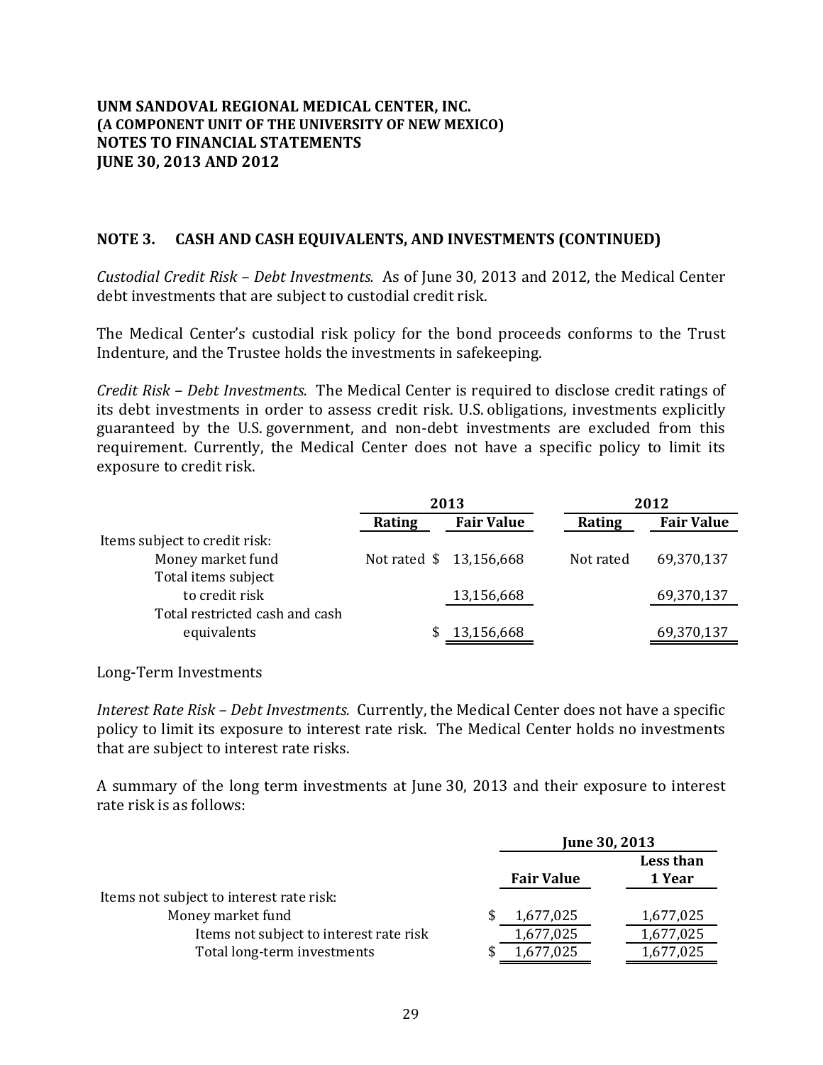**UNM SANDOVAL REGIONAL MEDICAL CENTER, INC.**
**(A COMPONENT UNIT OF THE UNIVERSITY OF NEW MEXICO)**
**NOTES TO FINANCIAL STATEMENTS**
**JUNE 30, 2013 AND 2012**

## NOTE 3. CASH AND CASH EQUIVALENTS, AND INVESTMENTS (CONTINUED)

*Custodial Credit Risk – Debt Investments.* As of June 30, 2013 and 2012, the Medical Center debt investments that are subject to custodial credit risk.

The Medical Center's custodial risk policy for the bond proceeds conforms to the Trust Indenture, and the Trustee holds the investments in safekeeping.

*Credit Risk – Debt Investments.* The Medical Center is required to disclose credit ratings of its debt investments in order to assess credit risk. U.S. obligations, investments explicitly guaranteed by the U.S. government, and non-debt investments are excluded from this requirement. Currently, the Medical Center does not have a specific policy to limit its exposure to credit risk.

| | 2013 | | 2012 | |
|---|---|---|---|---|
| | **Rating** | **Fair Value** | **Rating** | **Fair Value** |
| Items subject to credit risk: | | | | |
| Money market fund | Not rated | $ 13,156,668 | Not rated | 69,370,137 |
| Total items subject to credit risk | | 13,156,668 | | 69,370,137 |
| Total restricted cash and cash equivalents | | $ 13,156,668 | | 69,370,137 |

Long-Term Investments

*Interest Rate Risk – Debt Investments.* Currently, the Medical Center does not have a specific policy to limit its exposure to interest rate risk. The Medical Center holds no investments that are subject to interest rate risks.

A summary of the long term investments at June 30, 2013 and their exposure to interest rate risk is as follows:

| | June 30, 2013 | |
|---|---|---|
| | **Fair Value** | **Less than 1 Year** |
| Items not subject to interest rate risk: | | |
| Money market fund | $ 1,677,025 | 1,677,025 |
| Items not subject to interest rate risk | 1,677,025 | 1,677,025 |
| Total long-term investments | $ 1,677,025 | 1,677,025 |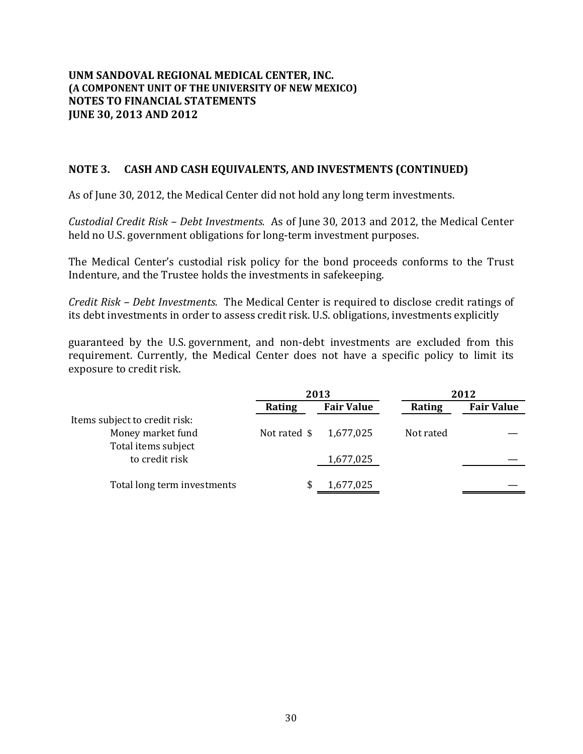**UNM SANDOVAL REGIONAL MEDICAL CENTER, INC.**
**(A COMPONENT UNIT OF THE UNIVERSITY OF NEW MEXICO)**
**NOTES TO FINANCIAL STATEMENTS**
**JUNE 30, 2013 AND 2012**

## NOTE 3. CASH AND CASH EQUIVALENTS, AND INVESTMENTS (CONTINUED)

As of June 30, 2012, the Medical Center did not hold any long term investments.

*Custodial Credit Risk – Debt Investments.* As of June 30, 2013 and 2012, the Medical Center held no U.S. government obligations for long-term investment purposes.

The Medical Center's custodial risk policy for the bond proceeds conforms to the Trust Indenture, and the Trustee holds the investments in safekeeping.

*Credit Risk – Debt Investments.* The Medical Center is required to disclose credit ratings of its debt investments in order to assess credit risk. U.S. obligations, investments explicitly guaranteed by the U.S. government, and non-debt investments are excluded from this requirement. Currently, the Medical Center does not have a specific policy to limit its exposure to credit risk.

| | 2013 | | 2012 | |
|---|---|---|---|---|
| | **Rating** | **Fair Value** | **Rating** | **Fair Value** |
| Items subject to credit risk: | | | | |
| Money market fund | Not rated | $ 1,677,025 | Not rated | — |
| Total items subject to credit risk | | 1,677,025 | | — |
| Total long term investments | | $ 1,677,025 | | — |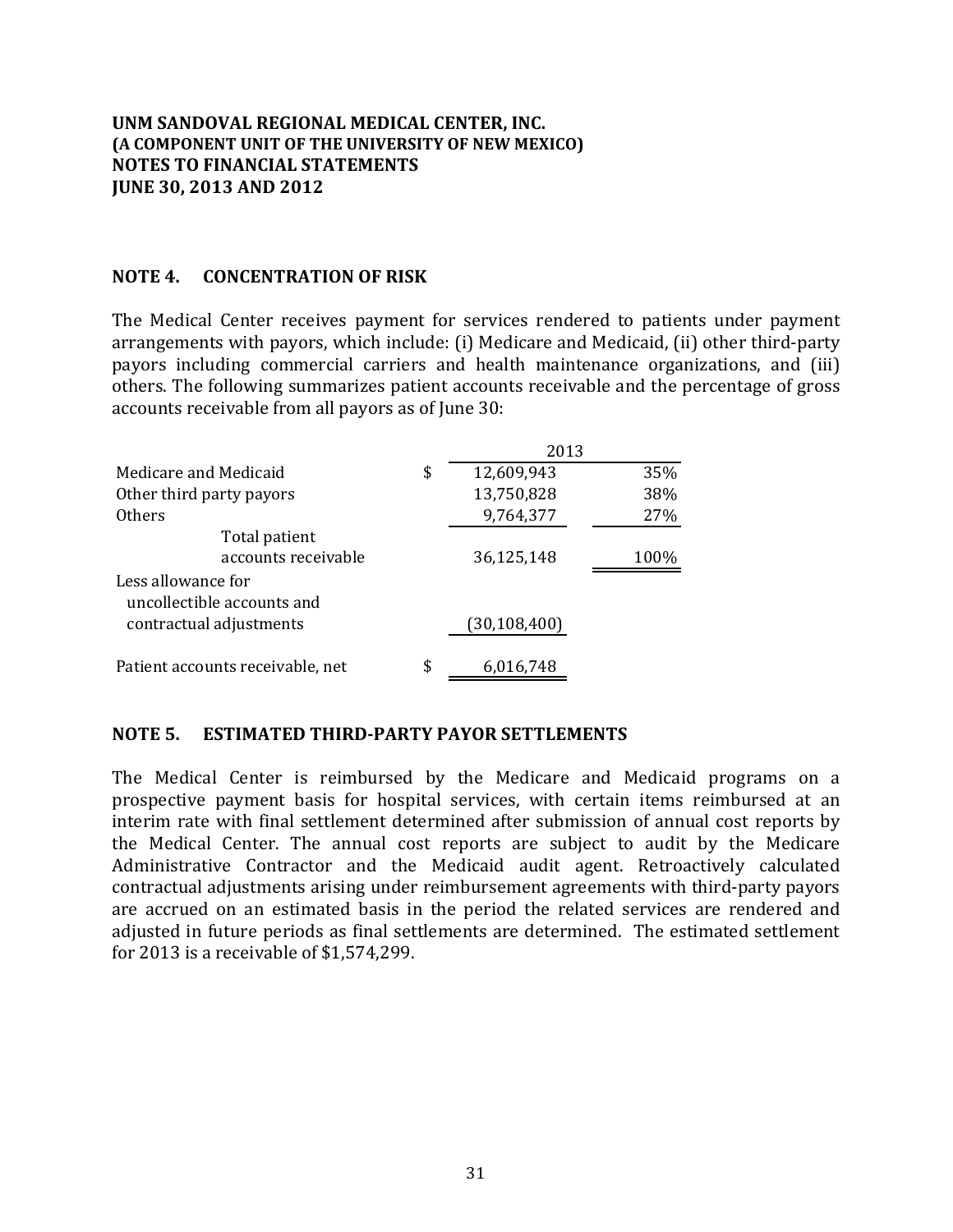## NOTE 4. CONCENTRATION OF RISK

The Medical Center receives payment for services rendered to patients under payment arrangements with payors, which include: (i) Medicare and Medicaid, (ii) other third-party payors including commercial carriers and health maintenance organizations, and (iii) others. The following summarizes patient accounts receivable and the percentage of gross accounts receivable from all payors as of June 30:

| | 2013 | |
|---|---|---|
| Medicare and Medicaid | $ 12,609,943 | 35% |
| Other third party payors | 13,750,828 | 38% |
| Others | 9,764,377 | 27% |
| Total patient accounts receivable | 36,125,148 | 100% |
| Less allowance for uncollectible accounts and contractual adjustments | (30,108,400) | |
| Patient accounts receivable, net | $ 6,016,748 | |

## NOTE 5. ESTIMATED THIRD-PARTY PAYOR SETTLEMENTS

The Medical Center is reimbursed by the Medicare and Medicaid programs on a prospective payment basis for hospital services, with certain items reimbursed at an interim rate with final settlement determined after submission of annual cost reports by the Medical Center. The annual cost reports are subject to audit by the Medicare Administrative Contractor and the Medicaid audit agent. Retroactively calculated contractual adjustments arising under reimbursement agreements with third-party payors are accrued on an estimated basis in the period the related services are rendered and adjusted in future periods as final settlements are determined. The estimated settlement for 2013 is a receivable of $1,574,299.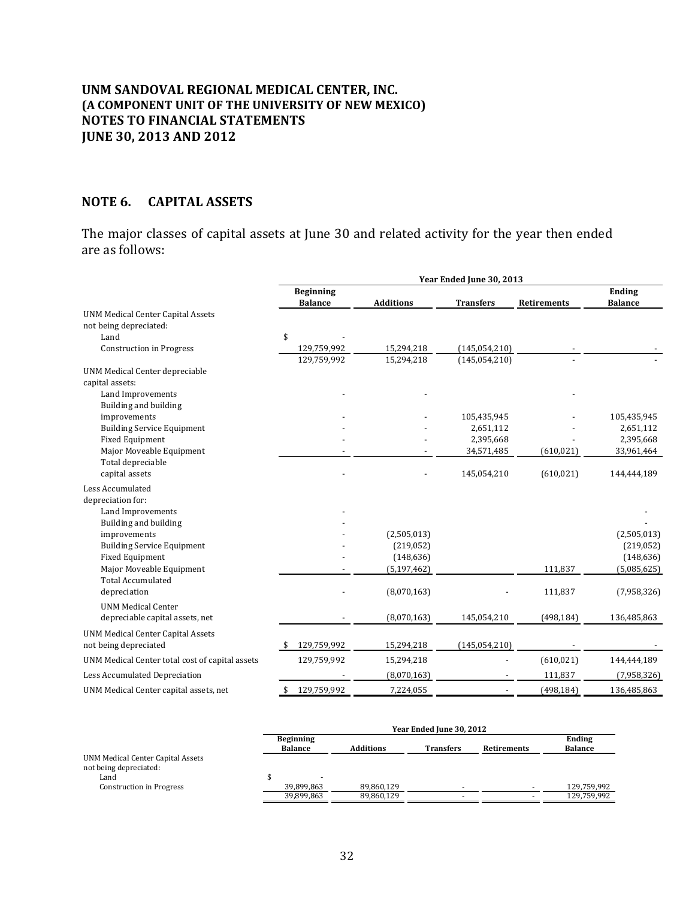**UNM SANDOVAL REGIONAL MEDICAL CENTER, INC.**
**(A COMPONENT UNIT OF THE UNIVERSITY OF NEW MEXICO)**
**NOTES TO FINANCIAL STATEMENTS**
**JUNE 30, 2013 AND 2012**

## NOTE 6. CAPITAL ASSETS

The major classes of capital assets at June 30 and related activity for the year then ended are as follows:

| | Year Ended June 30, 2013 | | | | |
|---|---|---|---|---|---|
| | Beginning Balance | Additions | Transfers | Retirements | Ending Balance |
| UNM Medical Center Capital Assets not being depreciated: | | | | | |
| Land | $ - | | | | |
| Construction in Progress | 129,759,992 | 15,294,218 | (145,054,210) | - | - |
| | 129,759,992 | 15,294,218 | (145,054,210) | - | - |
| UNM Medical Center depreciable capital assets: | | | | | |
| Land Improvements | - | - | | - | |
| Building and building improvements | - | - | 105,435,945 | - | 105,435,945 |
| Building Service Equipment | - | - | 2,651,112 | - | 2,651,112 |
| Fixed Equipment | - | - | 2,395,668 | - | 2,395,668 |
| Major Moveable Equipment | - | - | 34,571,485 | (610,021) | 33,961,464 |
| Total depreciable capital assets | - | - | 145,054,210 | (610,021) | 144,444,189 |
| Less Accumulated depreciation for: | | | | | |
| Land Improvements | - | | | | - |
| Building and building improvements | - | (2,505,013) | | | (2,505,013) |
| Building Service Equipment | - | (219,052) | | | (219,052) |
| Fixed Equipment | - | (148,636) | | | (148,636) |
| Major Moveable Equipment | - | (5,197,462) | | 111,837 | (5,085,625) |
| Total Accumulated depreciation | - | (8,070,163) | - | 111,837 | (7,958,326) |
| UNM Medical Center depreciable capital assets, net | - | (8,070,163) | 145,054,210 | (498,184) | 136,485,863 |
| UNM Medical Center Capital Assets not being depreciated | $ 129,759,992 | 15,294,218 | (145,054,210) | - | - |
| UNM Medical Center total cost of capital assets | 129,759,992 | 15,294,218 | - | (610,021) | 144,444,189 |
| Less Accumulated Depreciation | - | (8,070,163) | - | 111,837 | (7,958,326) |
| UNM Medical Center capital assets, net | $ 129,759,992 | 7,224,055 | - | (498,184) | 136,485,863 |

| | Year Ended June 30, 2012 | | | | |
|---|---|---|---|---|---|
| | Beginning Balance | Additions | Transfers | Retirements | Ending Balance |
| UNM Medical Center Capital Assets not being depreciated: | | | | | |
| Land | $ - | | | | |
| Construction in Progress | 39,899,863 | 89,860,129 | - | - | 129,759,992 |
| | 39,899,863 | 89,860,129 | - | - | 129,759,992 |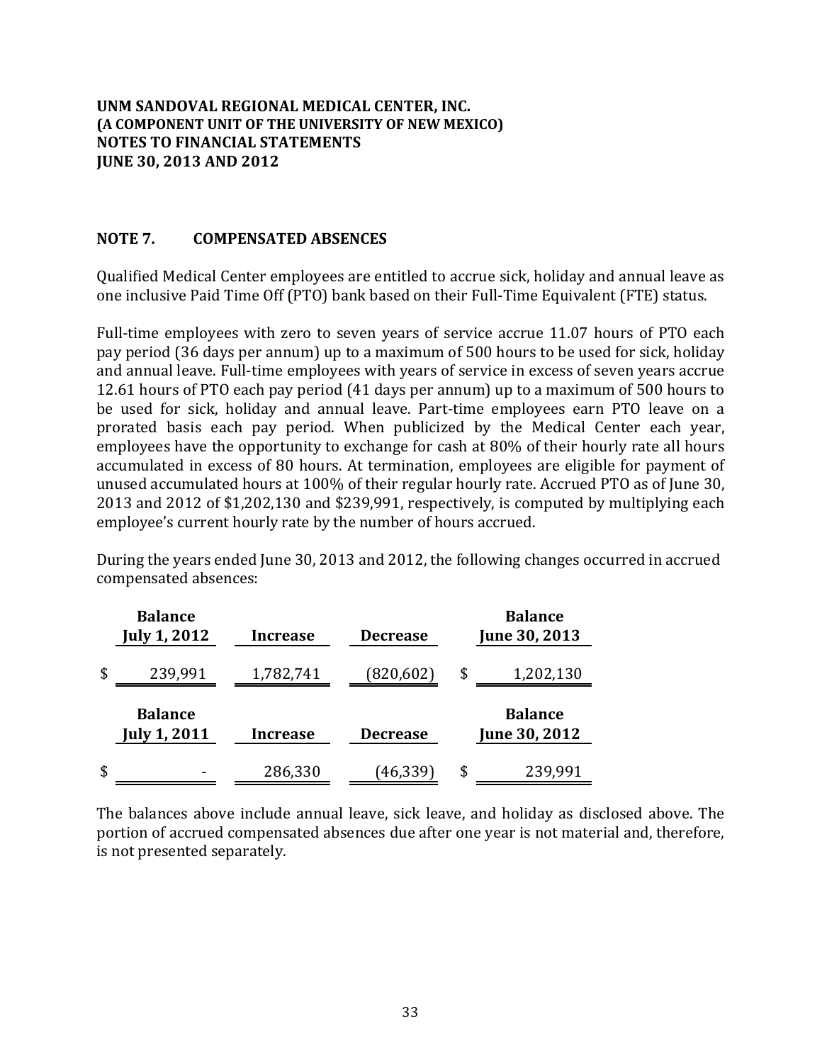**UNM SANDOVAL REGIONAL MEDICAL CENTER, INC.**
**(A COMPONENT UNIT OF THE UNIVERSITY OF NEW MEXICO)**
**NOTES TO FINANCIAL STATEMENTS**
**JUNE 30, 2013 AND 2012**

## NOTE 7. COMPENSATED ABSENCES

Qualified Medical Center employees are entitled to accrue sick, holiday and annual leave as one inclusive Paid Time Off (PTO) bank based on their Full-Time Equivalent (FTE) status.

Full-time employees with zero to seven years of service accrue 11.07 hours of PTO each pay period (36 days per annum) up to a maximum of 500 hours to be used for sick, holiday and annual leave. Full-time employees with years of service in excess of seven years accrue 12.61 hours of PTO each pay period (41 days per annum) up to a maximum of 500 hours to be used for sick, holiday and annual leave. Part-time employees earn PTO leave on a prorated basis each pay period. When publicized by the Medical Center each year, employees have the opportunity to exchange for cash at 80% of their hourly rate all hours accumulated in excess of 80 hours. At termination, employees are eligible for payment of unused accumulated hours at 100% of their regular hourly rate. Accrued PTO as of June 30, 2013 and 2012 of $1,202,130 and $239,991, respectively, is computed by multiplying each employee's current hourly rate by the number of hours accrued.

During the years ended June 30, 2013 and 2012, the following changes occurred in accrued compensated absences:

| Balance July 1, 2012 | Increase | Decrease | Balance June 30, 2013 |
|---|---|---|---|
| $ 239,991 | 1,782,741 | (820,602) | $ 1,202,130 |

| Balance July 1, 2011 | Increase | Decrease | Balance June 30, 2012 |
|---|---|---|---|
| $ - | 286,330 | (46,339) | $ 239,991 |

The balances above include annual leave, sick leave, and holiday as disclosed above. The portion of accrued compensated absences due after one year is not material and, therefore, is not presented separately.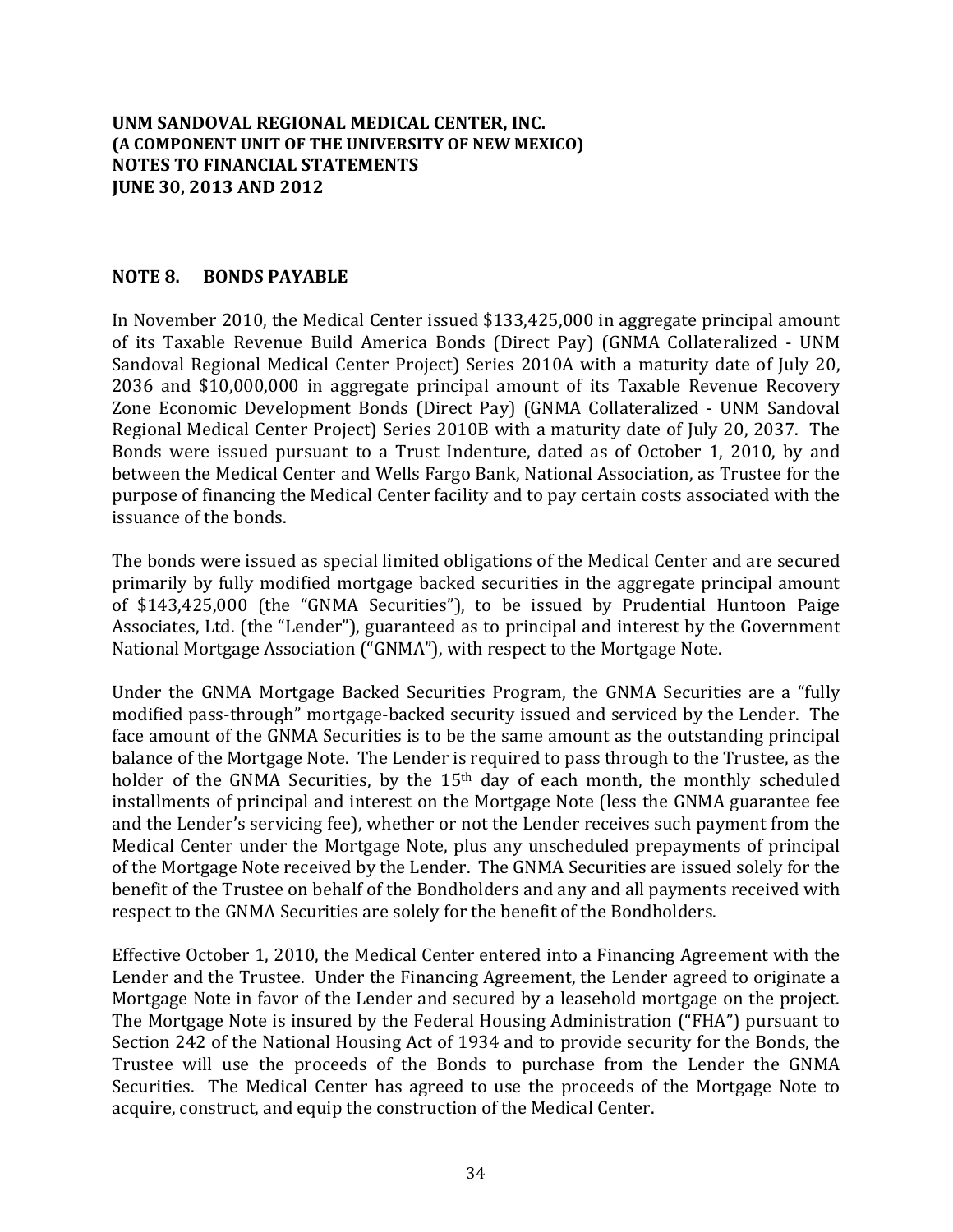**UNM SANDOVAL REGIONAL MEDICAL CENTER, INC.**
**(A COMPONENT UNIT OF THE UNIVERSITY OF NEW MEXICO)**
**NOTES TO FINANCIAL STATEMENTS**
**JUNE 30, 2013 AND 2012**

## NOTE 8. BONDS PAYABLE

In November 2010, the Medical Center issued $133,425,000 in aggregate principal amount of its Taxable Revenue Build America Bonds (Direct Pay) (GNMA Collateralized - UNM Sandoval Regional Medical Center Project) Series 2010A with a maturity date of July 20, 2036 and $10,000,000 in aggregate principal amount of its Taxable Revenue Recovery Zone Economic Development Bonds (Direct Pay) (GNMA Collateralized - UNM Sandoval Regional Medical Center Project) Series 2010B with a maturity date of July 20, 2037. The Bonds were issued pursuant to a Trust Indenture, dated as of October 1, 2010, by and between the Medical Center and Wells Fargo Bank, National Association, as Trustee for the purpose of financing the Medical Center facility and to pay certain costs associated with the issuance of the bonds.

The bonds were issued as special limited obligations of the Medical Center and are secured primarily by fully modified mortgage backed securities in the aggregate principal amount of $143,425,000 (the "GNMA Securities"), to be issued by Prudential Huntoon Paige Associates, Ltd. (the "Lender"), guaranteed as to principal and interest by the Government National Mortgage Association ("GNMA"), with respect to the Mortgage Note.

Under the GNMA Mortgage Backed Securities Program, the GNMA Securities are a "fully modified pass-through" mortgage-backed security issued and serviced by the Lender. The face amount of the GNMA Securities is to be the same amount as the outstanding principal balance of the Mortgage Note. The Lender is required to pass through to the Trustee, as the holder of the GNMA Securities, by the 15th day of each month, the monthly scheduled installments of principal and interest on the Mortgage Note (less the GNMA guarantee fee and the Lender's servicing fee), whether or not the Lender receives such payment from the Medical Center under the Mortgage Note, plus any unscheduled prepayments of principal of the Mortgage Note received by the Lender. The GNMA Securities are issued solely for the benefit of the Trustee on behalf of the Bondholders and any and all payments received with respect to the GNMA Securities are solely for the benefit of the Bondholders.

Effective October 1, 2010, the Medical Center entered into a Financing Agreement with the Lender and the Trustee. Under the Financing Agreement, the Lender agreed to originate a Mortgage Note in favor of the Lender and secured by a leasehold mortgage on the project. The Mortgage Note is insured by the Federal Housing Administration ("FHA") pursuant to Section 242 of the National Housing Act of 1934 and to provide security for the Bonds, the Trustee will use the proceeds of the Bonds to purchase from the Lender the GNMA Securities. The Medical Center has agreed to use the proceeds of the Mortgage Note to acquire, construct, and equip the construction of the Medical Center.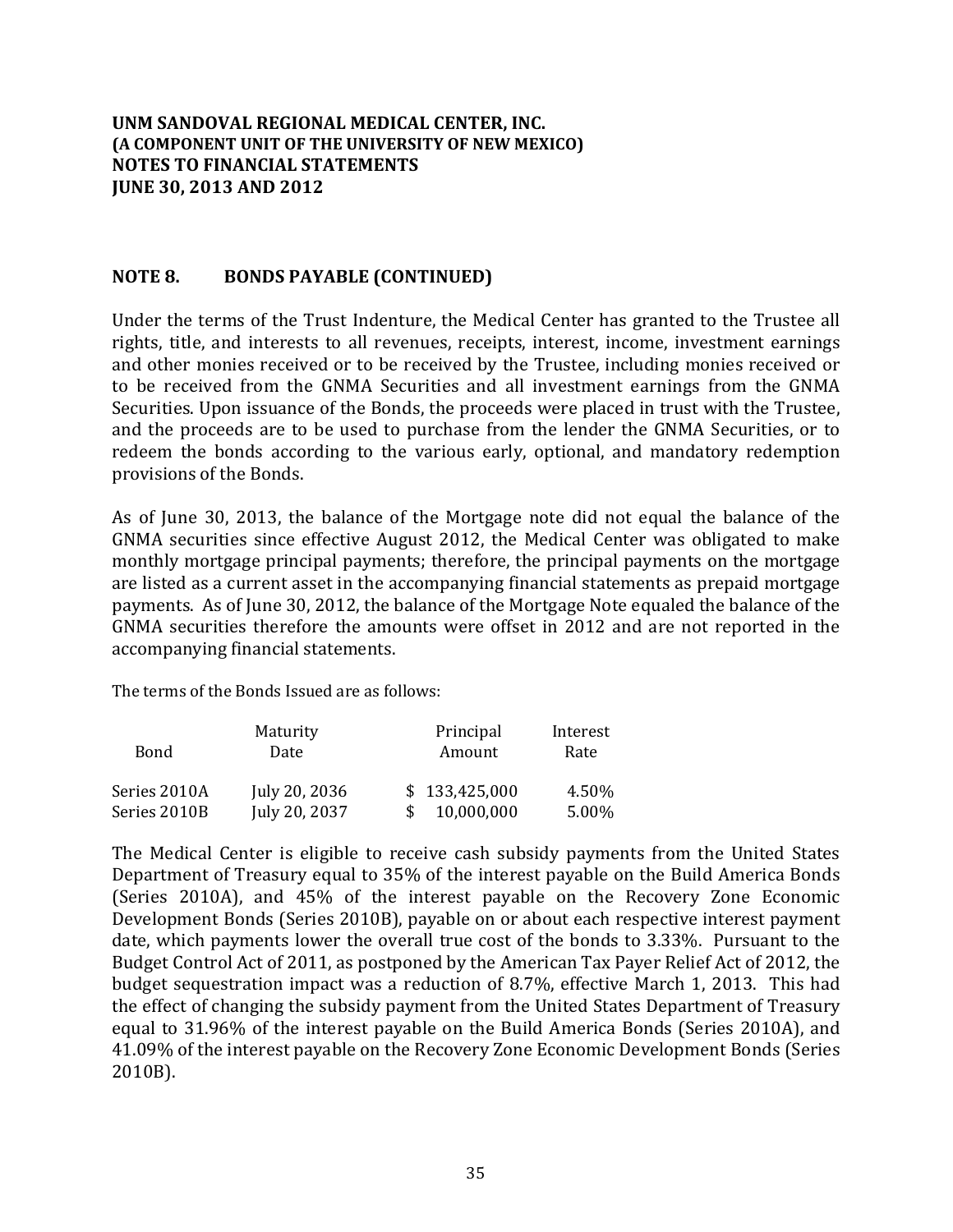**UNM SANDOVAL REGIONAL MEDICAL CENTER, INC.**
**(A COMPONENT UNIT OF THE UNIVERSITY OF NEW MEXICO)**
**NOTES TO FINANCIAL STATEMENTS**
**JUNE 30, 2013 AND 2012**

## NOTE 8. BONDS PAYABLE (CONTINUED)

Under the terms of the Trust Indenture, the Medical Center has granted to the Trustee all rights, title, and interests to all revenues, receipts, interest, income, investment earnings and other monies received or to be received by the Trustee, including monies received or to be received from the GNMA Securities and all investment earnings from the GNMA Securities. Upon issuance of the Bonds, the proceeds were placed in trust with the Trustee, and the proceeds are to be used to purchase from the lender the GNMA Securities, or to redeem the bonds according to the various early, optional, and mandatory redemption provisions of the Bonds.

As of June 30, 2013, the balance of the Mortgage note did not equal the balance of the GNMA securities since effective August 2012, the Medical Center was obligated to make monthly mortgage principal payments; therefore, the principal payments on the mortgage are listed as a current asset in the accompanying financial statements as prepaid mortgage payments. As of June 30, 2012, the balance of the Mortgage Note equaled the balance of the GNMA securities therefore the amounts were offset in 2012 and are not reported in the accompanying financial statements.

The terms of the Bonds Issued are as follows:

| Bond | Maturity Date | Principal Amount | Interest Rate |
|---|---|---|---|
| Series 2010A | July 20, 2036 | $ 133,425,000 | 4.50% |
| Series 2010B | July 20, 2037 | $ 10,000,000 | 5.00% |

The Medical Center is eligible to receive cash subsidy payments from the United States Department of Treasury equal to 35% of the interest payable on the Build America Bonds (Series 2010A), and 45% of the interest payable on the Recovery Zone Economic Development Bonds (Series 2010B), payable on or about each respective interest payment date, which payments lower the overall true cost of the bonds to 3.33%. Pursuant to the Budget Control Act of 2011, as postponed by the American Tax Payer Relief Act of 2012, the budget sequestration impact was a reduction of 8.7%, effective March 1, 2013. This had the effect of changing the subsidy payment from the United States Department of Treasury equal to 31.96% of the interest payable on the Build America Bonds (Series 2010A), and 41.09% of the interest payable on the Recovery Zone Economic Development Bonds (Series 2010B).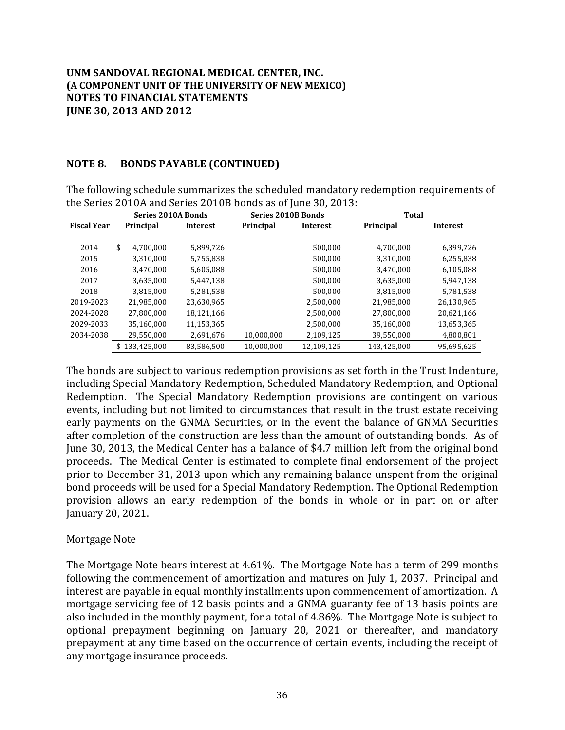UNM SANDOVAL REGIONAL MEDICAL CENTER, INC.
(A COMPONENT UNIT OF THE UNIVERSITY OF NEW MEXICO)
NOTES TO FINANCIAL STATEMENTS
JUNE 30, 2013 AND 2012

## NOTE 8. BONDS PAYABLE (CONTINUED)

The following schedule summarizes the scheduled mandatory redemption requirements of the Series 2010A and Series 2010B bonds as of June 30, 2013:

| | Series 2010A Bonds | | Series 2010B Bonds | | Total | |
|---|---|---|---|---|---|---|
| **Fiscal Year** | **Principal** | **Interest** | **Principal** | **Interest** | **Principal** | **Interest** |
| 2014 | $ 4,700,000 | 5,899,726 | | 500,000 | 4,700,000 | 6,399,726 |
| 2015 | 3,310,000 | 5,755,838 | | 500,000 | 3,310,000 | 6,255,838 |
| 2016 | 3,470,000 | 5,605,088 | | 500,000 | 3,470,000 | 6,105,088 |
| 2017 | 3,635,000 | 5,447,138 | | 500,000 | 3,635,000 | 5,947,138 |
| 2018 | 3,815,000 | 5,281,538 | | 500,000 | 3,815,000 | 5,781,538 |
| 2019-2023 | 21,985,000 | 23,630,965 | | 2,500,000 | 21,985,000 | 26,130,965 |
| 2024-2028 | 27,800,000 | 18,121,166 | | 2,500,000 | 27,800,000 | 20,621,166 |
| 2029-2033 | 35,160,000 | 11,153,365 | | 2,500,000 | 35,160,000 | 13,653,365 |
| 2034-2038 | 29,550,000 | 2,691,676 | 10,000,000 | 2,109,125 | 39,550,000 | 4,800,801 |
| | $ 133,425,000 | 83,586,500 | 10,000,000 | 12,109,125 | 143,425,000 | 95,695,625 |

The bonds are subject to various redemption provisions as set forth in the Trust Indenture, including Special Mandatory Redemption, Scheduled Mandatory Redemption, and Optional Redemption. The Special Mandatory Redemption provisions are contingent on various events, including but not limited to circumstances that result in the trust estate receiving early payments on the GNMA Securities, or in the event the balance of GNMA Securities after completion of the construction are less than the amount of outstanding bonds. As of June 30, 2013, the Medical Center has a balance of $4.7 million left from the original bond proceeds. The Medical Center is estimated to complete final endorsement of the project prior to December 31, 2013 upon which any remaining balance unspent from the original bond proceeds will be used for a Special Mandatory Redemption. The Optional Redemption provision allows an early redemption of the bonds in whole or in part on or after January 20, 2021.

### Mortgage Note

The Mortgage Note bears interest at 4.61%. The Mortgage Note has a term of 299 months following the commencement of amortization and matures on July 1, 2037. Principal and interest are payable in equal monthly installments upon commencement of amortization. A mortgage servicing fee of 12 basis points and a GNMA guaranty fee of 13 basis points are also included in the monthly payment, for a total of 4.86%. The Mortgage Note is subject to optional prepayment beginning on January 20, 2021 or thereafter, and mandatory prepayment at any time based on the occurrence of certain events, including the receipt of any mortgage insurance proceeds.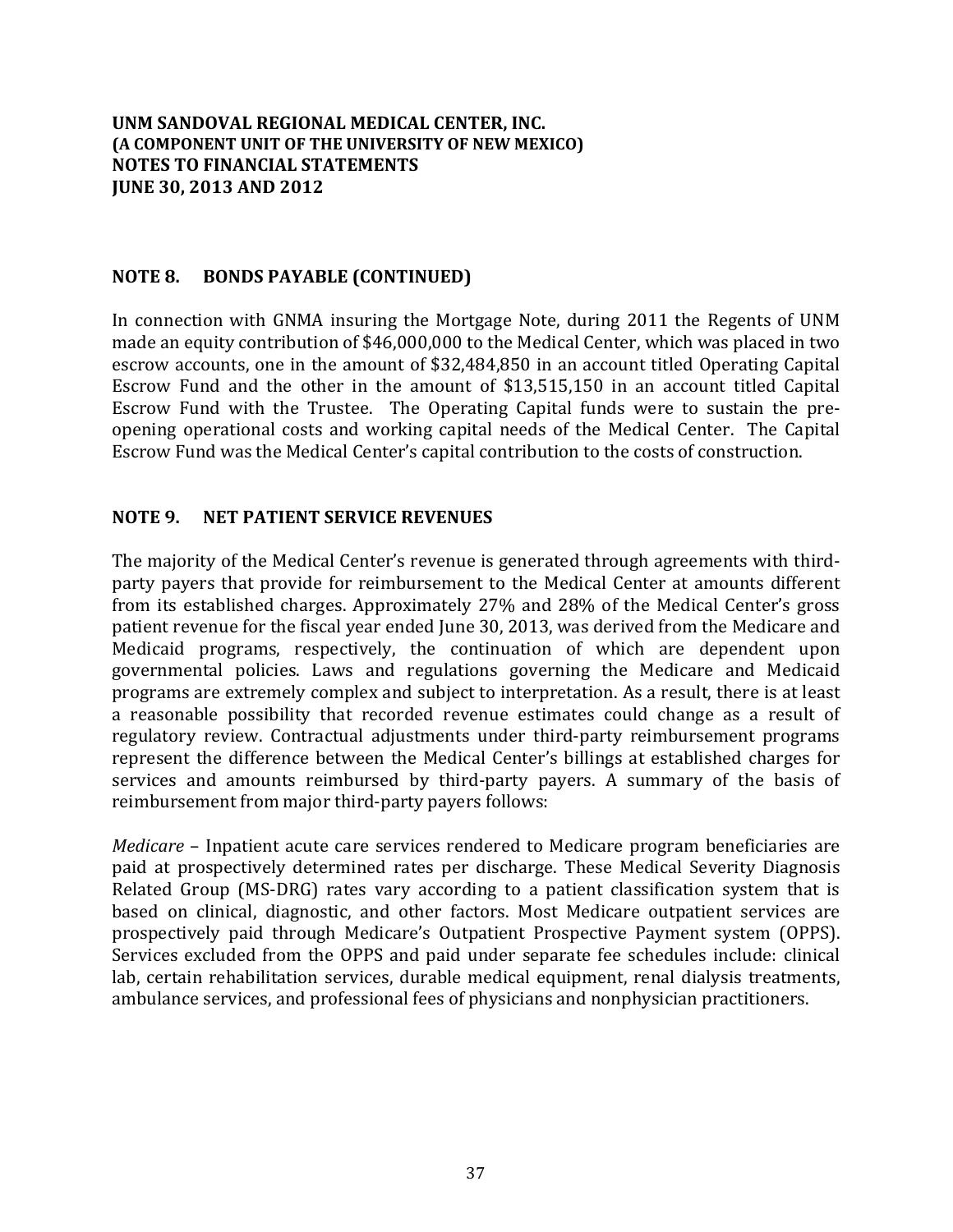**UNM SANDOVAL REGIONAL MEDICAL CENTER, INC.**
**(A COMPONENT UNIT OF THE UNIVERSITY OF NEW MEXICO)**
**NOTES TO FINANCIAL STATEMENTS**
**JUNE 30, 2013 AND 2012**

## NOTE 8. BONDS PAYABLE (CONTINUED)

In connection with GNMA insuring the Mortgage Note, during 2011 the Regents of UNM made an equity contribution of $46,000,000 to the Medical Center, which was placed in two escrow accounts, one in the amount of $32,484,850 in an account titled Operating Capital Escrow Fund and the other in the amount of $13,515,150 in an account titled Capital Escrow Fund with the Trustee. The Operating Capital funds were to sustain the pre-opening operational costs and working capital needs of the Medical Center. The Capital Escrow Fund was the Medical Center's capital contribution to the costs of construction.

## NOTE 9. NET PATIENT SERVICE REVENUES

The majority of the Medical Center's revenue is generated through agreements with third-party payers that provide for reimbursement to the Medical Center at amounts different from its established charges. Approximately 27% and 28% of the Medical Center's gross patient revenue for the fiscal year ended June 30, 2013, was derived from the Medicare and Medicaid programs, respectively, the continuation of which are dependent upon governmental policies. Laws and regulations governing the Medicare and Medicaid programs are extremely complex and subject to interpretation. As a result, there is at least a reasonable possibility that recorded revenue estimates could change as a result of regulatory review. Contractual adjustments under third-party reimbursement programs represent the difference between the Medical Center's billings at established charges for services and amounts reimbursed by third-party payers. A summary of the basis of reimbursement from major third-party payers follows:

*Medicare* – Inpatient acute care services rendered to Medicare program beneficiaries are paid at prospectively determined rates per discharge. These Medical Severity Diagnosis Related Group (MS-DRG) rates vary according to a patient classification system that is based on clinical, diagnostic, and other factors. Most Medicare outpatient services are prospectively paid through Medicare's Outpatient Prospective Payment system (OPPS). Services excluded from the OPPS and paid under separate fee schedules include: clinical lab, certain rehabilitation services, durable medical equipment, renal dialysis treatments, ambulance services, and professional fees of physicians and nonphysician practitioners.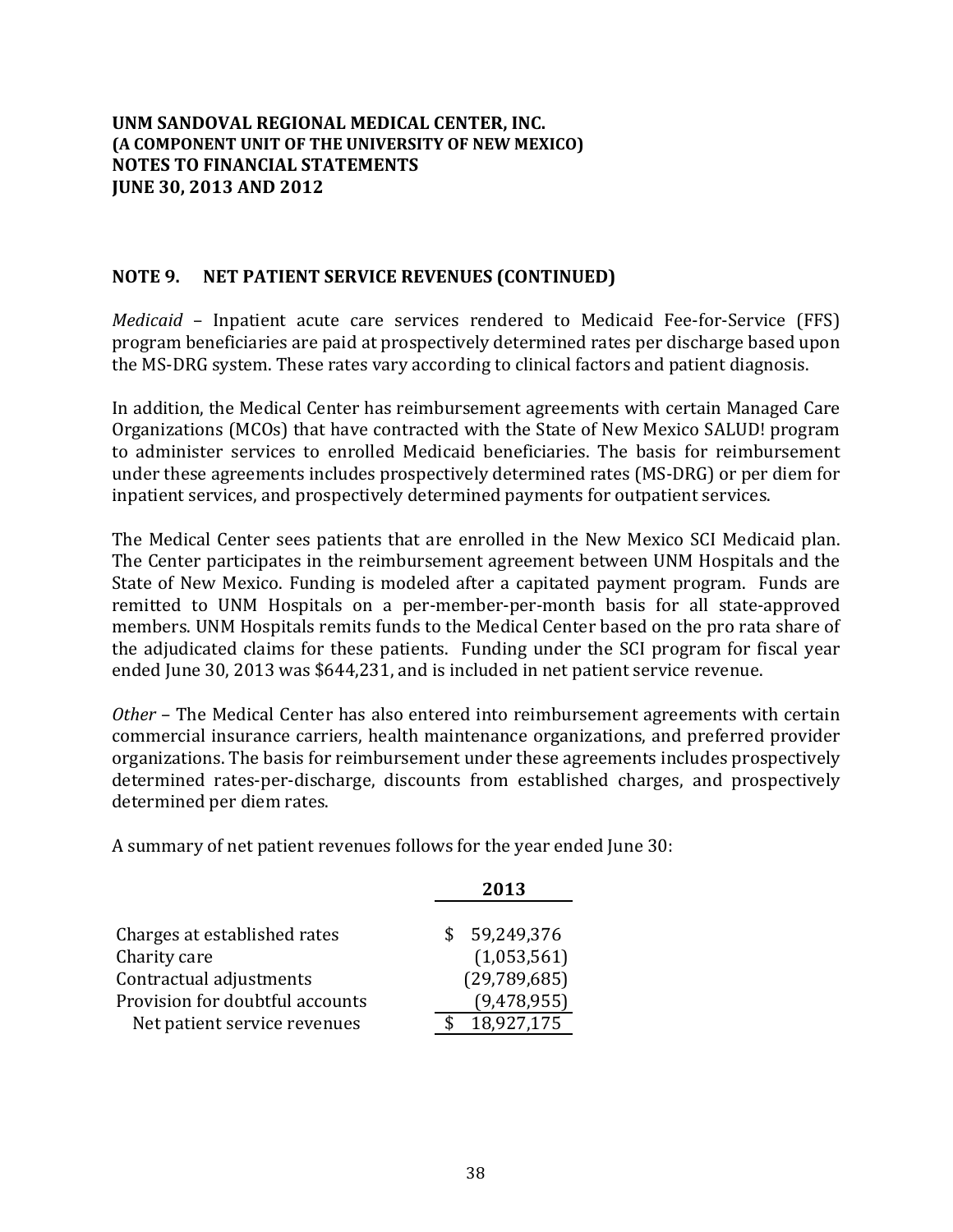**UNM SANDOVAL REGIONAL MEDICAL CENTER, INC.**
**(A COMPONENT UNIT OF THE UNIVERSITY OF NEW MEXICO)**
**NOTES TO FINANCIAL STATEMENTS**
**JUNE 30, 2013 AND 2012**

## NOTE 9. NET PATIENT SERVICE REVENUES (CONTINUED)

*Medicaid* – Inpatient acute care services rendered to Medicaid Fee-for-Service (FFS) program beneficiaries are paid at prospectively determined rates per discharge based upon the MS-DRG system. These rates vary according to clinical factors and patient diagnosis.

In addition, the Medical Center has reimbursement agreements with certain Managed Care Organizations (MCOs) that have contracted with the State of New Mexico SALUD! program to administer services to enrolled Medicaid beneficiaries. The basis for reimbursement under these agreements includes prospectively determined rates (MS-DRG) or per diem for inpatient services, and prospectively determined payments for outpatient services.

The Medical Center sees patients that are enrolled in the New Mexico SCI Medicaid plan. The Center participates in the reimbursement agreement between UNM Hospitals and the State of New Mexico. Funding is modeled after a capitated payment program. Funds are remitted to UNM Hospitals on a per-member-per-month basis for all state-approved members. UNM Hospitals remits funds to the Medical Center based on the pro rata share of the adjudicated claims for these patients. Funding under the SCI program for fiscal year ended June 30, 2013 was $644,231, and is included in net patient service revenue.

*Other* – The Medical Center has also entered into reimbursement agreements with certain commercial insurance carriers, health maintenance organizations, and preferred provider organizations. The basis for reimbursement under these agreements includes prospectively determined rates-per-discharge, discounts from established charges, and prospectively determined per diem rates.

A summary of net patient revenues follows for the year ended June 30:

| | 2013 |
|---|---|
| Charges at established rates | $ 59,249,376 |
| Charity care | (1,053,561) |
| Contractual adjustments | (29,789,685) |
| Provision for doubtful accounts | (9,478,955) |
| Net patient service revenues | $ 18,927,175 |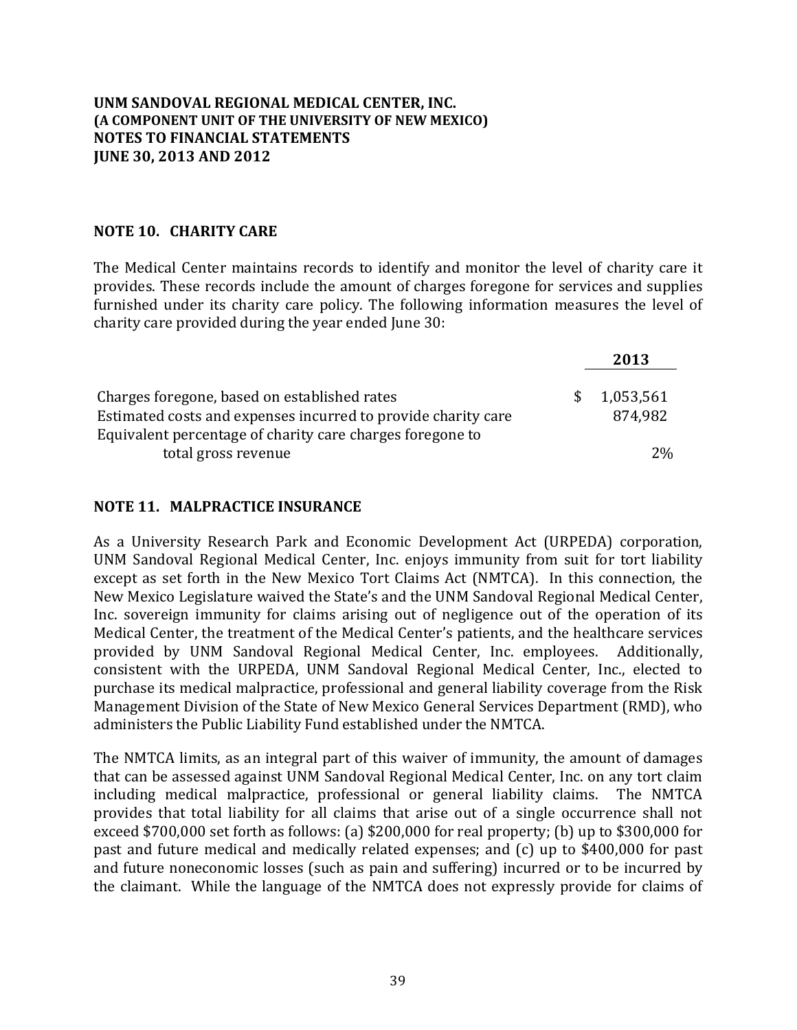**UNM SANDOVAL REGIONAL MEDICAL CENTER, INC.**
**(A COMPONENT UNIT OF THE UNIVERSITY OF NEW MEXICO)**
**NOTES TO FINANCIAL STATEMENTS**
**JUNE 30, 2013 AND 2012**

## NOTE 10. CHARITY CARE

The Medical Center maintains records to identify and monitor the level of charity care it provides. These records include the amount of charges foregone for services and supplies furnished under its charity care policy. The following information measures the level of charity care provided during the year ended June 30:

| | 2013 |
|---|---|
| Charges foregone, based on established rates | $ 1,053,561 |
| Estimated costs and expenses incurred to provide charity care | 874,982 |
| Equivalent percentage of charity care charges foregone to total gross revenue | 2% |

## NOTE 11. MALPRACTICE INSURANCE

As a University Research Park and Economic Development Act (URPEDA) corporation, UNM Sandoval Regional Medical Center, Inc. enjoys immunity from suit for tort liability except as set forth in the New Mexico Tort Claims Act (NMTCA). In this connection, the New Mexico Legislature waived the State's and the UNM Sandoval Regional Medical Center, Inc. sovereign immunity for claims arising out of negligence out of the operation of its Medical Center, the treatment of the Medical Center's patients, and the healthcare services provided by UNM Sandoval Regional Medical Center, Inc. employees. Additionally, consistent with the URPEDA, UNM Sandoval Regional Medical Center, Inc., elected to purchase its medical malpractice, professional and general liability coverage from the Risk Management Division of the State of New Mexico General Services Department (RMD), who administers the Public Liability Fund established under the NMTCA.

The NMTCA limits, as an integral part of this waiver of immunity, the amount of damages that can be assessed against UNM Sandoval Regional Medical Center, Inc. on any tort claim including medical malpractice, professional or general liability claims. The NMTCA provides that total liability for all claims that arise out of a single occurrence shall not exceed $700,000 set forth as follows: (a) $200,000 for real property; (b) up to $300,000 for past and future medical and medically related expenses; and (c) up to $400,000 for past and future noneconomic losses (such as pain and suffering) incurred or to be incurred by the claimant. While the language of the NMTCA does not expressly provide for claims of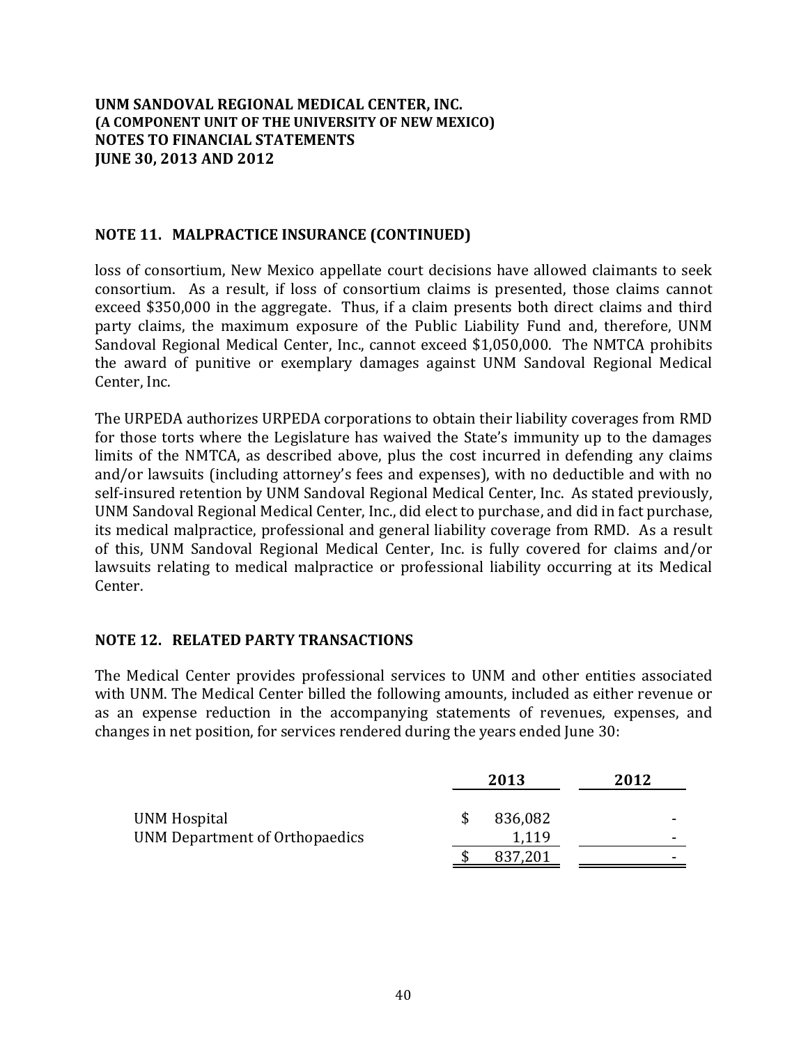## NOTE 11. MALPRACTICE INSURANCE (CONTINUED)

loss of consortium, New Mexico appellate court decisions have allowed claimants to seek consortium. As a result, if loss of consortium claims is presented, those claims cannot exceed $350,000 in the aggregate. Thus, if a claim presents both direct claims and third party claims, the maximum exposure of the Public Liability Fund and, therefore, UNM Sandoval Regional Medical Center, Inc., cannot exceed $1,050,000. The NMTCA prohibits the award of punitive or exemplary damages against UNM Sandoval Regional Medical Center, Inc.

The URPEDA authorizes URPEDA corporations to obtain their liability coverages from RMD for those torts where the Legislature has waived the State's immunity up to the damages limits of the NMTCA, as described above, plus the cost incurred in defending any claims and/or lawsuits (including attorney's fees and expenses), with no deductible and with no self-insured retention by UNM Sandoval Regional Medical Center, Inc. As stated previously, UNM Sandoval Regional Medical Center, Inc., did elect to purchase, and did in fact purchase, its medical malpractice, professional and general liability coverage from RMD. As a result of this, UNM Sandoval Regional Medical Center, Inc. is fully covered for claims and/or lawsuits relating to medical malpractice or professional liability occurring at its Medical Center.

## NOTE 12. RELATED PARTY TRANSACTIONS

The Medical Center provides professional services to UNM and other entities associated with UNM. The Medical Center billed the following amounts, included as either revenue or as an expense reduction in the accompanying statements of revenues, expenses, and changes in net position, for services rendered during the years ended June 30:

| | 2013 | 2012 |
|---|---|---|
| UNM Hospital | $ 836,082 | - |
| UNM Department of Orthopaedics | 1,119 | - |
| | $ 837,201 | - |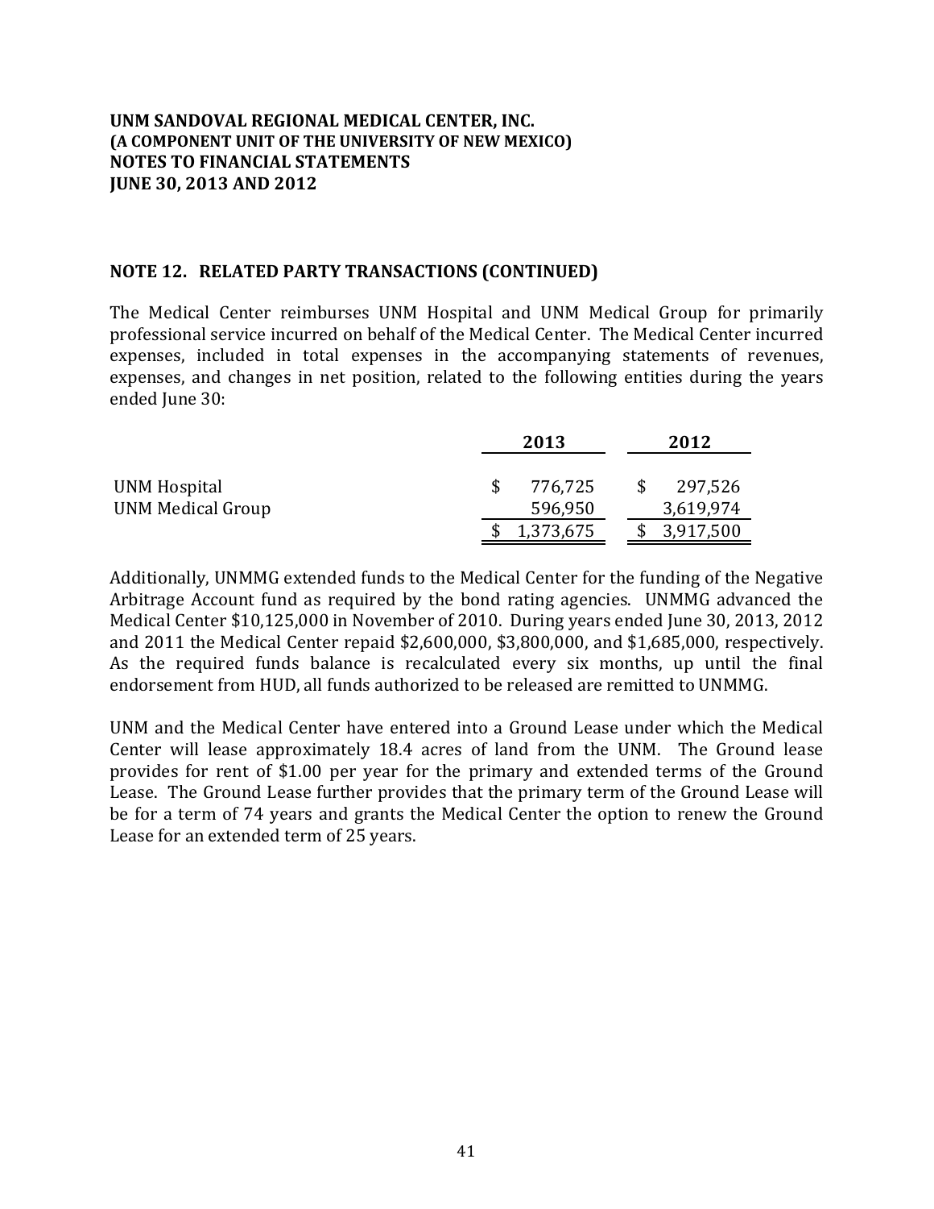## NOTE 12. RELATED PARTY TRANSACTIONS (CONTINUED)

The Medical Center reimburses UNM Hospital and UNM Medical Group for primarily professional service incurred on behalf of the Medical Center. The Medical Center incurred expenses, included in total expenses in the accompanying statements of revenues, expenses, and changes in net position, related to the following entities during the years ended June 30:

| | 2013 | 2012 |
|---|---|---|
| UNM Hospital | $ 776,725 | $ 297,526 |
| UNM Medical Group | 596,950 | 3,619,974 |
| | $ 1,373,675 | $ 3,917,500 |

Additionally, UNMMG extended funds to the Medical Center for the funding of the Negative Arbitrage Account fund as required by the bond rating agencies. UNMMG advanced the Medical Center $10,125,000 in November of 2010. During years ended June 30, 2013, 2012 and 2011 the Medical Center repaid $2,600,000, $3,800,000, and $1,685,000, respectively. As the required funds balance is recalculated every six months, up until the final endorsement from HUD, all funds authorized to be released are remitted to UNMMG.

UNM and the Medical Center have entered into a Ground Lease under which the Medical Center will lease approximately 18.4 acres of land from the UNM. The Ground lease provides for rent of $1.00 per year for the primary and extended terms of the Ground Lease. The Ground Lease further provides that the primary term of the Ground Lease will be for a term of 74 years and grants the Medical Center the option to renew the Ground Lease for an extended term of 25 years.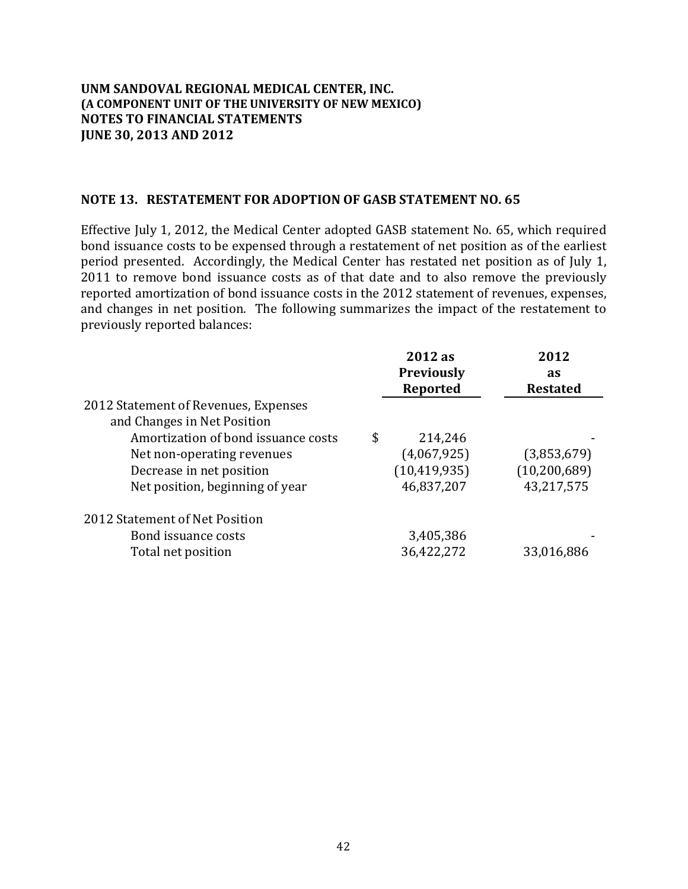**UNM SANDOVAL REGIONAL MEDICAL CENTER, INC.**
**(A COMPONENT UNIT OF THE UNIVERSITY OF NEW MEXICO)**
**NOTES TO FINANCIAL STATEMENTS**
**JUNE 30, 2013 AND 2012**

## NOTE 13. RESTATEMENT FOR ADOPTION OF GASB STATEMENT NO. 65

Effective July 1, 2012, the Medical Center adopted GASB statement No. 65, which required bond issuance costs to be expensed through a restatement of net position as of the earliest period presented. Accordingly, the Medical Center has restated net position as of July 1, 2011 to remove bond issuance costs as of that date and to also remove the previously reported amortization of bond issuance costs in the 2012 statement of revenues, expenses, and changes in net position. The following summarizes the impact of the restatement to previously reported balances:

| | 2012 as Previously Reported | 2012 as Restated |
|---|---|---|
| 2012 Statement of Revenues, Expenses and Changes in Net Position | | |
| Amortization of bond issuance costs | $ 214,246 | - |
| Net non-operating revenues | (4,067,925) | (3,853,679) |
| Decrease in net position | (10,419,935) | (10,200,689) |
| Net position, beginning of year | 46,837,207 | 43,217,575 |
| 2012 Statement of Net Position | | |
| Bond issuance costs | 3,405,386 | - |
| Total net position | 36,422,272 | 33,016,886 |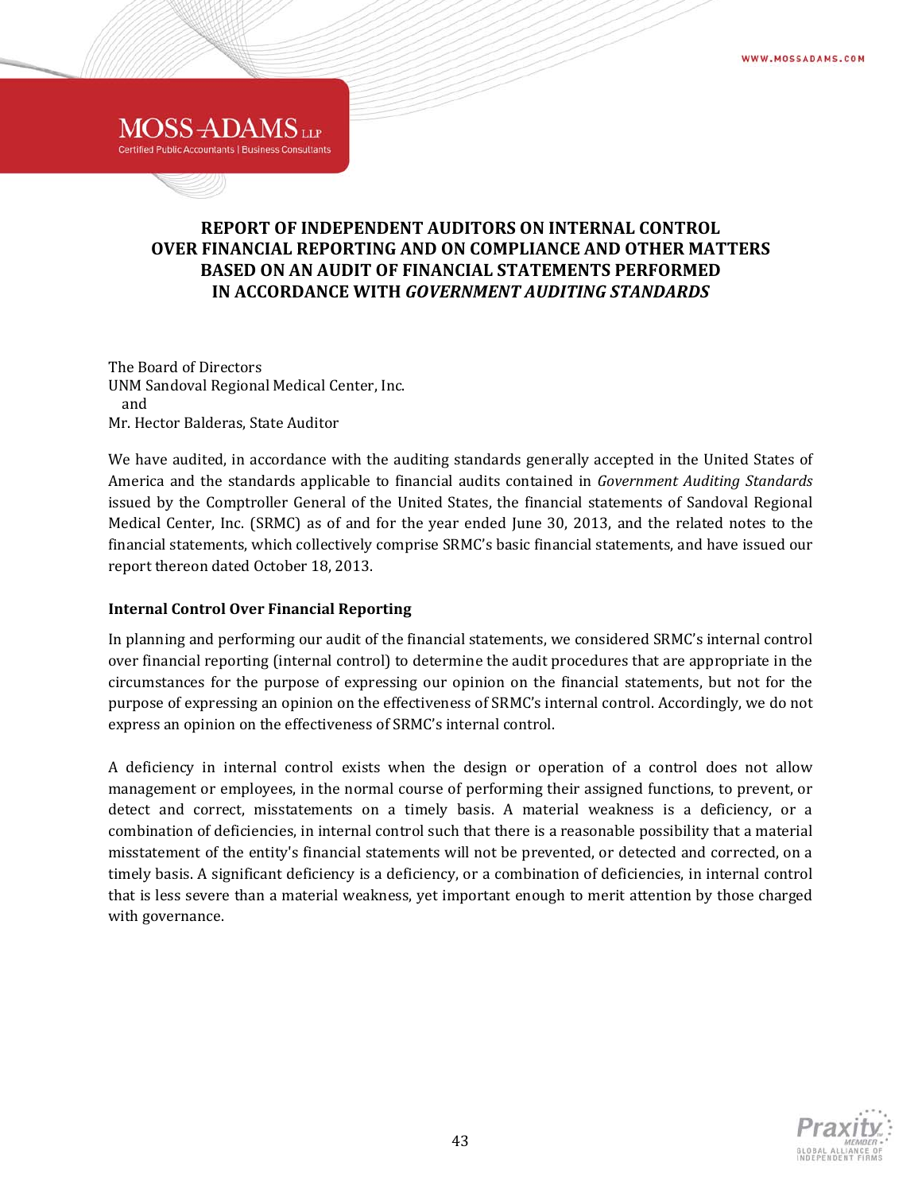# REPORT OF INDEPENDENT AUDITORS ON INTERNAL CONTROL OVER FINANCIAL REPORTING AND ON COMPLIANCE AND OTHER MATTERS BASED ON AN AUDIT OF FINANCIAL STATEMENTS PERFORMED IN ACCORDANCE WITH *GOVERNMENT AUDITING STANDARDS*

The Board of Directors
UNM Sandoval Regional Medical Center, Inc.
and
Mr. Hector Balderas, State Auditor

We have audited, in accordance with the auditing standards generally accepted in the United States of America and the standards applicable to financial audits contained in *Government Auditing Standards* issued by the Comptroller General of the United States, the financial statements of Sandoval Regional Medical Center, Inc. (SRMC) as of and for the year ended June 30, 2013, and the related notes to the financial statements, which collectively comprise SRMC's basic financial statements, and have issued our report thereon dated October 18, 2013.

**Internal Control Over Financial Reporting**

In planning and performing our audit of the financial statements, we considered SRMC's internal control over financial reporting (internal control) to determine the audit procedures that are appropriate in the circumstances for the purpose of expressing our opinion on the financial statements, but not for the purpose of expressing an opinion on the effectiveness of SRMC's internal control. Accordingly, we do not express an opinion on the effectiveness of SRMC's internal control.

A deficiency in internal control exists when the design or operation of a control does not allow management or employees, in the normal course of performing their assigned functions, to prevent, or detect and correct, misstatements on a timely basis. A material weakness is a deficiency, or a combination of deficiencies, in internal control such that there is a reasonable possibility that a material misstatement of the entity's financial statements will not be prevented, or detected and corrected, on a timely basis. A significant deficiency is a deficiency, or a combination of deficiencies, in internal control that is less severe than a material weakness, yet important enough to merit attention by those charged with governance.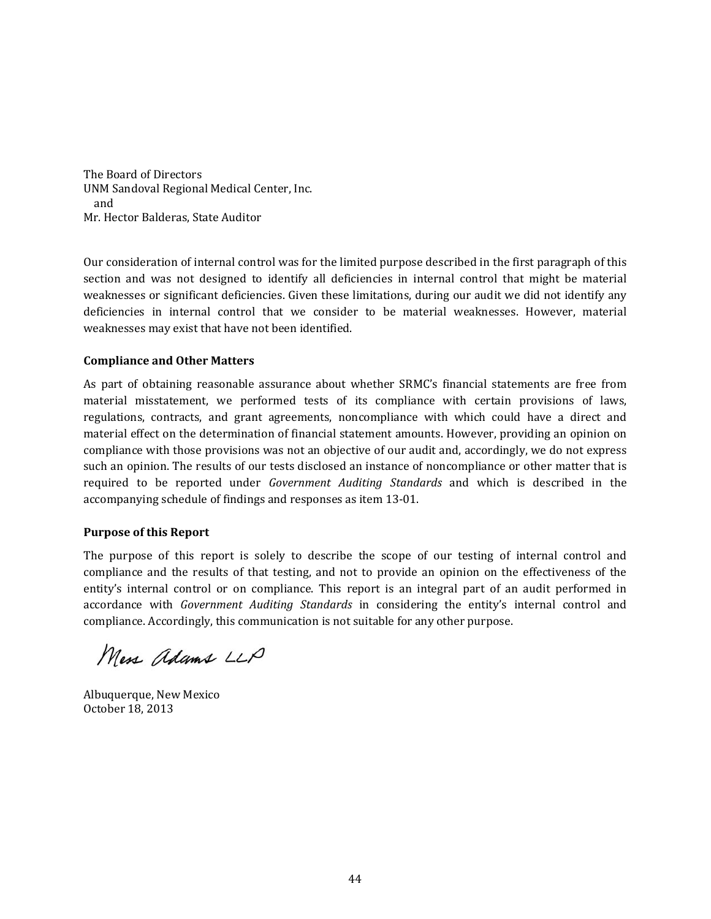The Board of Directors
UNM Sandoval Regional Medical Center, Inc.
and
Mr. Hector Balderas, State Auditor

Our consideration of internal control was for the limited purpose described in the first paragraph of this section and was not designed to identify all deficiencies in internal control that might be material weaknesses or significant deficiencies. Given these limitations, during our audit we did not identify any deficiencies in internal control that we consider to be material weaknesses. However, material weaknesses may exist that have not been identified.

**Compliance and Other Matters**

As part of obtaining reasonable assurance about whether SRMC's financial statements are free from material misstatement, we performed tests of its compliance with certain provisions of laws, regulations, contracts, and grant agreements, noncompliance with which could have a direct and material effect on the determination of financial statement amounts. However, providing an opinion on compliance with those provisions was not an objective of our audit and, accordingly, we do not express such an opinion. The results of our tests disclosed an instance of noncompliance or other matter that is required to be reported under *Government Auditing Standards* and which is described in the accompanying schedule of findings and responses as item 13-01.

**Purpose of this Report**

The purpose of this report is solely to describe the scope of our testing of internal control and compliance and the results of that testing, and not to provide an opinion on the effectiveness of the entity's internal control or on compliance. This report is an integral part of an audit performed in accordance with *Government Auditing Standards* in considering the entity's internal control and compliance. Accordingly, this communication is not suitable for any other purpose.

Moss Adams LLP

Albuquerque, New Mexico
October 18, 2013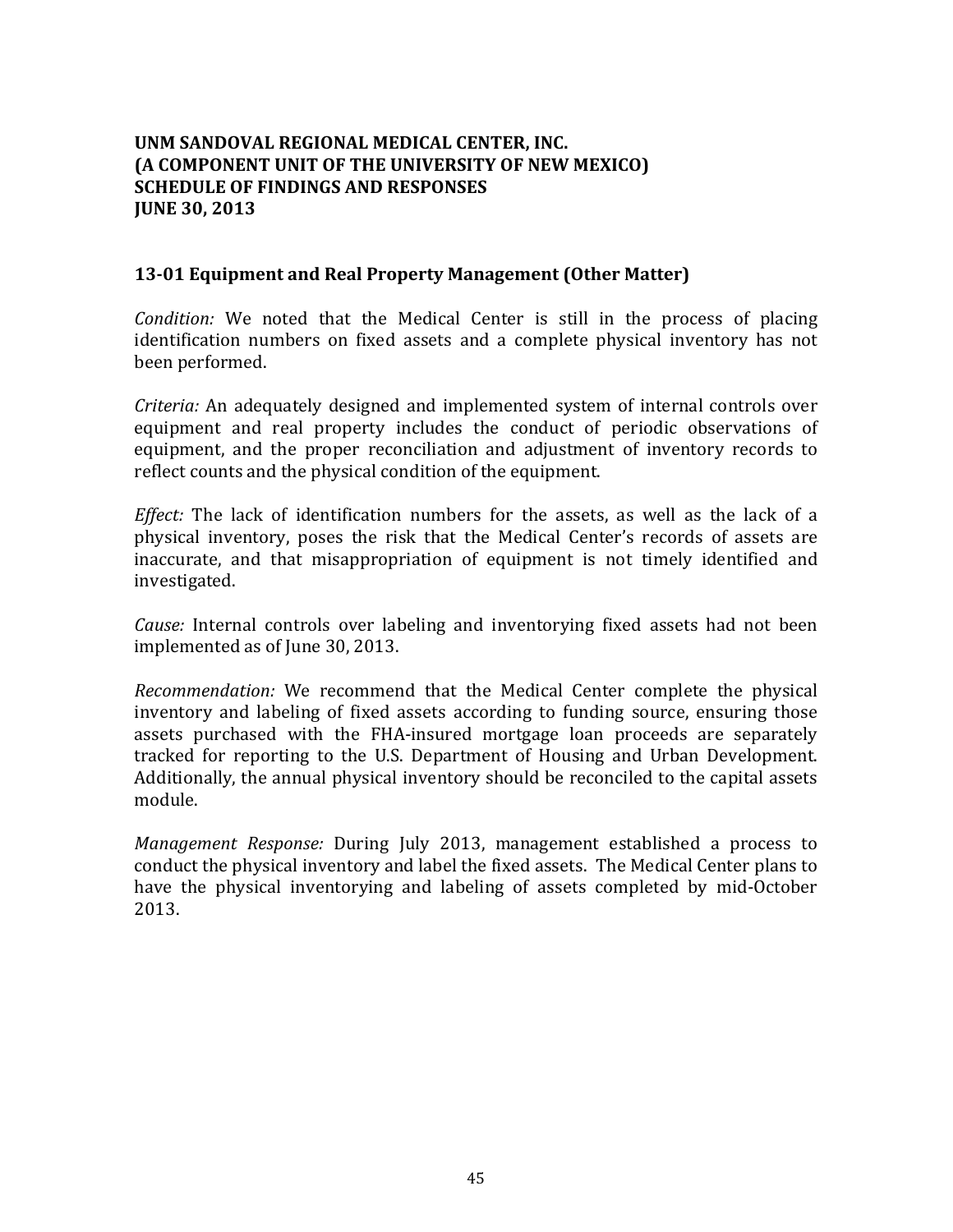**UNM SANDOVAL REGIONAL MEDICAL CENTER, INC.**
**(A COMPONENT UNIT OF THE UNIVERSITY OF NEW MEXICO)**
**SCHEDULE OF FINDINGS AND RESPONSES**
**JUNE 30, 2013**

### 13-01 Equipment and Real Property Management (Other Matter)

*Condition:* We noted that the Medical Center is still in the process of placing identification numbers on fixed assets and a complete physical inventory has not been performed.

*Criteria:* An adequately designed and implemented system of internal controls over equipment and real property includes the conduct of periodic observations of equipment, and the proper reconciliation and adjustment of inventory records to reflect counts and the physical condition of the equipment.

*Effect:* The lack of identification numbers for the assets, as well as the lack of a physical inventory, poses the risk that the Medical Center's records of assets are inaccurate, and that misappropriation of equipment is not timely identified and investigated.

*Cause:* Internal controls over labeling and inventorying fixed assets had not been implemented as of June 30, 2013.

*Recommendation:* We recommend that the Medical Center complete the physical inventory and labeling of fixed assets according to funding source, ensuring those assets purchased with the FHA-insured mortgage loan proceeds are separately tracked for reporting to the U.S. Department of Housing and Urban Development. Additionally, the annual physical inventory should be reconciled to the capital assets module.

*Management Response:* During July 2013, management established a process to conduct the physical inventory and label the fixed assets. The Medical Center plans to have the physical inventorying and labeling of assets completed by mid-October 2013.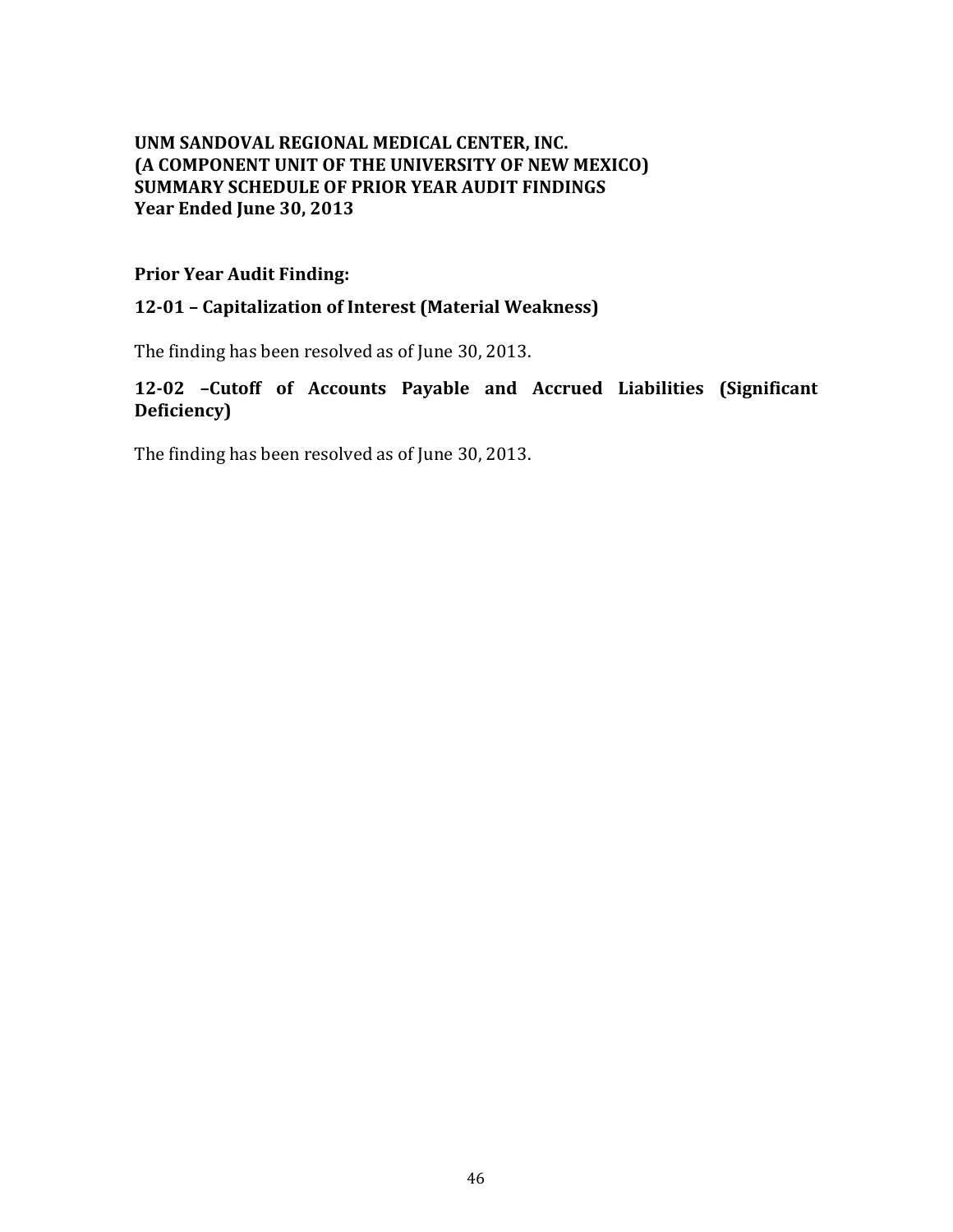**UNM SANDOVAL REGIONAL MEDICAL CENTER, INC.**
**(A COMPONENT UNIT OF THE UNIVERSITY OF NEW MEXICO)**
**SUMMARY SCHEDULE OF PRIOR YEAR AUDIT FINDINGS**
**Year Ended June 30, 2013**

**Prior Year Audit Finding:**

### 12-01 – Capitalization of Interest (Material Weakness)

The finding has been resolved as of June 30, 2013.

### 12-02 –Cutoff of Accounts Payable and Accrued Liabilities (Significant Deficiency)

The finding has been resolved as of June 30, 2013.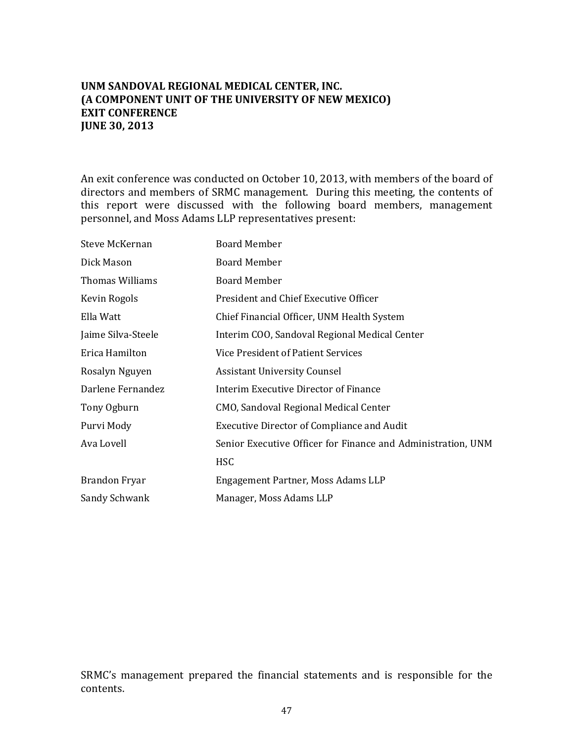**UNM SANDOVAL REGIONAL MEDICAL CENTER, INC.**
**(A COMPONENT UNIT OF THE UNIVERSITY OF NEW MEXICO)**
**EXIT CONFERENCE**
**JUNE 30, 2013**

An exit conference was conducted on October 10, 2013, with members of the board of directors and members of SRMC management. During this meeting, the contents of this report were discussed with the following board members, management personnel, and Moss Adams LLP representatives present:

| | |
|---|---|
| Steve McKernan | Board Member |
| Dick Mason | Board Member |
| Thomas Williams | Board Member |
| Kevin Rogols | President and Chief Executive Officer |
| Ella Watt | Chief Financial Officer, UNM Health System |
| Jaime Silva-Steele | Interim COO, Sandoval Regional Medical Center |
| Erica Hamilton | Vice President of Patient Services |
| Rosalyn Nguyen | Assistant University Counsel |
| Darlene Fernandez | Interim Executive Director of Finance |
| Tony Ogburn | CMO, Sandoval Regional Medical Center |
| Purvi Mody | Executive Director of Compliance and Audit |
| Ava Lovell | Senior Executive Officer for Finance and Administration, UNM HSC |
| Brandon Fryar | Engagement Partner, Moss Adams LLP |
| Sandy Schwank | Manager, Moss Adams LLP |

SRMC's management prepared the financial statements and is responsible for the contents.